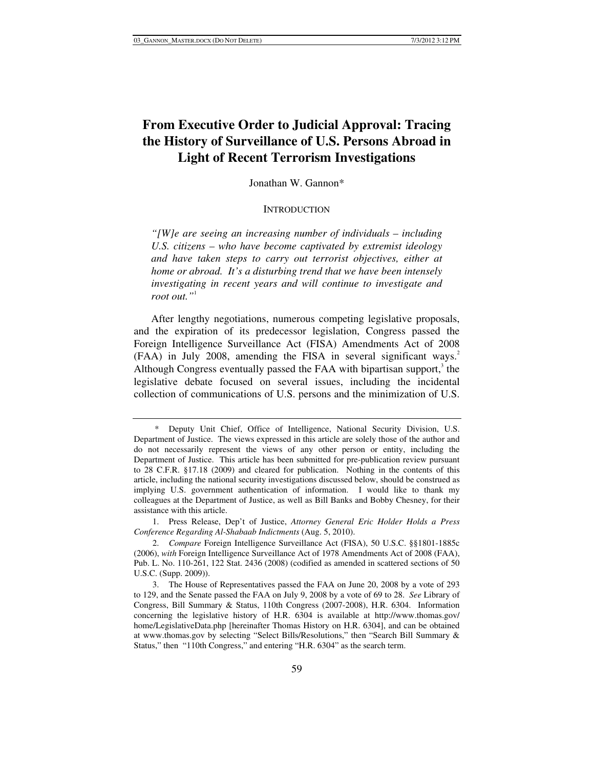# From Executive Order to Judicial Approval: Tracing the History of Surveillance of U.S. Persons Abroad in Light of Recent Terrorism Investigations

Jonathan W. Gannon*

## INTRODUCTION

*"[W]e are seeing an increasing number of individuals – including U.S. citizens – who have become captivated by extremist ideology and have taken steps to carry out terrorist objectives, either at home or abroad. It's a disturbing trend that we have been intensely investigating in recent years and will continue to investigate and root out."*[1]

After lengthy negotiations, numerous competing legislative proposals, and the expiration of its predecessor legislation, Congress passed the Foreign Intelligence Surveillance Act (FISA) Amendments Act of 2008 (FAA) in July 2008, amending the FISA in several significant ways.[2] Although Congress eventually passed the FAA with bipartisan support,[3] the legislative debate focused on several issues, including the incidental collection of communications of U.S. persons and the minimization of U.S.

---

\* Deputy Unit Chief, Office of Intelligence, National Security Division, U.S. Department of Justice. The views expressed in this article are solely those of the author and do not necessarily represent the views of any other person or entity, including the Department of Justice. This article has been submitted for pre-publication review pursuant to 28 C.F.R. §17.18 (2009) and cleared for publication. Nothing in the contents of this article, including the national security investigations discussed below, should be construed as implying U.S. government authentication of information. I would like to thank my colleagues at the Department of Justice, as well as Bill Banks and Bobby Chesney, for their assistance with this article.

1. Press Release, Dep't of Justice, *Attorney General Eric Holder Holds a Press Conference Regarding Al-Shabaab Indictments* (Aug. 5, 2010).

2. *Compare* Foreign Intelligence Surveillance Act (FISA), 50 U.S.C. §§1801-1885c (2006), *with* Foreign Intelligence Surveillance Act of 1978 Amendments Act of 2008 (FAA), Pub. L. No. 110-261, 122 Stat. 2436 (2008) (codified as amended in scattered sections of 50 U.S.C. (Supp. 2009)).

3. The House of Representatives passed the FAA on June 20, 2008 by a vote of 293 to 129, and the Senate passed the FAA on July 9, 2008 by a vote of 69 to 28. *See* Library of Congress, Bill Summary & Status, 110th Congress (2007-2008), H.R. 6304. Information concerning the legislative history of H.R. 6304 is available at http://www.thomas.gov/home/LegislativeData.php [hereinafter Thomas History on H.R. 6304], and can be obtained at www.thomas.gov by selecting "Select Bills/Resolutions," then "Search Bill Summary & Status," then "110th Congress," and entering "H.R. 6304" as the search term.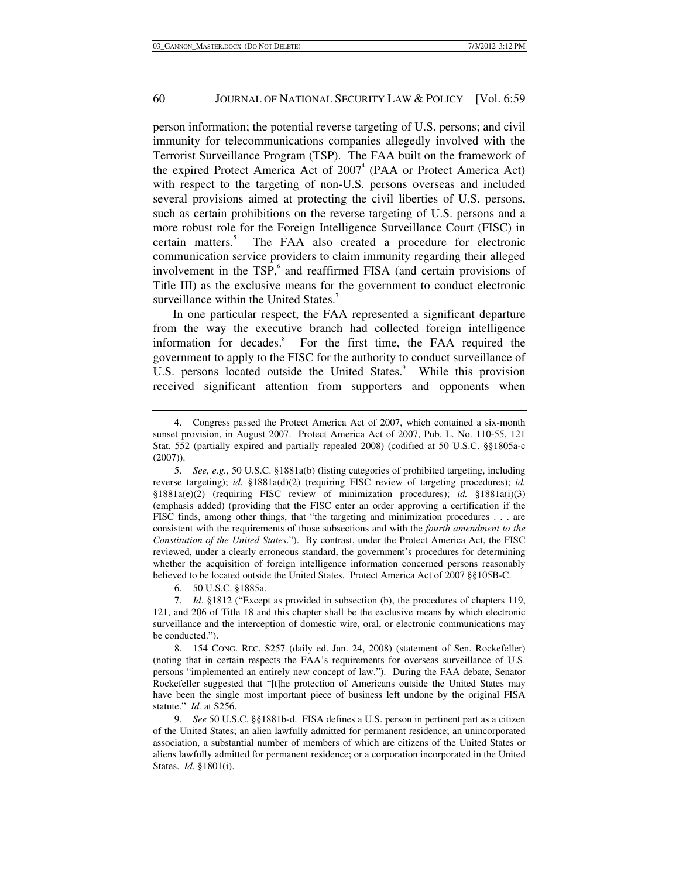person information; the potential reverse targeting of U.S. persons; and civil immunity for telecommunications companies allegedly involved with the Terrorist Surveillance Program (TSP). The FAA built on the framework of the expired Protect America Act of 2007[4] (PAA or Protect America Act) with respect to the targeting of non-U.S. persons overseas and included several provisions aimed at protecting the civil liberties of U.S. persons, such as certain prohibitions on the reverse targeting of U.S. persons and a more robust role for the Foreign Intelligence Surveillance Court (FISC) in certain matters.[5] The FAA also created a procedure for electronic communication service providers to claim immunity regarding their alleged involvement in the TSP,[6] and reaffirmed FISA (and certain provisions of Title III) as the exclusive means for the government to conduct electronic surveillance within the United States.[7]

In one particular respect, the FAA represented a significant departure from the way the executive branch had collected foreign intelligence information for decades.[8] For the first time, the FAA required the government to apply to the FISC for the authority to conduct surveillance of U.S. persons located outside the United States.[9] While this provision received significant attention from supporters and opponents when

---

4. Congress passed the Protect America Act of 2007, which contained a six-month sunset provision, in August 2007. Protect America Act of 2007, Pub. L. No. 110-55, 121 Stat. 552 (partially expired and partially repealed 2008) (codified at 50 U.S.C. §§1805a-c (2007)).

5. *See, e.g.*, 50 U.S.C. §1881a(b) (listing categories of prohibited targeting, including reverse targeting); *id.* §1881a(d)(2) (requiring FISC review of targeting procedures); *id.* §1881a(e)(2) (requiring FISC review of minimization procedures); *id.* §1881a(i)(3) (emphasis added) (providing that the FISC enter an order approving a certification if the FISC finds, among other things, that "the targeting and minimization procedures . . . are consistent with the requirements of those subsections and with the *fourth amendment to the Constitution of the United States*."). By contrast, under the Protect America Act, the FISC reviewed, under a clearly erroneous standard, the government's procedures for determining whether the acquisition of foreign intelligence information concerned persons reasonably believed to be located outside the United States. Protect America Act of 2007 §§105B-C.

6. 50 U.S.C. §1885a.

7. *Id*. §1812 ("Except as provided in subsection (b), the procedures of chapters 119, 121, and 206 of Title 18 and this chapter shall be the exclusive means by which electronic surveillance and the interception of domestic wire, oral, or electronic communications may be conducted.").

8. 154 CONG. REC. S257 (daily ed. Jan. 24, 2008) (statement of Sen. Rockefeller) (noting that in certain respects the FAA's requirements for overseas surveillance of U.S. persons "implemented an entirely new concept of law."). During the FAA debate, Senator Rockefeller suggested that "[t]he protection of Americans outside the United States may have been the single most important piece of business left undone by the original FISA statute." *Id.* at S256.

9. *See* 50 U.S.C. §§1881b-d. FISA defines a U.S. person in pertinent part as a citizen of the United States; an alien lawfully admitted for permanent residence; an unincorporated association, a substantial number of members of which are citizens of the United States or aliens lawfully admitted for permanent residence; or a corporation incorporated in the United States. *Id.* §1801(i).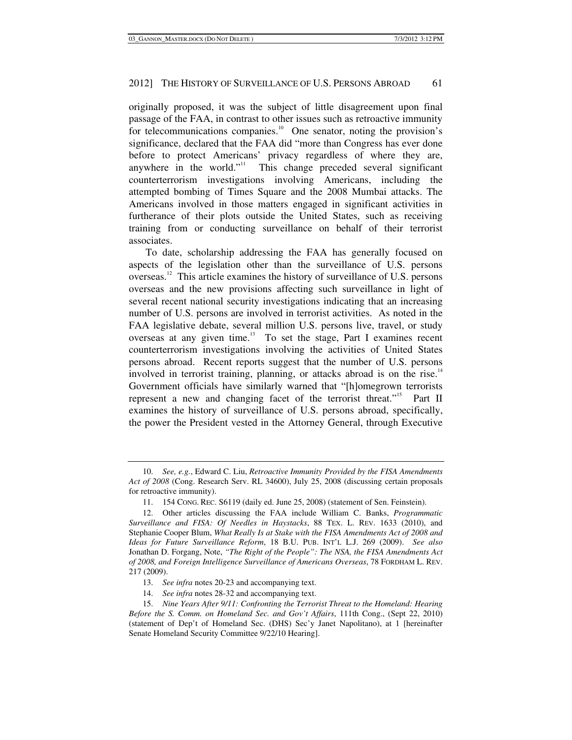originally proposed, it was the subject of little disagreement upon final passage of the FAA, in contrast to other issues such as retroactive immunity for telecommunications companies.[10] One senator, noting the provision's significance, declared that the FAA did "more than Congress has ever done before to protect Americans' privacy regardless of where they are, anywhere in the world."[11] This change preceded several significant counterterrorism investigations involving Americans, including the attempted bombing of Times Square and the 2008 Mumbai attacks. The Americans involved in those matters engaged in significant activities in furtherance of their plots outside the United States, such as receiving training from or conducting surveillance on behalf of their terrorist associates.

To date, scholarship addressing the FAA has generally focused on aspects of the legislation other than the surveillance of U.S. persons overseas.[12] This article examines the history of surveillance of U.S. persons overseas and the new provisions affecting such surveillance in light of several recent national security investigations indicating that an increasing number of U.S. persons are involved in terrorist activities. As noted in the FAA legislative debate, several million U.S. persons live, travel, or study overseas at any given time.[13] To set the stage, Part I examines recent counterterrorism investigations involving the activities of United States persons abroad. Recent reports suggest that the number of U.S. persons involved in terrorist training, planning, or attacks abroad is on the rise.[14] Government officials have similarly warned that "[h]omegrown terrorists represent a new and changing facet of the terrorist threat."[15] Part II examines the history of surveillance of U.S. persons abroad, specifically, the power the President vested in the Attorney General, through Executive

---

10. *See, e.g.*, Edward C. Liu, *Retroactive Immunity Provided by the FISA Amendments Act of 2008* (Cong. Research Serv. RL 34600), July 25, 2008 (discussing certain proposals for retroactive immunity).

11. 154 CONG. REC. S6119 (daily ed. June 25, 2008) (statement of Sen. Feinstein).

12. Other articles discussing the FAA include William C. Banks, *Programmatic Surveillance and FISA: Of Needles in Haystacks*, 88 TEX. L. REV. 1633 (2010), and Stephanie Cooper Blum, *What Really Is at Stake with the FISA Amendments Act of 2008 and Ideas for Future Surveillance Reform*, 18 B.U. PUB. INT'L L.J. 269 (2009). *See also* Jonathan D. Forgang, Note, *"The Right of the People": The NSA, the FISA Amendments Act of 2008, and Foreign Intelligence Surveillance of Americans Overseas*, 78 FORDHAM L. REV. 217 (2009).

13. *See infra* notes 20-23 and accompanying text.

14. *See infra* notes 28-32 and accompanying text.

15. *Nine Years After 9/11: Confronting the Terrorist Threat to the Homeland: Hearing Before the S. Comm. on Homeland Sec. and Gov't Affairs*, 111th Cong., (Sept 22, 2010) (statement of Dep't of Homeland Sec. (DHS) Sec'y Janet Napolitano), at 1 [hereinafter Senate Homeland Security Committee 9/22/10 Hearing].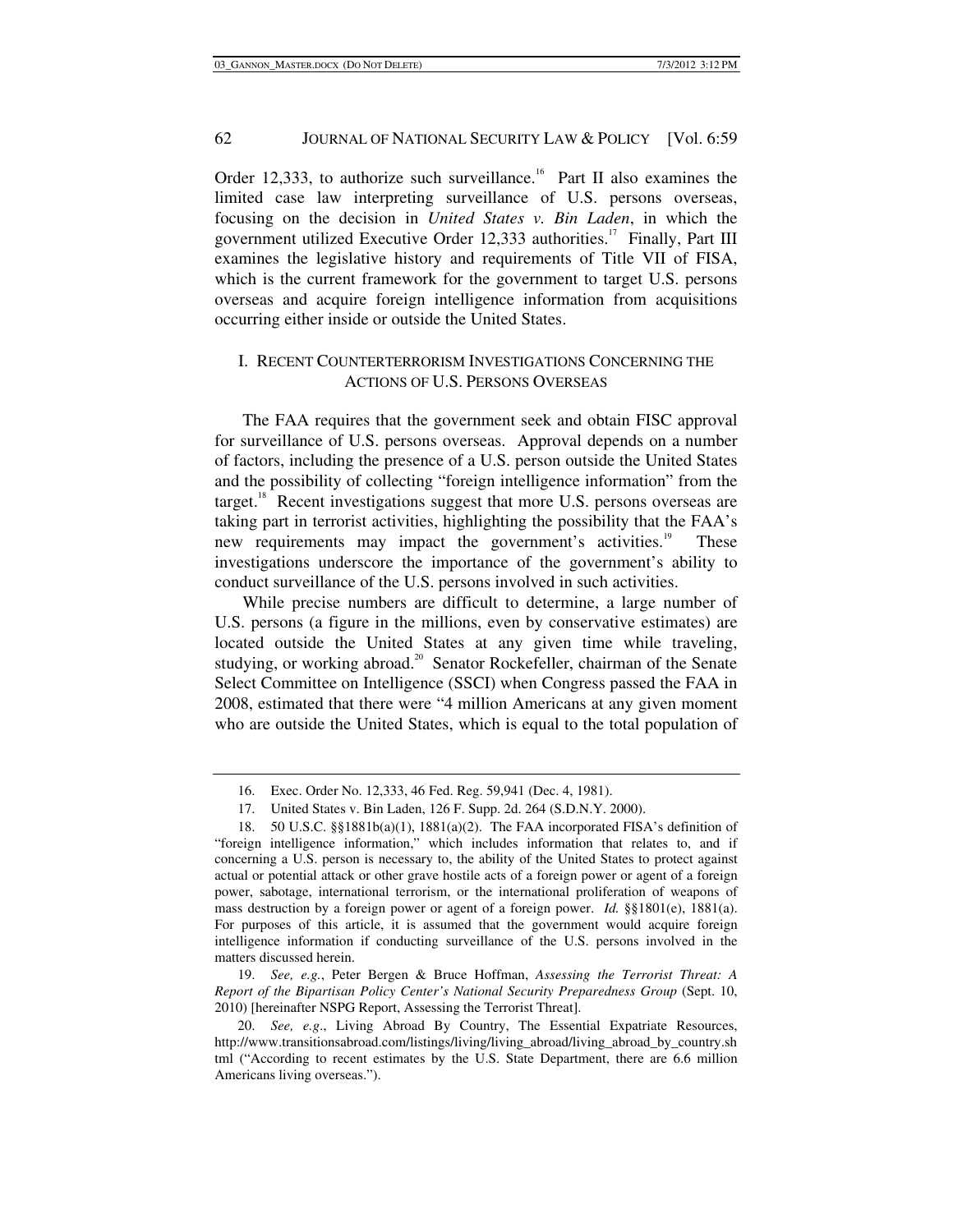Order 12,333, to authorize such surveillance.[16] Part II also examines the limited case law interpreting surveillance of U.S. persons overseas, focusing on the decision in *United States v. Bin Laden*, in which the government utilized Executive Order 12,333 authorities.[17] Finally, Part III examines the legislative history and requirements of Title VII of FISA, which is the current framework for the government to target U.S. persons overseas and acquire foreign intelligence information from acquisitions occurring either inside or outside the United States.

## I. RECENT COUNTERTERRORISM INVESTIGATIONS CONCERNING THE ACTIONS OF U.S. PERSONS OVERSEAS

The FAA requires that the government seek and obtain FISC approval for surveillance of U.S. persons overseas. Approval depends on a number of factors, including the presence of a U.S. person outside the United States and the possibility of collecting "foreign intelligence information" from the target.[18] Recent investigations suggest that more U.S. persons overseas are taking part in terrorist activities, highlighting the possibility that the FAA's new requirements may impact the government's activities.[19] These investigations underscore the importance of the government's ability to conduct surveillance of the U.S. persons involved in such activities.

While precise numbers are difficult to determine, a large number of U.S. persons (a figure in the millions, even by conservative estimates) are located outside the United States at any given time while traveling, studying, or working abroad.[20] Senator Rockefeller, chairman of the Senate Select Committee on Intelligence (SSCI) when Congress passed the FAA in 2008, estimated that there were "4 million Americans at any given moment who are outside the United States, which is equal to the total population of

---

16. Exec. Order No. 12,333, 46 Fed. Reg. 59,941 (Dec. 4, 1981).

17. United States v. Bin Laden, 126 F. Supp. 2d. 264 (S.D.N.Y. 2000).

18. 50 U.S.C. §§1881b(a)(1), 1881(a)(2). The FAA incorporated FISA's definition of "foreign intelligence information," which includes information that relates to, and if concerning a U.S. person is necessary to, the ability of the United States to protect against actual or potential attack or other grave hostile acts of a foreign power or agent of a foreign power, sabotage, international terrorism, or the international proliferation of weapons of mass destruction by a foreign power or agent of a foreign power. *Id.* §§1801(e), 1881(a). For purposes of this article, it is assumed that the government would acquire foreign intelligence information if conducting surveillance of the U.S. persons involved in the matters discussed herein.

19. *See, e.g.*, Peter Bergen & Bruce Hoffman, *Assessing the Terrorist Threat: A Report of the Bipartisan Policy Center's National Security Preparedness Group* (Sept. 10, 2010) [hereinafter NSPG Report, Assessing the Terrorist Threat].

20. *See, e.g*., Living Abroad By Country, The Essential Expatriate Resources, http://www.transitionsabroad.com/listings/living/living_abroad/living_abroad_by_country.shtml ("According to recent estimates by the U.S. State Department, there are 6.6 million Americans living overseas.").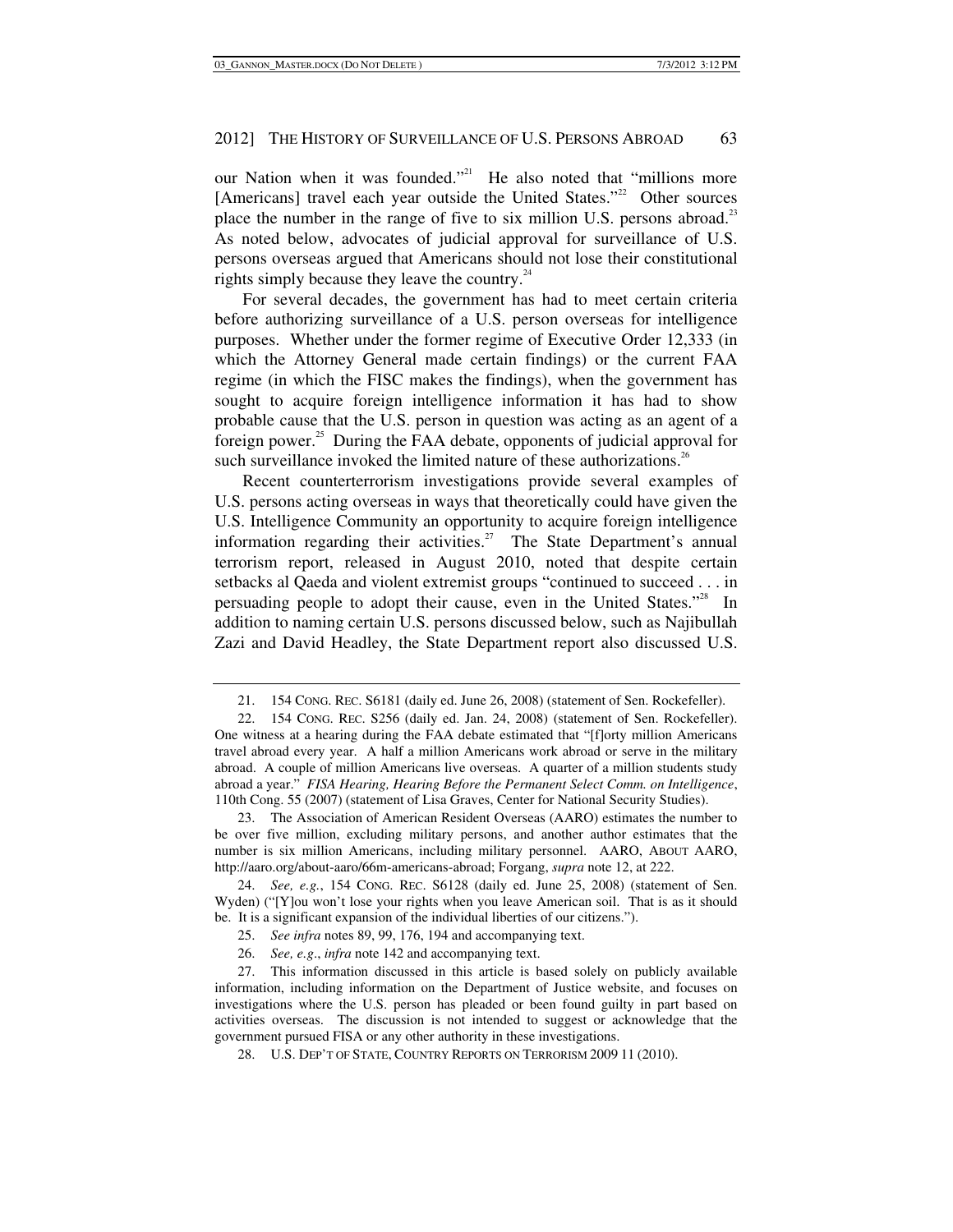our Nation when it was founded."[21] He also noted that "millions more [Americans] travel each year outside the United States."[22] Other sources place the number in the range of five to six million U.S. persons abroad.[23] As noted below, advocates of judicial approval for surveillance of U.S. persons overseas argued that Americans should not lose their constitutional rights simply because they leave the country.[24]

For several decades, the government has had to meet certain criteria before authorizing surveillance of a U.S. person overseas for intelligence purposes. Whether under the former regime of Executive Order 12,333 (in which the Attorney General made certain findings) or the current FAA regime (in which the FISC makes the findings), when the government has sought to acquire foreign intelligence information it has had to show probable cause that the U.S. person in question was acting as an agent of a foreign power.[25] During the FAA debate, opponents of judicial approval for such surveillance invoked the limited nature of these authorizations.[26]

Recent counterterrorism investigations provide several examples of U.S. persons acting overseas in ways that theoretically could have given the U.S. Intelligence Community an opportunity to acquire foreign intelligence information regarding their activities.[27] The State Department's annual terrorism report, released in August 2010, noted that despite certain setbacks al Qaeda and violent extremist groups "continued to succeed . . . in persuading people to adopt their cause, even in the United States."[28] In addition to naming certain U.S. persons discussed below, such as Najibullah Zazi and David Headley, the State Department report also discussed U.S.

---

21. 154 CONG. REC. S6181 (daily ed. June 26, 2008) (statement of Sen. Rockefeller).

22. 154 CONG. REC. S256 (daily ed. Jan. 24, 2008) (statement of Sen. Rockefeller). One witness at a hearing during the FAA debate estimated that "[f]orty million Americans travel abroad every year. A half a million Americans work abroad or serve in the military abroad. A couple of million Americans live overseas. A quarter of a million students study abroad a year." *FISA Hearing, Hearing Before the Permanent Select Comm. on Intelligence*, 110th Cong. 55 (2007) (statement of Lisa Graves, Center for National Security Studies).

23. The Association of American Resident Overseas (AARO) estimates the number to be over five million, excluding military persons, and another author estimates that the number is six million Americans, including military personnel. AARO, ABOUT AARO, http://aaro.org/about-aaro/66m-americans-abroad; Forgang, *supra* note 12, at 222.

24. *See, e.g.*, 154 CONG. REC. S6128 (daily ed. June 25, 2008) (statement of Sen. Wyden) ("[Y]ou won't lose your rights when you leave American soil. That is as it should be. It is a significant expansion of the individual liberties of our citizens.").

25. *See infra* notes 89, 99, 176, 194 and accompanying text.

26. *See, e.g.*, *infra* note 142 and accompanying text.

27. This information discussed in this article is based solely on publicly available information, including information on the Department of Justice website, and focuses on investigations where the U.S. person has pleaded or been found guilty in part based on activities overseas. The discussion is not intended to suggest or acknowledge that the government pursued FISA or any other authority in these investigations.

28. U.S. DEP'T OF STATE, COUNTRY REPORTS ON TERRORISM 2009 11 (2010).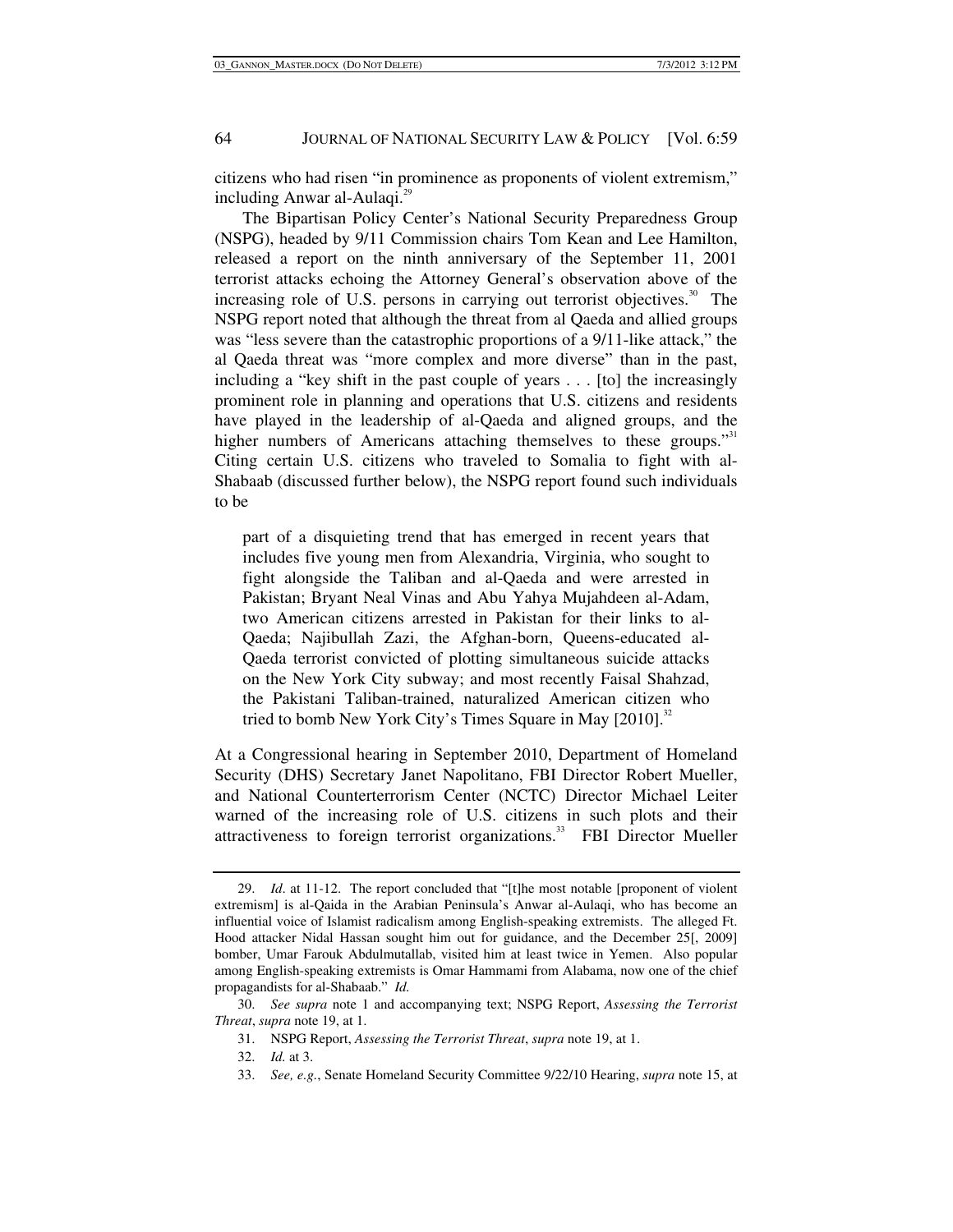citizens who had risen "in prominence as proponents of violent extremism," including Anwar al-Aulaqi.[29]

The Bipartisan Policy Center's National Security Preparedness Group (NSPG), headed by 9/11 Commission chairs Tom Kean and Lee Hamilton, released a report on the ninth anniversary of the September 11, 2001 terrorist attacks echoing the Attorney General's observation above of the increasing role of U.S. persons in carrying out terrorist objectives.[30] The NSPG report noted that although the threat from al Qaeda and allied groups was "less severe than the catastrophic proportions of a 9/11-like attack," the al Qaeda threat was "more complex and more diverse" than in the past, including a "key shift in the past couple of years . . . [to] the increasingly prominent role in planning and operations that U.S. citizens and residents have played in the leadership of al-Qaeda and aligned groups, and the higher numbers of Americans attaching themselves to these groups."[31] Citing certain U.S. citizens who traveled to Somalia to fight with al-Shabaab (discussed further below), the NSPG report found such individuals to be

> part of a disquieting trend that has emerged in recent years that includes five young men from Alexandria, Virginia, who sought to fight alongside the Taliban and al-Qaeda and were arrested in Pakistan; Bryant Neal Vinas and Abu Yahya Mujahdeen al-Adam, two American citizens arrested in Pakistan for their links to al-Qaeda; Najibullah Zazi, the Afghan-born, Queens-educated al-Qaeda terrorist convicted of plotting simultaneous suicide attacks on the New York City subway; and most recently Faisal Shahzad, the Pakistani Taliban-trained, naturalized American citizen who tried to bomb New York City's Times Square in May [2010].[32]

At a Congressional hearing in September 2010, Department of Homeland Security (DHS) Secretary Janet Napolitano, FBI Director Robert Mueller, and National Counterterrorism Center (NCTC) Director Michael Leiter warned of the increasing role of U.S. citizens in such plots and their attractiveness to foreign terrorist organizations.[33] FBI Director Mueller

---

29. *Id*. at 11-12. The report concluded that "[t]he most notable [proponent of violent extremism] is al-Qaida in the Arabian Peninsula's Anwar al-Aulaqi, who has become an influential voice of Islamist radicalism among English-speaking extremists. The alleged Ft. Hood attacker Nidal Hassan sought him out for guidance, and the December 25[, 2009] bomber, Umar Farouk Abdulmutallab, visited him at least twice in Yemen. Also popular among English-speaking extremists is Omar Hammami from Alabama, now one of the chief propagandists for al-Shabaab." *Id.*

30. *See supra* note 1 and accompanying text; NSPG Report, *Assessing the Terrorist Threat*, *supra* note 19, at 1.

31. NSPG Report, *Assessing the Terrorist Threat*, *supra* note 19, at 1.

32. *Id.* at 3.

33. *See, e.g.*, Senate Homeland Security Committee 9/22/10 Hearing, *supra* note 15, at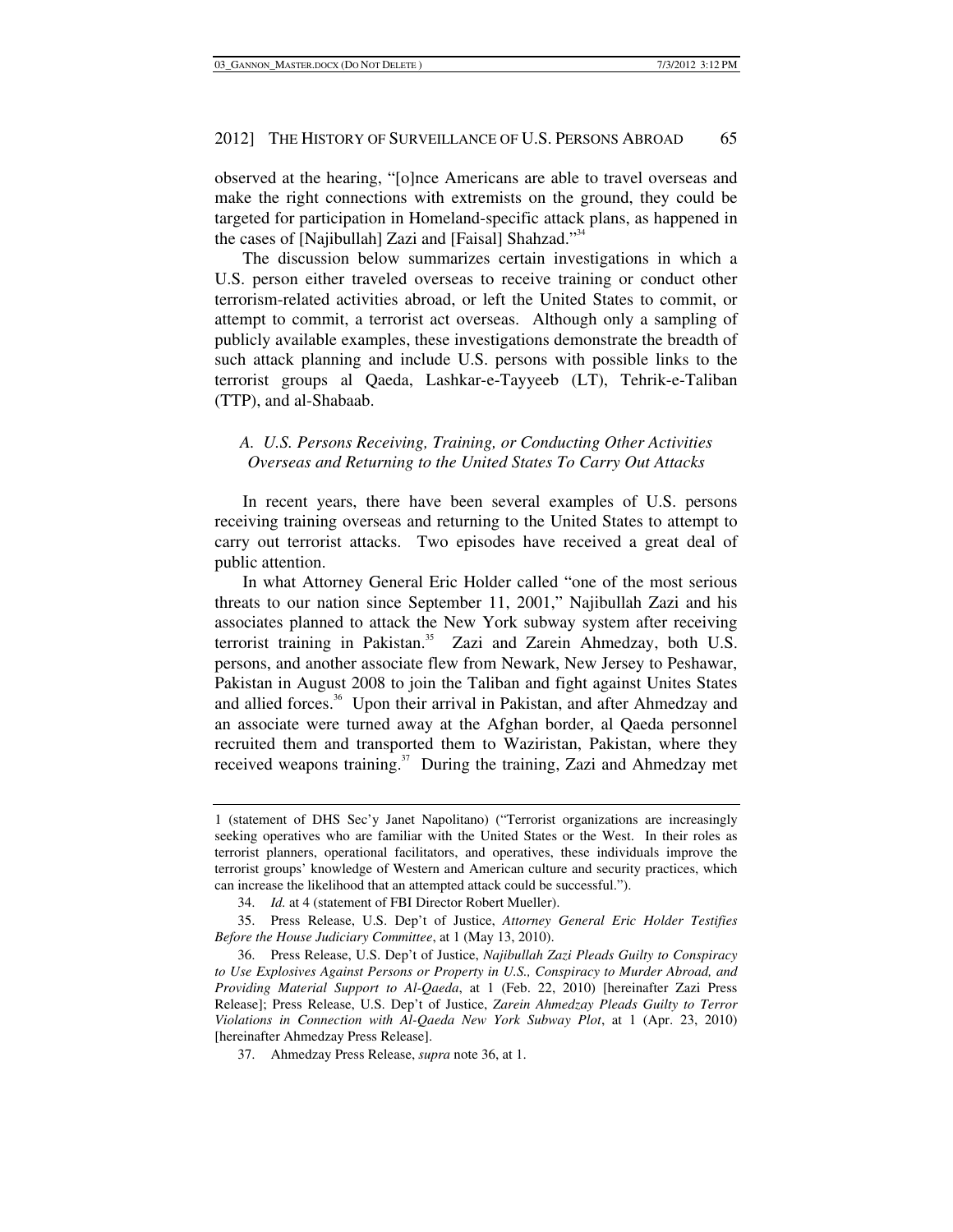observed at the hearing, "[o]nce Americans are able to travel overseas and make the right connections with extremists on the ground, they could be targeted for participation in Homeland-specific attack plans, as happened in the cases of [Najibullah] Zazi and [Faisal] Shahzad."[34]

The discussion below summarizes certain investigations in which a U.S. person either traveled overseas to receive training or conduct other terrorism-related activities abroad, or left the United States to commit, or attempt to commit, a terrorist act overseas. Although only a sampling of publicly available examples, these investigations demonstrate the breadth of such attack planning and include U.S. persons with possible links to the terrorist groups al Qaeda, Lashkar-e-Tayyeeb (LT), Tehrik-e-Taliban (TTP), and al-Shabaab.

### *A. U.S. Persons Receiving, Training, or Conducting Other Activities Overseas and Returning to the United States To Carry Out Attacks*

In recent years, there have been several examples of U.S. persons receiving training overseas and returning to the United States to attempt to carry out terrorist attacks. Two episodes have received a great deal of public attention.

In what Attorney General Eric Holder called "one of the most serious threats to our nation since September 11, 2001," Najibullah Zazi and his associates planned to attack the New York subway system after receiving terrorist training in Pakistan.[35] Zazi and Zarein Ahmedzay, both U.S. persons, and another associate flew from Newark, New Jersey to Peshawar, Pakistan in August 2008 to join the Taliban and fight against Unites States and allied forces.[36] Upon their arrival in Pakistan, and after Ahmedzay and an associate were turned away at the Afghan border, al Qaeda personnel recruited them and transported them to Waziristan, Pakistan, where they received weapons training.[37] During the training, Zazi and Ahmedzay met

---

1 (statement of DHS Sec'y Janet Napolitano) ("Terrorist organizations are increasingly seeking operatives who are familiar with the United States or the West. In their roles as terrorist planners, operational facilitators, and operatives, these individuals improve the terrorist groups' knowledge of Western and American culture and security practices, which can increase the likelihood that an attempted attack could be successful.").

34. *Id.* at 4 (statement of FBI Director Robert Mueller).

35. Press Release, U.S. Dep't of Justice, *Attorney General Eric Holder Testifies Before the House Judiciary Committee*, at 1 (May 13, 2010).

36. Press Release, U.S. Dep't of Justice, *Najibullah Zazi Pleads Guilty to Conspiracy to Use Explosives Against Persons or Property in U.S., Conspiracy to Murder Abroad, and Providing Material Support to Al-Qaeda*, at 1 (Feb. 22, 2010) [hereinafter Zazi Press Release]; Press Release, U.S. Dep't of Justice, *Zarein Ahmedzay Pleads Guilty to Terror Violations in Connection with Al-Qaeda New York Subway Plot*, at 1 (Apr. 23, 2010) [hereinafter Ahmedzay Press Release].

37. Ahmedzay Press Release, *supra* note 36, at 1.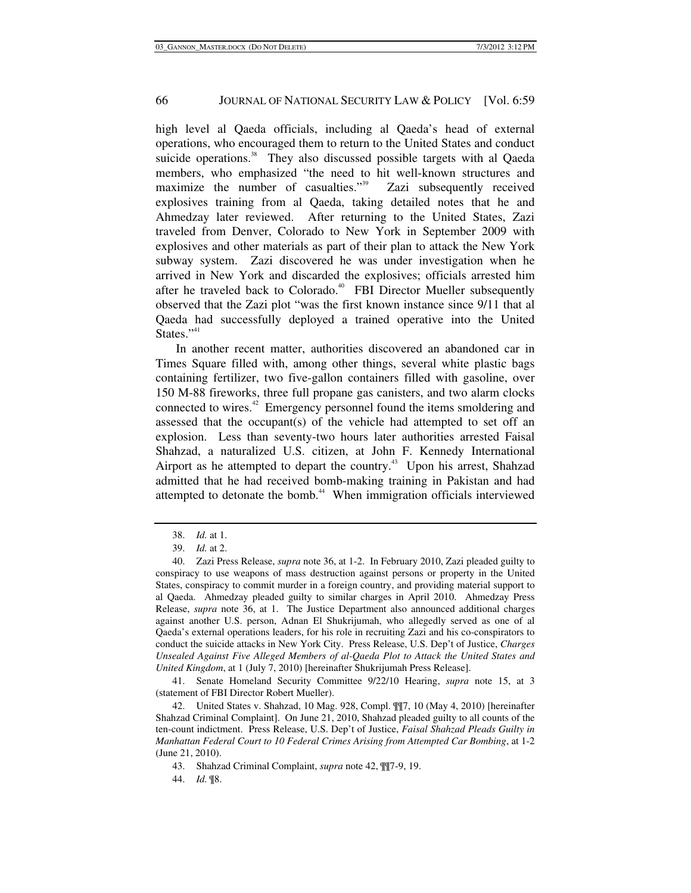high level al Qaeda officials, including al Qaeda's head of external operations, who encouraged them to return to the United States and conduct suicide operations.[38] They also discussed possible targets with al Qaeda members, who emphasized "the need to hit well-known structures and maximize the number of casualties."[39] Zazi subsequently received explosives training from al Qaeda, taking detailed notes that he and Ahmedzay later reviewed. After returning to the United States, Zazi traveled from Denver, Colorado to New York in September 2009 with explosives and other materials as part of their plan to attack the New York subway system. Zazi discovered he was under investigation when he arrived in New York and discarded the explosives; officials arrested him after he traveled back to Colorado.[40] FBI Director Mueller subsequently observed that the Zazi plot "was the first known instance since 9/11 that al Qaeda had successfully deployed a trained operative into the United States."[41]

In another recent matter, authorities discovered an abandoned car in Times Square filled with, among other things, several white plastic bags containing fertilizer, two five-gallon containers filled with gasoline, over 150 M-88 fireworks, three full propane gas canisters, and two alarm clocks connected to wires.[42] Emergency personnel found the items smoldering and assessed that the occupant(s) of the vehicle had attempted to set off an explosion. Less than seventy-two hours later authorities arrested Faisal Shahzad, a naturalized U.S. citizen, at John F. Kennedy International Airport as he attempted to depart the country.[43] Upon his arrest, Shahzad admitted that he had received bomb-making training in Pakistan and had attempted to detonate the bomb.[44] When immigration officials interviewed

---

38. *Id.* at 1.

39. *Id.* at 2.

40. Zazi Press Release, *supra* note 36, at 1-2. In February 2010, Zazi pleaded guilty to conspiracy to use weapons of mass destruction against persons or property in the United States, conspiracy to commit murder in a foreign country, and providing material support to al Qaeda. Ahmedzay pleaded guilty to similar charges in April 2010. Ahmedzay Press Release, *supra* note 36, at 1. The Justice Department also announced additional charges against another U.S. person, Adnan El Shukrijumah, who allegedly served as one of al Qaeda's external operations leaders, for his role in recruiting Zazi and his co-conspirators to conduct the suicide attacks in New York City. Press Release, U.S. Dep't of Justice, *Charges Unsealed Against Five Alleged Members of al-Qaeda Plot to Attack the United States and United Kingdom*, at 1 (July 7, 2010) [hereinafter Shukrijumah Press Release].

41. Senate Homeland Security Committee 9/22/10 Hearing, *supra* note 15, at 3 (statement of FBI Director Robert Mueller).

42. United States v. Shahzad, 10 Mag. 928, Compl. ¶¶7, 10 (May 4, 2010) [hereinafter Shahzad Criminal Complaint]. On June 21, 2010, Shahzad pleaded guilty to all counts of the ten-count indictment. Press Release, U.S. Dep't of Justice, *Faisal Shahzad Pleads Guilty in Manhattan Federal Court to 10 Federal Crimes Arising from Attempted Car Bombing*, at 1-2 (June 21, 2010).

43. Shahzad Criminal Complaint, *supra* note 42, ¶¶7-9, 19.

44. *Id.* ¶8.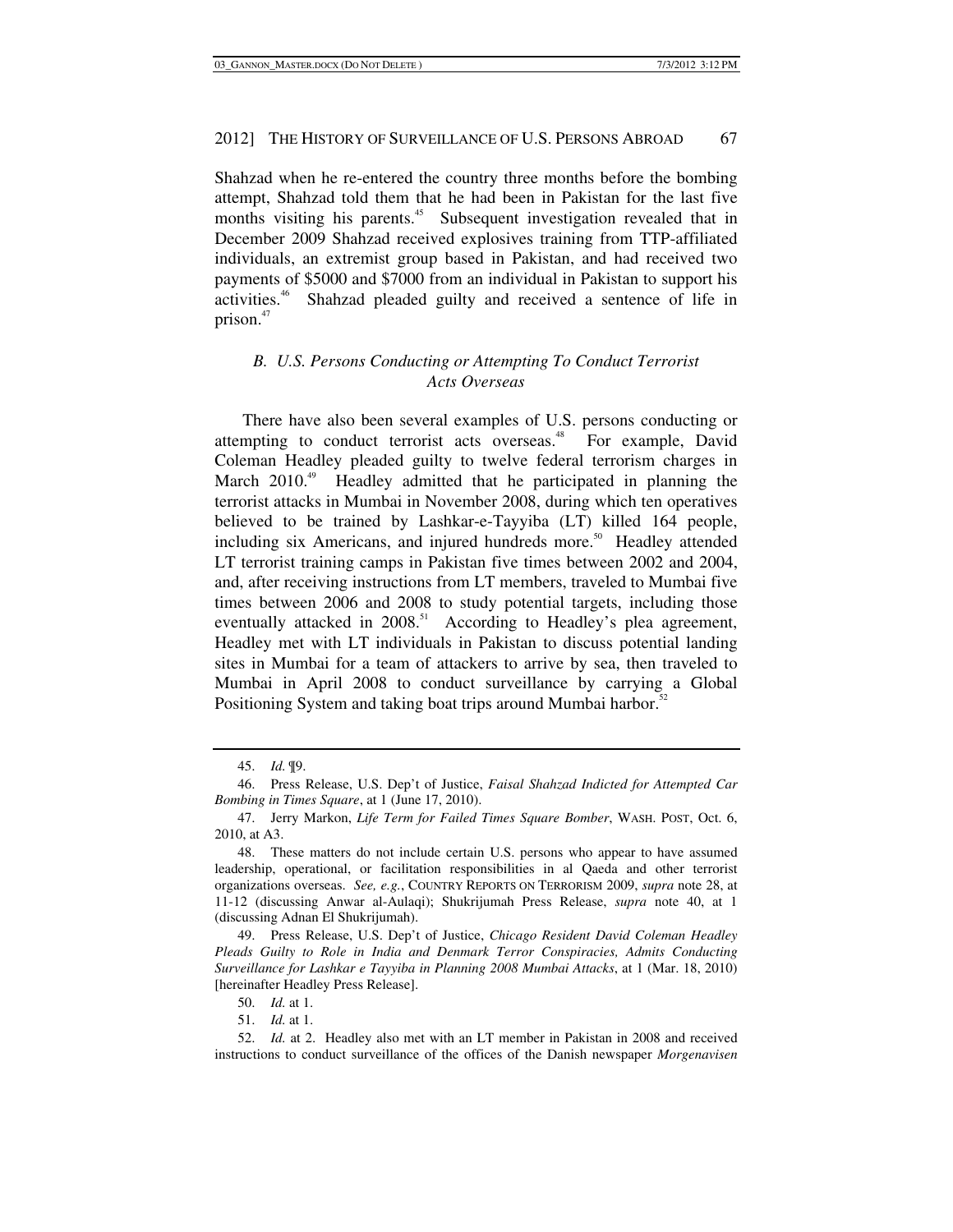Shahzad when he re-entered the country three months before the bombing attempt, Shahzad told them that he had been in Pakistan for the last five months visiting his parents.[45] Subsequent investigation revealed that in December 2009 Shahzad received explosives training from TTP-affiliated individuals, an extremist group based in Pakistan, and had received two payments of $5000 and $7000 from an individual in Pakistan to support his activities.[46] Shahzad pleaded guilty and received a sentence of life in prison.[47]

### *B. U.S. Persons Conducting or Attempting To Conduct Terrorist Acts Overseas*

There have also been several examples of U.S. persons conducting or attempting to conduct terrorist acts overseas.[48] For example, David Coleman Headley pleaded guilty to twelve federal terrorism charges in March 2010.[49] Headley admitted that he participated in planning the terrorist attacks in Mumbai in November 2008, during which ten operatives believed to be trained by Lashkar-e-Tayyiba (LT) killed 164 people, including six Americans, and injured hundreds more.[50] Headley attended LT terrorist training camps in Pakistan five times between 2002 and 2004, and, after receiving instructions from LT members, traveled to Mumbai five times between 2006 and 2008 to study potential targets, including those eventually attacked in 2008.[51] According to Headley's plea agreement, Headley met with LT individuals in Pakistan to discuss potential landing sites in Mumbai for a team of attackers to arrive by sea, then traveled to Mumbai in April 2008 to conduct surveillance by carrying a Global Positioning System and taking boat trips around Mumbai harbor.[52]

---

45. *Id.* ¶9.

46. Press Release, U.S. Dep't of Justice, *Faisal Shahzad Indicted for Attempted Car Bombing in Times Square*, at 1 (June 17, 2010).

47. Jerry Markon, *Life Term for Failed Times Square Bomber*, WASH. POST, Oct. 6, 2010, at A3.

48. These matters do not include certain U.S. persons who appear to have assumed leadership, operational, or facilitation responsibilities in al Qaeda and other terrorist organizations overseas. *See, e.g.*, COUNTRY REPORTS ON TERRORISM 2009, *supra* note 28, at 11-12 (discussing Anwar al-Aulaqi); Shukrijumah Press Release, *supra* note 40, at 1 (discussing Adnan El Shukrijumah).

49. Press Release, U.S. Dep't of Justice, *Chicago Resident David Coleman Headley Pleads Guilty to Role in India and Denmark Terror Conspiracies, Admits Conducting Surveillance for Lashkar e Tayyiba in Planning 2008 Mumbai Attacks*, at 1 (Mar. 18, 2010) [hereinafter Headley Press Release].

50. *Id.* at 1.

51. *Id.* at 1.

52. *Id.* at 2. Headley also met with an LT member in Pakistan in 2008 and received instructions to conduct surveillance of the offices of the Danish newspaper *Morgenavisen*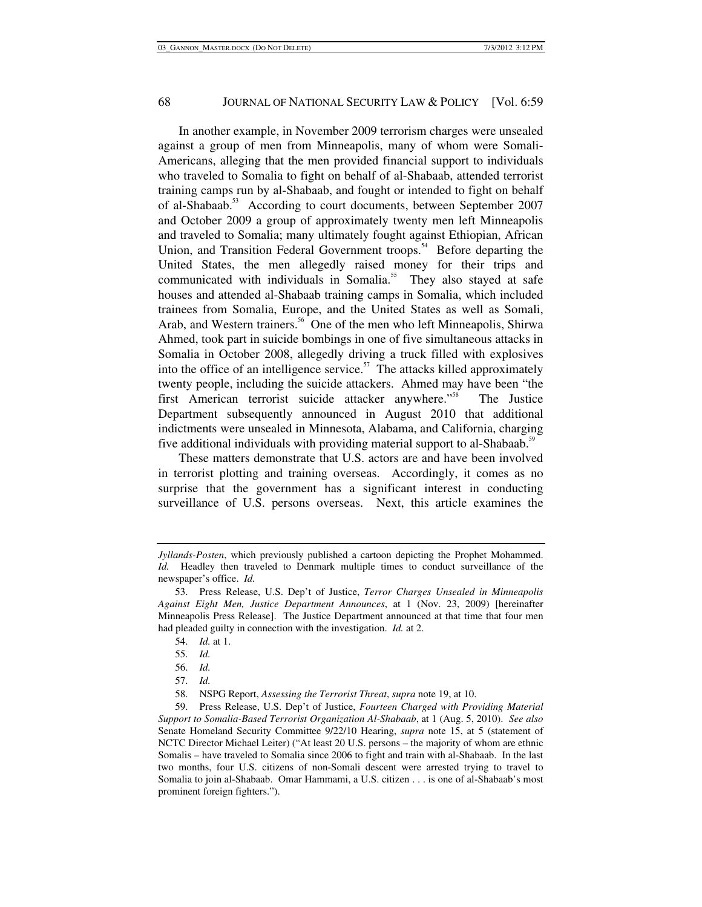In another example, in November 2009 terrorism charges were unsealed against a group of men from Minneapolis, many of whom were Somali-Americans, alleging that the men provided financial support to individuals who traveled to Somalia to fight on behalf of al-Shabaab, attended terrorist training camps run by al-Shabaab, and fought or intended to fight on behalf of al-Shabaab.[53] According to court documents, between September 2007 and October 2009 a group of approximately twenty men left Minneapolis and traveled to Somalia; many ultimately fought against Ethiopian, African Union, and Transition Federal Government troops.[54] Before departing the United States, the men allegedly raised money for their trips and communicated with individuals in Somalia.[55] They also stayed at safe houses and attended al-Shabaab training camps in Somalia, which included trainees from Somalia, Europe, and the United States as well as Somali, Arab, and Western trainers.[56] One of the men who left Minneapolis, Shirwa Ahmed, took part in suicide bombings in one of five simultaneous attacks in Somalia in October 2008, allegedly driving a truck filled with explosives into the office of an intelligence service.[57] The attacks killed approximately twenty people, including the suicide attackers. Ahmed may have been "the first American terrorist suicide attacker anywhere."[58] The Justice Department subsequently announced in August 2010 that additional indictments were unsealed in Minnesota, Alabama, and California, charging five additional individuals with providing material support to al-Shabaab.[59]

These matters demonstrate that U.S. actors are and have been involved in terrorist plotting and training overseas. Accordingly, it comes as no surprise that the government has a significant interest in conducting surveillance of U.S. persons overseas. Next, this article examines the

---

*Jyllands-Posten*, which previously published a cartoon depicting the Prophet Mohammed. *Id.* Headley then traveled to Denmark multiple times to conduct surveillance of the newspaper's office. *Id.*

53. Press Release, U.S. Dep't of Justice, *Terror Charges Unsealed in Minneapolis Against Eight Men, Justice Department Announces*, at 1 (Nov. 23, 2009) [hereinafter Minneapolis Press Release]. The Justice Department announced at that time that four men had pleaded guilty in connection with the investigation. *Id.* at 2.

54. *Id.* at 1.

55. *Id.*

56. *Id.*

57. *Id.*

58. NSPG Report, *Assessing the Terrorist Threat*, *supra* note 19, at 10.

59. Press Release, U.S. Dep't of Justice, *Fourteen Charged with Providing Material Support to Somalia-Based Terrorist Organization Al-Shabaab*, at 1 (Aug. 5, 2010). *See also* Senate Homeland Security Committee 9/22/10 Hearing, *supra* note 15, at 5 (statement of NCTC Director Michael Leiter) ("At least 20 U.S. persons – the majority of whom are ethnic Somalis – have traveled to Somalia since 2006 to fight and train with al-Shabaab. In the last two months, four U.S. citizens of non-Somali descent were arrested trying to travel to Somalia to join al-Shabaab. Omar Hammami, a U.S. citizen . . . is one of al-Shabaab's most prominent foreign fighters.").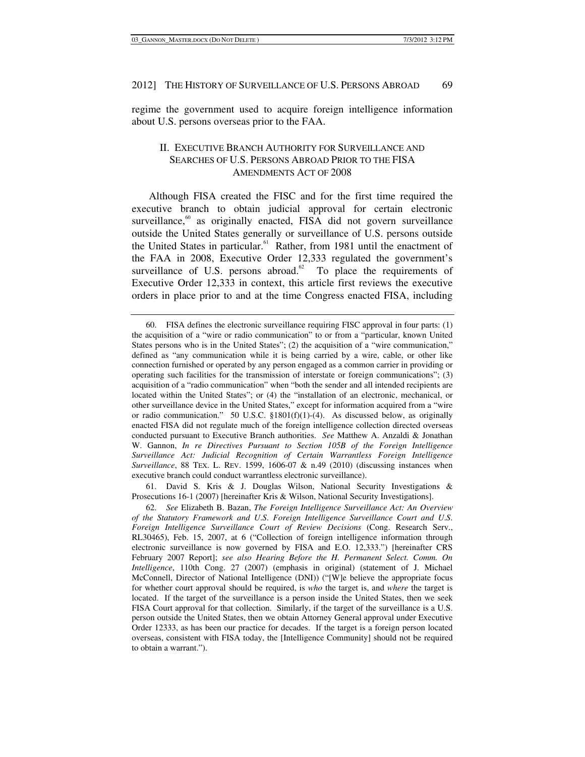regime the government used to acquire foreign intelligence information about U.S. persons overseas prior to the FAA.

## II. Executive Branch Authority for Surveillance and Searches of U.S. Persons Abroad Prior to the FISA Amendments Act of 2008

Although FISA created the FISC and for the first time required the executive branch to obtain judicial approval for certain electronic surveillance,[60] as originally enacted, FISA did not govern surveillance outside the United States generally or surveillance of U.S. persons outside the United States in particular.[61] Rather, from 1981 until the enactment of the FAA in 2008, Executive Order 12,333 regulated the government's surveillance of U.S. persons abroad.[62] To place the requirements of Executive Order 12,333 in context, this article first reviews the executive orders in place prior to and at the time Congress enacted FISA, including

---

60. FISA defines the electronic surveillance requiring FISC approval in four parts: (1) the acquisition of a "wire or radio communication" to or from a "particular, known United States persons who is in the United States"; (2) the acquisition of a "wire communication," defined as "any communication while it is being carried by a wire, cable, or other like connection furnished or operated by any person engaged as a common carrier in providing or operating such facilities for the transmission of interstate or foreign communications"; (3) acquisition of a "radio communication" when "both the sender and all intended recipients are located within the United States"; or (4) the "installation of an electronic, mechanical, or other surveillance device in the United States," except for information acquired from a "wire or radio communication." 50 U.S.C. §1801(f)(1)-(4). As discussed below, as originally enacted FISA did not regulate much of the foreign intelligence collection directed overseas conducted pursuant to Executive Branch authorities. *See* Matthew A. Anzaldi & Jonathan W. Gannon, *In re Directives Pursuant to Section 105B of the Foreign Intelligence Surveillance Act: Judicial Recognition of Certain Warrantless Foreign Intelligence Surveillance*, 88 TEX. L. REV. 1599, 1606-07 & n.49 (2010) (discussing instances when executive branch could conduct warrantless electronic surveillance).

61. David S. Kris & J. Douglas Wilson, National Security Investigations & Prosecutions 16-1 (2007) [hereinafter Kris & Wilson, National Security Investigations].

62. *See* Elizabeth B. Bazan, *The Foreign Intelligence Surveillance Act: An Overview of the Statutory Framework and U.S. Foreign Intelligence Surveillance Court and U.S. Foreign Intelligence Surveillance Court of Review Decisions* (Cong. Research Serv., RL30465), Feb. 15, 2007, at 6 ("Collection of foreign intelligence information through electronic surveillance is now governed by FISA and E.O. 12,333.") [hereinafter CRS February 2007 Report]; *see also Hearing Before the H. Permanent Select. Comm. On Intelligence*, 110th Cong. 27 (2007) (emphasis in original) (statement of J. Michael McConnell, Director of National Intelligence (DNI)) ("[W]e believe the appropriate focus for whether court approval should be required, is *who* the target is, and *where* the target is located. If the target of the surveillance is a person inside the United States, then we seek FISA Court approval for that collection. Similarly, if the target of the surveillance is a U.S. person outside the United States, then we obtain Attorney General approval under Executive Order 12333, as has been our practice for decades. If the target is a foreign person located overseas, consistent with FISA today, the [Intelligence Community] should not be required to obtain a warrant.").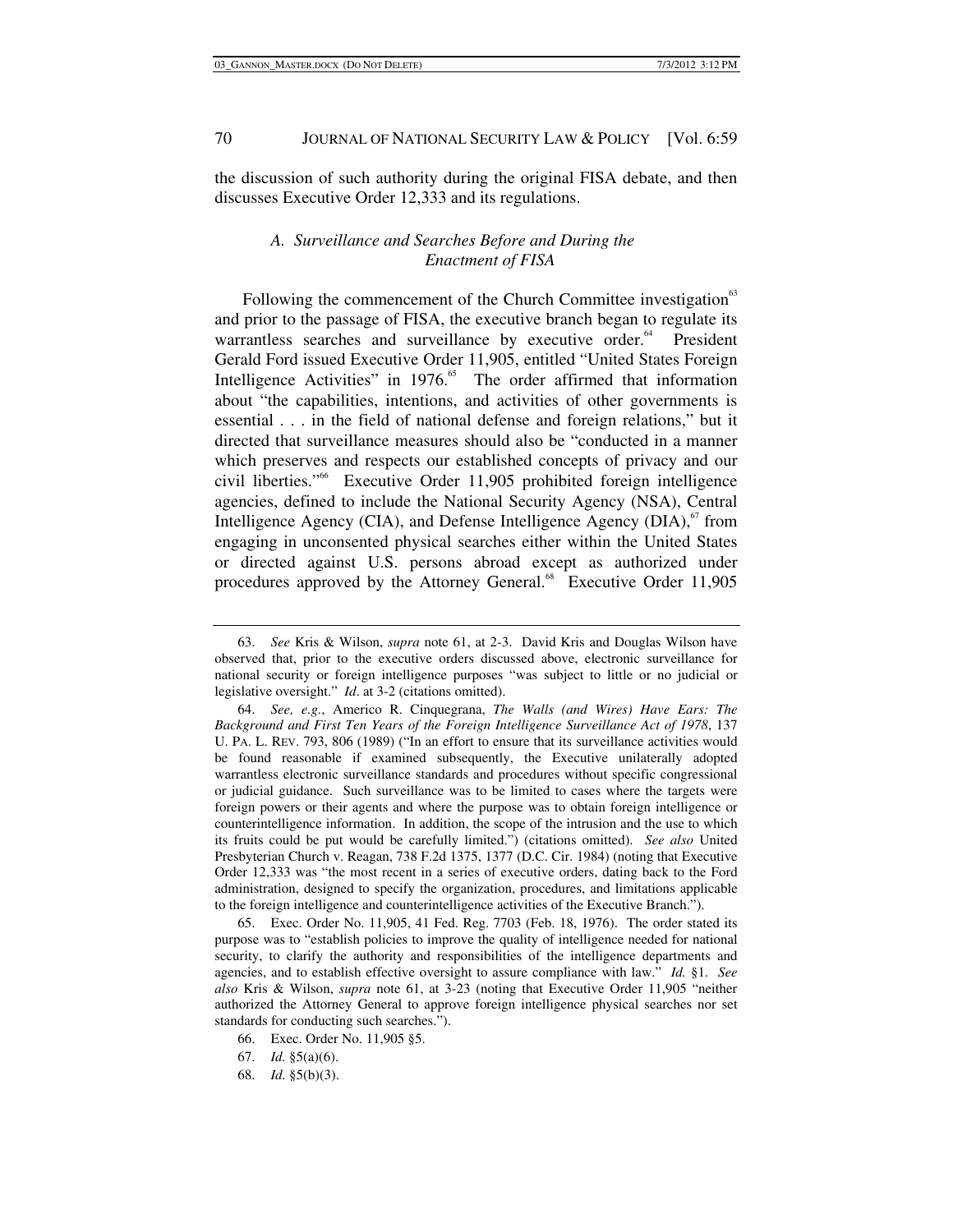the discussion of such authority during the original FISA debate, and then discusses Executive Order 12,333 and its regulations.

### *A. Surveillance and Searches Before and During the Enactment of FISA*

Following the commencement of the Church Committee investigation[63] and prior to the passage of FISA, the executive branch began to regulate its warrantless searches and surveillance by executive order.[64] President Gerald Ford issued Executive Order 11,905, entitled "United States Foreign Intelligence Activities" in 1976.[65] The order affirmed that information about "the capabilities, intentions, and activities of other governments is essential . . . in the field of national defense and foreign relations," but it directed that surveillance measures should also be "conducted in a manner which preserves and respects our established concepts of privacy and our civil liberties."[66] Executive Order 11,905 prohibited foreign intelligence agencies, defined to include the National Security Agency (NSA), Central Intelligence Agency (CIA), and Defense Intelligence Agency (DIA),[67] from engaging in unconsented physical searches either within the United States or directed against U.S. persons abroad except as authorized under procedures approved by the Attorney General.[68] Executive Order 11,905

---

63. *See* Kris & Wilson, *supra* note 61, at 2-3. David Kris and Douglas Wilson have observed that, prior to the executive orders discussed above, electronic surveillance for national security or foreign intelligence purposes "was subject to little or no judicial or legislative oversight." *Id*. at 3-2 (citations omitted).

64. *See, e.g.*, Americo R. Cinquegrana, *The Walls (and Wires) Have Ears: The Background and First Ten Years of the Foreign Intelligence Surveillance Act of 1978*, 137 U. PA. L. REV. 793, 806 (1989) ("In an effort to ensure that its surveillance activities would be found reasonable if examined subsequently, the Executive unilaterally adopted warrantless electronic surveillance standards and procedures without specific congressional or judicial guidance. Such surveillance was to be limited to cases where the targets were foreign powers or their agents and where the purpose was to obtain foreign intelligence or counterintelligence information. In addition, the scope of the intrusion and the use to which its fruits could be put would be carefully limited.") (citations omitted). *See also* United Presbyterian Church v. Reagan, 738 F.2d 1375, 1377 (D.C. Cir. 1984) (noting that Executive Order 12,333 was "the most recent in a series of executive orders, dating back to the Ford administration, designed to specify the organization, procedures, and limitations applicable to the foreign intelligence and counterintelligence activities of the Executive Branch.").

65. Exec. Order No. 11,905, 41 Fed. Reg. 7703 (Feb. 18, 1976). The order stated its purpose was to "establish policies to improve the quality of intelligence needed for national security, to clarify the authority and responsibilities of the intelligence departments and agencies, and to establish effective oversight to assure compliance with law." *Id.* §1. *See also* Kris & Wilson, *supra* note 61, at 3-23 (noting that Executive Order 11,905 "neither authorized the Attorney General to approve foreign intelligence physical searches nor set standards for conducting such searches.").

66. Exec. Order No. 11,905 §5.

67. *Id.* §5(a)(6).

68. *Id.* §5(b)(3).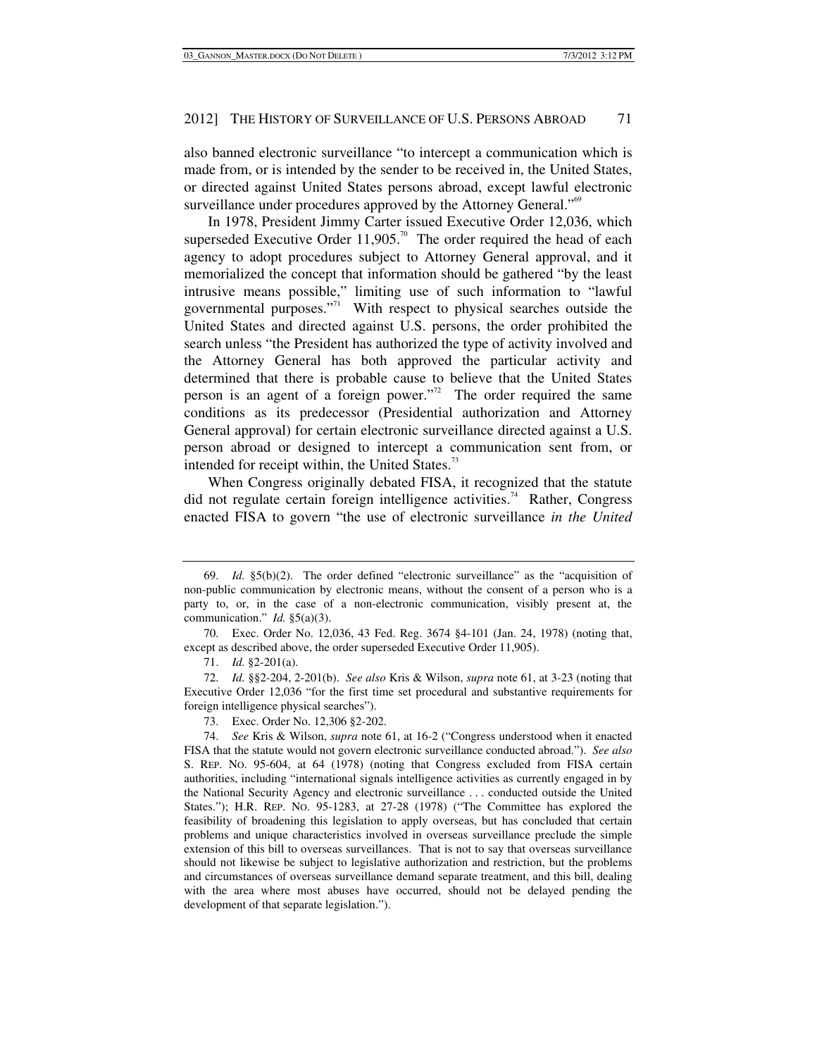also banned electronic surveillance "to intercept a communication which is made from, or is intended by the sender to be received in, the United States, or directed against United States persons abroad, except lawful electronic surveillance under procedures approved by the Attorney General."[69]

In 1978, President Jimmy Carter issued Executive Order 12,036, which superseded Executive Order 11,905.[70] The order required the head of each agency to adopt procedures subject to Attorney General approval, and it memorialized the concept that information should be gathered "by the least intrusive means possible," limiting use of such information to "lawful governmental purposes."[71] With respect to physical searches outside the United States and directed against U.S. persons, the order prohibited the search unless "the President has authorized the type of activity involved and the Attorney General has both approved the particular activity and determined that there is probable cause to believe that the United States person is an agent of a foreign power."[72] The order required the same conditions as its predecessor (Presidential authorization and Attorney General approval) for certain electronic surveillance directed against a U.S. person abroad or designed to intercept a communication sent from, or intended for receipt within, the United States.[73]

When Congress originally debated FISA, it recognized that the statute did not regulate certain foreign intelligence activities.[74] Rather, Congress enacted FISA to govern "the use of electronic surveillance *in the United*

---

69. *Id.* §5(b)(2). The order defined "electronic surveillance" as the "acquisition of non-public communication by electronic means, without the consent of a person who is a party to, or, in the case of a non-electronic communication, visibly present at, the communication." *Id.* §5(a)(3).

70. Exec. Order No. 12,036, 43 Fed. Reg. 3674 §4-101 (Jan. 24, 1978) (noting that, except as described above, the order superseded Executive Order 11,905).

71. *Id.* §2-201(a).

72. *Id.* §§2-204, 2-201(b). *See also* Kris & Wilson, *supra* note 61, at 3-23 (noting that Executive Order 12,036 "for the first time set procedural and substantive requirements for foreign intelligence physical searches").

73. Exec. Order No. 12,306 §2-202.

74. *See* Kris & Wilson, *supra* note 61, at 16-2 ("Congress understood when it enacted FISA that the statute would not govern electronic surveillance conducted abroad."). *See also* S. REP. NO. 95-604, at 64 (1978) (noting that Congress excluded from FISA certain authorities, including "international signals intelligence activities as currently engaged in by the National Security Agency and electronic surveillance . . . conducted outside the United States."); H.R. REP. NO. 95-1283, at 27-28 (1978) ("The Committee has explored the feasibility of broadening this legislation to apply overseas, but has concluded that certain problems and unique characteristics involved in overseas surveillance preclude the simple extension of this bill to overseas surveillances. That is not to say that overseas surveillance should not likewise be subject to legislative authorization and restriction, but the problems and circumstances of overseas surveillance demand separate treatment, and this bill, dealing with the area where most abuses have occurred, should not be delayed pending the development of that separate legislation.").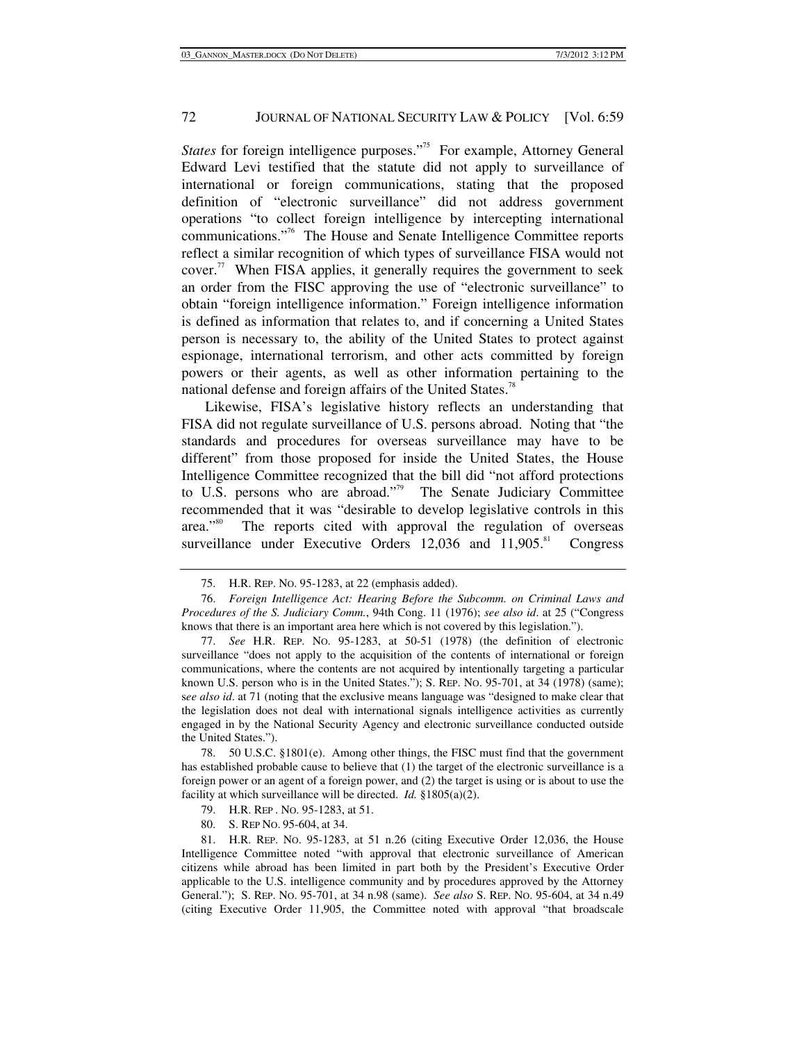*States* for foreign intelligence purposes."[75] For example, Attorney General Edward Levi testified that the statute did not apply to surveillance of international or foreign communications, stating that the proposed definition of "electronic surveillance" did not address government operations "to collect foreign intelligence by intercepting international communications."[76] The House and Senate Intelligence Committee reports reflect a similar recognition of which types of surveillance FISA would not cover.[77] When FISA applies, it generally requires the government to seek an order from the FISC approving the use of "electronic surveillance" to obtain "foreign intelligence information." Foreign intelligence information is defined as information that relates to, and if concerning a United States person is necessary to, the ability of the United States to protect against espionage, international terrorism, and other acts committed by foreign powers or their agents, as well as other information pertaining to the national defense and foreign affairs of the United States.[78]

Likewise, FISA's legislative history reflects an understanding that FISA did not regulate surveillance of U.S. persons abroad. Noting that "the standards and procedures for overseas surveillance may have to be different" from those proposed for inside the United States, the House Intelligence Committee recognized that the bill did "not afford protections to U.S. persons who are abroad."[79] The Senate Judiciary Committee recommended that it was "desirable to develop legislative controls in this area."[80] The reports cited with approval the regulation of overseas surveillance under Executive Orders 12,036 and 11,905.[81] Congress

---

75. H.R. REP. NO. 95-1283, at 22 (emphasis added).

76. *Foreign Intelligence Act: Hearing Before the Subcomm. on Criminal Laws and Procedures of the S. Judiciary Comm.*, 94th Cong. 11 (1976); *see also id*. at 25 ("Congress knows that there is an important area here which is not covered by this legislation.").

77. *See* H.R. REP. NO. 95-1283, at 50-51 (1978) (the definition of electronic surveillance "does not apply to the acquisition of the contents of international or foreign communications, where the contents are not acquired by intentionally targeting a particular known U.S. person who is in the United States."); S. REP. NO. 95-701, at 34 (1978) (same); s*ee also id*. at 71 (noting that the exclusive means language was "designed to make clear that the legislation does not deal with international signals intelligence activities as currently engaged in by the National Security Agency and electronic surveillance conducted outside the United States.").

78. 50 U.S.C. §1801(e). Among other things, the FISC must find that the government has established probable cause to believe that (1) the target of the electronic surveillance is a foreign power or an agent of a foreign power, and (2) the target is using or is about to use the facility at which surveillance will be directed. *Id.* §1805(a)(2).

79. H.R. REP . NO. 95-1283, at 51.

80. S. REP NO. 95-604, at 34.

81. H.R. REP. NO. 95-1283, at 51 n.26 (citing Executive Order 12,036, the House Intelligence Committee noted "with approval that electronic surveillance of American citizens while abroad has been limited in part both by the President's Executive Order applicable to the U.S. intelligence community and by procedures approved by the Attorney General."); S. REP. NO. 95-701, at 34 n.98 (same). *See also* S. REP. NO. 95-604, at 34 n.49 (citing Executive Order 11,905, the Committee noted with approval "that broadscale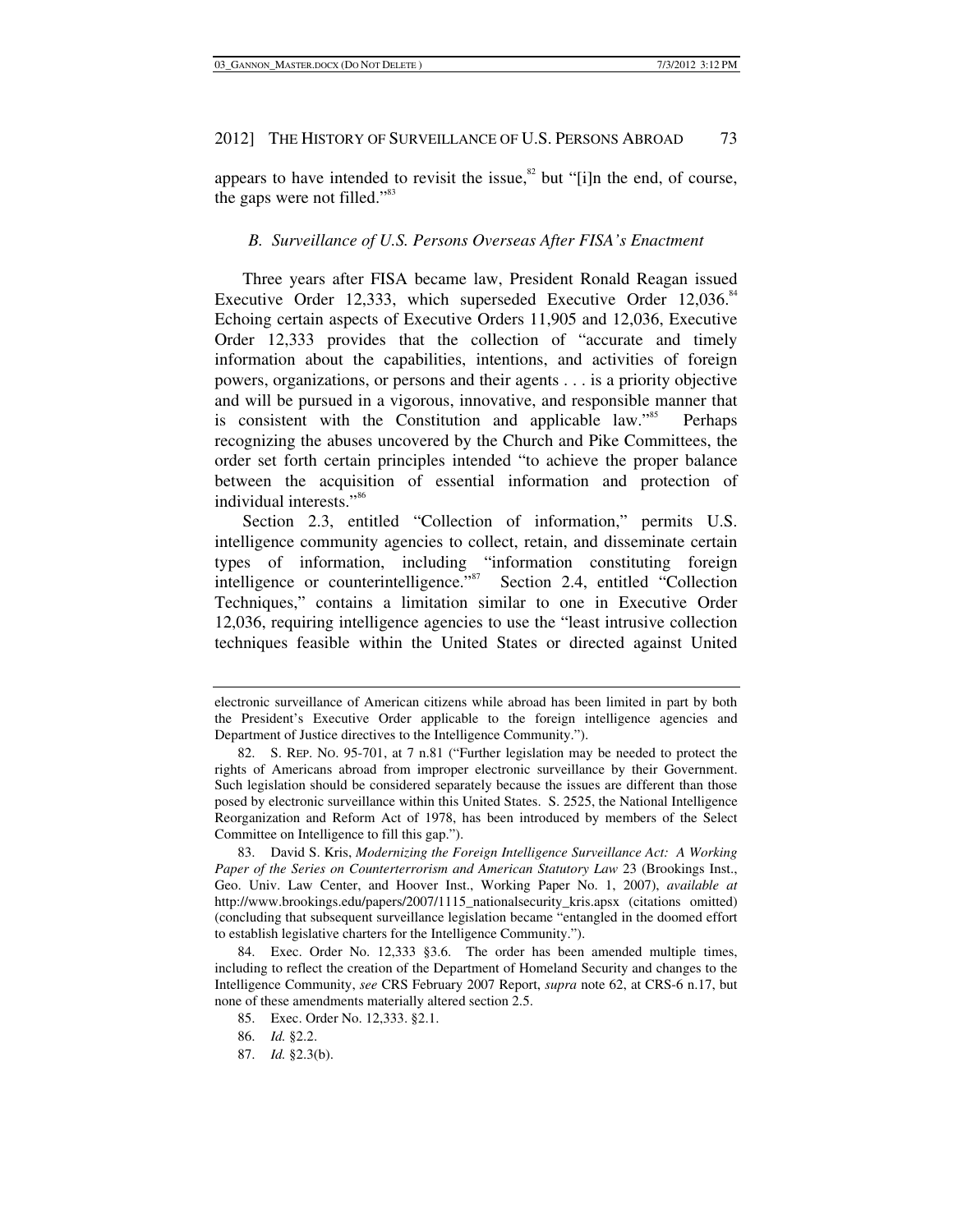appears to have intended to revisit the issue,[82] but "[i]n the end, of course, the gaps were not filled."[83]

### *B. Surveillance of U.S. Persons Overseas After FISA's Enactment*

Three years after FISA became law, President Ronald Reagan issued Executive Order 12,333, which superseded Executive Order 12,036.[84] Echoing certain aspects of Executive Orders 11,905 and 12,036, Executive Order 12,333 provides that the collection of "accurate and timely information about the capabilities, intentions, and activities of foreign powers, organizations, or persons and their agents . . . is a priority objective and will be pursued in a vigorous, innovative, and responsible manner that is consistent with the Constitution and applicable law."[85] Perhaps recognizing the abuses uncovered by the Church and Pike Committees, the order set forth certain principles intended "to achieve the proper balance between the acquisition of essential information and protection of individual interests."[86]

Section 2.3, entitled "Collection of information," permits U.S. intelligence community agencies to collect, retain, and disseminate certain types of information, including "information constituting foreign intelligence or counterintelligence."[87] Section 2.4, entitled "Collection Techniques," contains a limitation similar to one in Executive Order 12,036, requiring intelligence agencies to use the "least intrusive collection techniques feasible within the United States or directed against United

---

electronic surveillance of American citizens while abroad has been limited in part by both the President's Executive Order applicable to the foreign intelligence agencies and Department of Justice directives to the Intelligence Community.").

82. S. REP. NO. 95-701, at 7 n.81 ("Further legislation may be needed to protect the rights of Americans abroad from improper electronic surveillance by their Government. Such legislation should be considered separately because the issues are different than those posed by electronic surveillance within this United States. S. 2525, the National Intelligence Reorganization and Reform Act of 1978, has been introduced by members of the Select Committee on Intelligence to fill this gap.").

83. David S. Kris, *Modernizing the Foreign Intelligence Surveillance Act: A Working Paper of the Series on Counterterrorism and American Statutory Law* 23 (Brookings Inst., Geo. Univ. Law Center, and Hoover Inst., Working Paper No. 1, 2007), *available at* http://www.brookings.edu/papers/2007/1115_nationalsecurity_kris.apsx (citations omitted) (concluding that subsequent surveillance legislation became "entangled in the doomed effort to establish legislative charters for the Intelligence Community.").

84. Exec. Order No. 12,333 §3.6. The order has been amended multiple times, including to reflect the creation of the Department of Homeland Security and changes to the Intelligence Community, *see* CRS February 2007 Report, *supra* note 62, at CRS-6 n.17, but none of these amendments materially altered section 2.5.

85. Exec. Order No. 12,333. §2.1.

86. *Id.* §2.2.

87. *Id.* §2.3(b).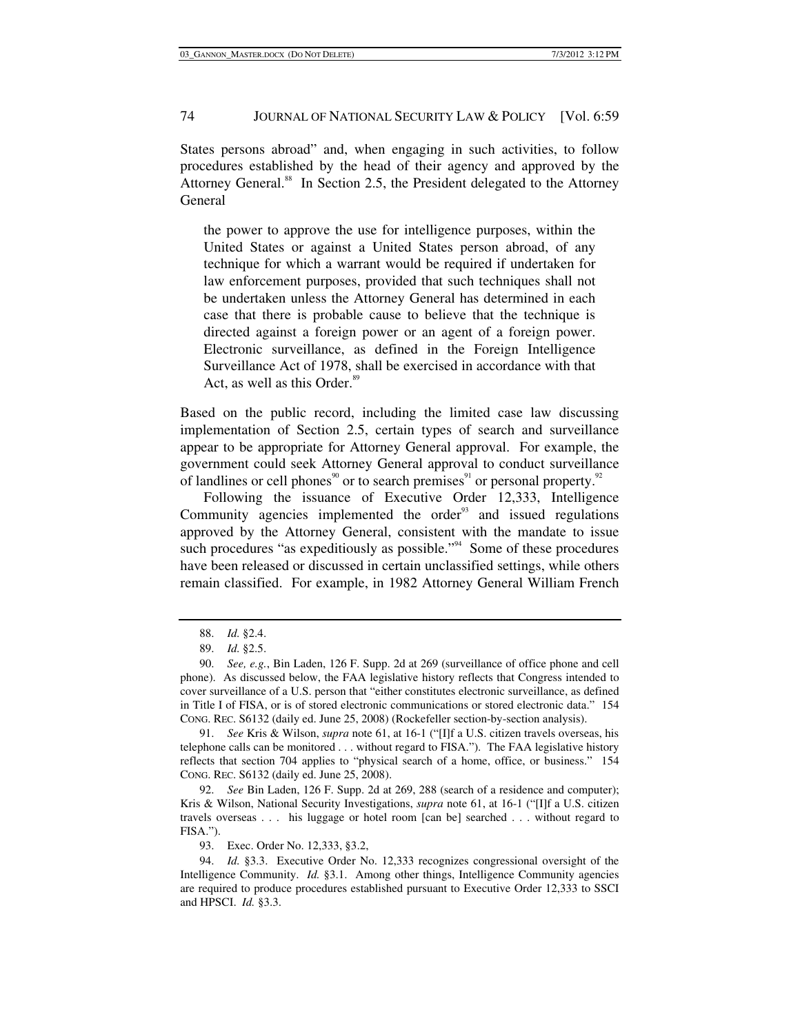States persons abroad" and, when engaging in such activities, to follow procedures established by the head of their agency and approved by the Attorney General.[88] In Section 2.5, the President delegated to the Attorney General

> the power to approve the use for intelligence purposes, within the United States or against a United States person abroad, of any technique for which a warrant would be required if undertaken for law enforcement purposes, provided that such techniques shall not be undertaken unless the Attorney General has determined in each case that there is probable cause to believe that the technique is directed against a foreign power or an agent of a foreign power. Electronic surveillance, as defined in the Foreign Intelligence Surveillance Act of 1978, shall be exercised in accordance with that Act, as well as this Order.[89]

Based on the public record, including the limited case law discussing implementation of Section 2.5, certain types of search and surveillance appear to be appropriate for Attorney General approval. For example, the government could seek Attorney General approval to conduct surveillance of landlines or cell phones[90] or to search premises[91] or personal property.[92]

Following the issuance of Executive Order 12,333, Intelligence Community agencies implemented the order[93] and issued regulations approved by the Attorney General, consistent with the mandate to issue such procedures "as expeditiously as possible."[94] Some of these procedures have been released or discussed in certain unclassified settings, while others remain classified. For example, in 1982 Attorney General William French

---

88. *Id.* §2.4.

89. *Id.* §2.5.

90. *See, e.g.*, Bin Laden, 126 F. Supp. 2d at 269 (surveillance of office phone and cell phone). As discussed below, the FAA legislative history reflects that Congress intended to cover surveillance of a U.S. person that "either constitutes electronic surveillance, as defined in Title I of FISA, or is of stored electronic communications or stored electronic data." 154 CONG. REC. S6132 (daily ed. June 25, 2008) (Rockefeller section-by-section analysis).

91. *See* Kris & Wilson, *supra* note 61, at 16-1 ("[I]f a U.S. citizen travels overseas, his telephone calls can be monitored . . . without regard to FISA."). The FAA legislative history reflects that section 704 applies to "physical search of a home, office, or business." 154 CONG. REC. S6132 (daily ed. June 25, 2008).

92. *See* Bin Laden, 126 F. Supp. 2d at 269, 288 (search of a residence and computer); Kris & Wilson, National Security Investigations, *supra* note 61, at 16-1 ("[I]f a U.S. citizen travels overseas . . . his luggage or hotel room [can be] searched . . . without regard to FISA.").

93. Exec. Order No. 12,333, §3.2,

94. *Id.* §3.3. Executive Order No. 12,333 recognizes congressional oversight of the Intelligence Community. *Id.* §3.1. Among other things, Intelligence Community agencies are required to produce procedures established pursuant to Executive Order 12,333 to SSCI and HPSCI. *Id.* §3.3.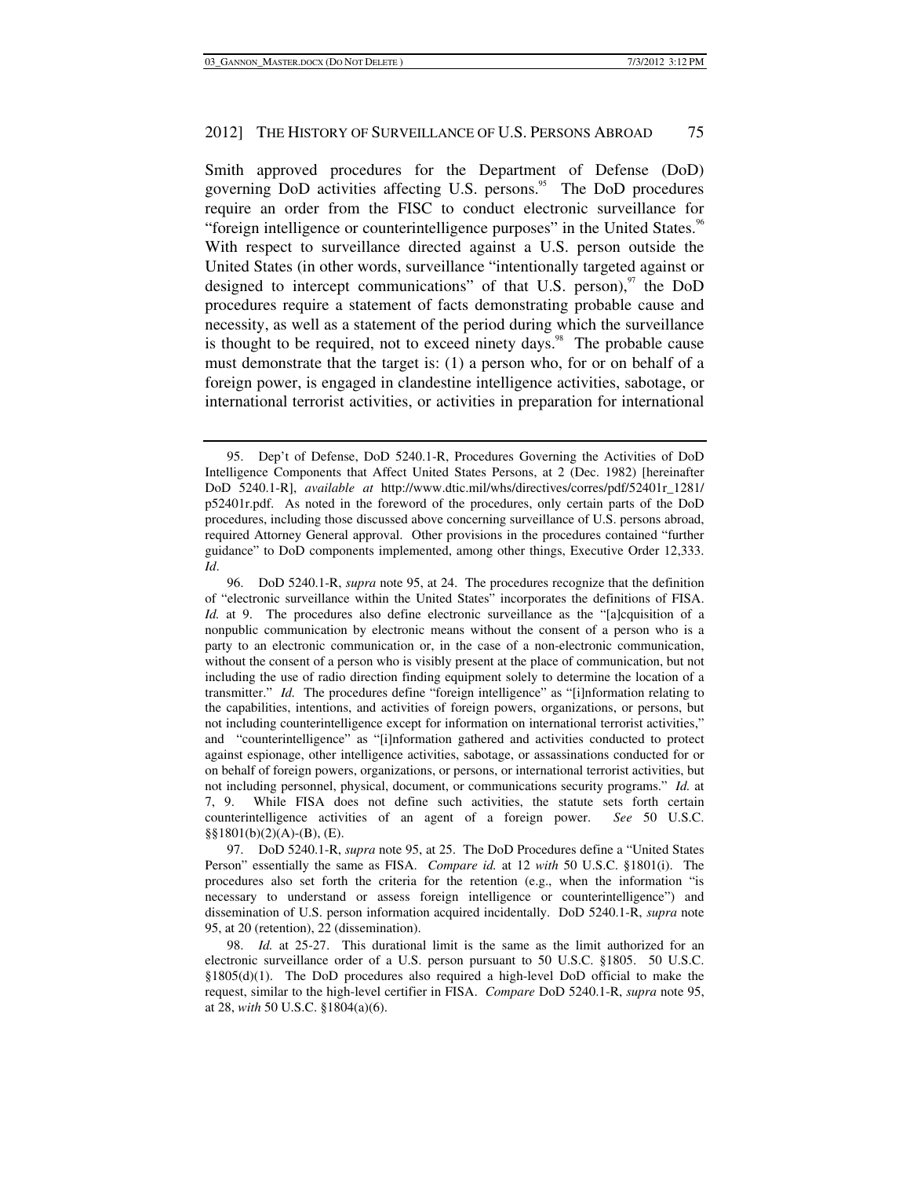Smith approved procedures for the Department of Defense (DoD) governing DoD activities affecting U.S. persons.[95] The DoD procedures require an order from the FISC to conduct electronic surveillance for "foreign intelligence or counterintelligence purposes" in the United States.[96] With respect to surveillance directed against a U.S. person outside the United States (in other words, surveillance "intentionally targeted against or designed to intercept communications" of that U.S. person),[97] the DoD procedures require a statement of facts demonstrating probable cause and necessity, as well as a statement of the period during which the surveillance is thought to be required, not to exceed ninety days.[98] The probable cause must demonstrate that the target is: (1) a person who, for or on behalf of a foreign power, is engaged in clandestine intelligence activities, sabotage, or international terrorist activities, or activities in preparation for international

---

95. Dep't of Defense, DoD 5240.1-R, Procedures Governing the Activities of DoD Intelligence Components that Affect United States Persons, at 2 (Dec. 1982) [hereinafter DoD 5240.1-R], *available at* http://www.dtic.mil/whs/directives/corres/pdf/52401r_1281/p52401r.pdf. As noted in the foreword of the procedures, only certain parts of the DoD procedures, including those discussed above concerning surveillance of U.S. persons abroad, required Attorney General approval. Other provisions in the procedures contained "further guidance" to DoD components implemented, among other things, Executive Order 12,333. *Id*.

96. DoD 5240.1-R, *supra* note 95, at 24. The procedures recognize that the definition of "electronic surveillance within the United States" incorporates the definitions of FISA. *Id.* at 9. The procedures also define electronic surveillance as the "[a]cquisition of a nonpublic communication by electronic means without the consent of a person who is a party to an electronic communication or, in the case of a non-electronic communication, without the consent of a person who is visibly present at the place of communication, but not including the use of radio direction finding equipment solely to determine the location of a transmitter." *Id.* The procedures define "foreign intelligence" as "[i]nformation relating to the capabilities, intentions, and activities of foreign powers, organizations, or persons, but not including counterintelligence except for information on international terrorist activities," and "counterintelligence" as "[i]nformation gathered and activities conducted to protect against espionage, other intelligence activities, sabotage, or assassinations conducted for or on behalf of foreign powers, organizations, or persons, or international terrorist activities, but not including personnel, physical, document, or communications security programs." *Id.* at 7, 9. While FISA does not define such activities, the statute sets forth certain counterintelligence activities of an agent of a foreign power. *See* 50 U.S.C. §§1801(b)(2)(A)-(B), (E).

97. DoD 5240.1-R, *supra* note 95, at 25. The DoD Procedures define a "United States Person" essentially the same as FISA. *Compare id.* at 12 *with* 50 U.S.C. §1801(i). The procedures also set forth the criteria for the retention (e.g., when the information "is necessary to understand or assess foreign intelligence or counterintelligence") and dissemination of U.S. person information acquired incidentally. DoD 5240.1-R, *supra* note 95, at 20 (retention), 22 (dissemination).

98. *Id.* at 25-27. This durational limit is the same as the limit authorized for an electronic surveillance order of a U.S. person pursuant to 50 U.S.C. §1805. 50 U.S.C. §1805(d)(1). The DoD procedures also required a high-level DoD official to make the request, similar to the high-level certifier in FISA. *Compare* DoD 5240.1-R, *supra* note 95, at 28, *with* 50 U.S.C. §1804(a)(6).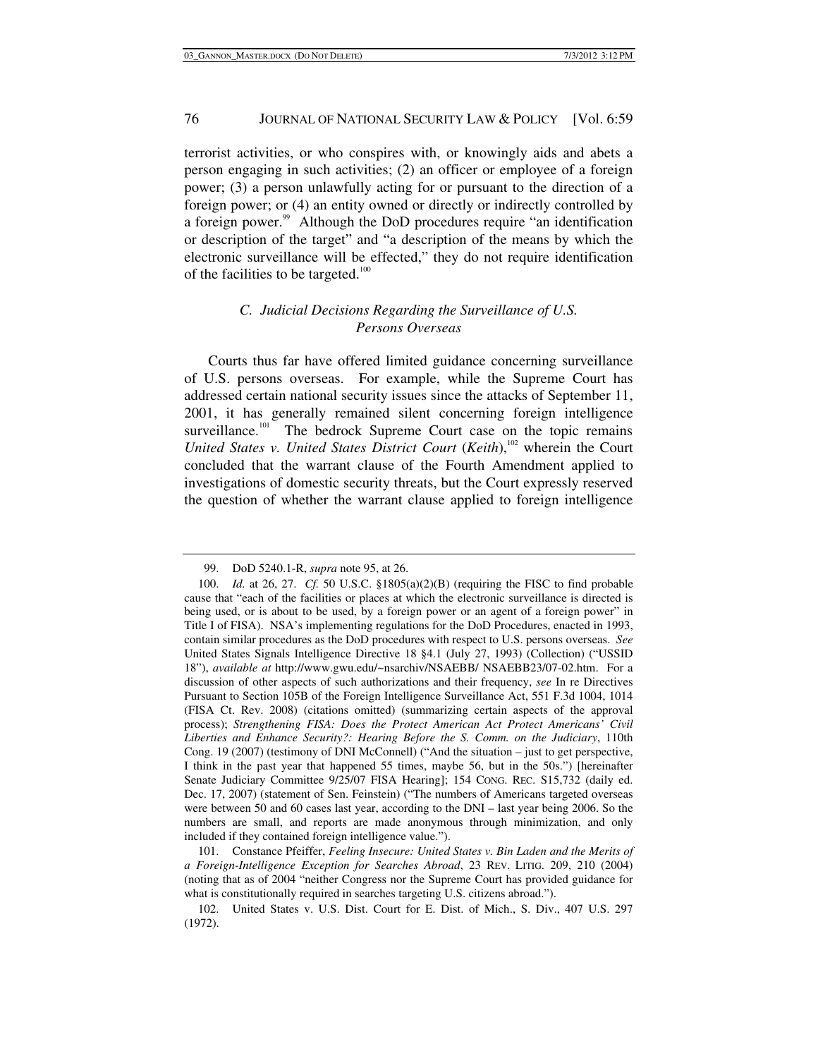terrorist activities, or who conspires with, or knowingly aids and abets a person engaging in such activities; (2) an officer or employee of a foreign power; (3) a person unlawfully acting for or pursuant to the direction of a foreign power; or (4) an entity owned or directly or indirectly controlled by a foreign power.[99] Although the DoD procedures require "an identification or description of the target" and "a description of the means by which the electronic surveillance will be effected," they do not require identification of the facilities to be targeted.[100]

### *C. Judicial Decisions Regarding the Surveillance of U.S. Persons Overseas*

Courts thus far have offered limited guidance concerning surveillance of U.S. persons overseas. For example, while the Supreme Court has addressed certain national security issues since the attacks of September 11, 2001, it has generally remained silent concerning foreign intelligence surveillance.[101] The bedrock Supreme Court case on the topic remains *United States v. United States District Court* (*Keith*),[102] wherein the Court concluded that the warrant clause of the Fourth Amendment applied to investigations of domestic security threats, but the Court expressly reserved the question of whether the warrant clause applied to foreign intelligence

---

99. DoD 5240.1-R, *supra* note 95, at 26.

100. *Id.* at 26, 27. *Cf.* 50 U.S.C. §1805(a)(2)(B) (requiring the FISC to find probable cause that "each of the facilities or places at which the electronic surveillance is directed is being used, or is about to be used, by a foreign power or an agent of a foreign power" in Title I of FISA). NSA's implementing regulations for the DoD Procedures, enacted in 1993, contain similar procedures as the DoD procedures with respect to U.S. persons overseas. *See* United States Signals Intelligence Directive 18 §4.1 (July 27, 1993) (Collection) ("USSID 18"), *available at* http://www.gwu.edu/~nsarchiv/NSAEBB/ NSAEBB23/07-02.htm. For a discussion of other aspects of such authorizations and their frequency, *see* In re Directives Pursuant to Section 105B of the Foreign Intelligence Surveillance Act, 551 F.3d 1004, 1014 (FISA Ct. Rev. 2008) (citations omitted) (summarizing certain aspects of the approval process); *Strengthening FISA: Does the Protect American Act Protect Americans' Civil Liberties and Enhance Security?: Hearing Before the S. Comm. on the Judiciary*, 110th Cong. 19 (2007) (testimony of DNI McConnell) ("And the situation – just to get perspective, I think in the past year that happened 55 times, maybe 56, but in the 50s.") [hereinafter Senate Judiciary Committee 9/25/07 FISA Hearing]; 154 CONG. REC. S15,732 (daily ed. Dec. 17, 2007) (statement of Sen. Feinstein) ("The numbers of Americans targeted overseas were between 50 and 60 cases last year, according to the DNI – last year being 2006. So the numbers are small, and reports are made anonymous through minimization, and only included if they contained foreign intelligence value.").

101. Constance Pfeiffer, *Feeling Insecure: United States v. Bin Laden and the Merits of a Foreign-Intelligence Exception for Searches Abroad*, 23 REV. LITIG. 209, 210 (2004) (noting that as of 2004 "neither Congress nor the Supreme Court has provided guidance for what is constitutionally required in searches targeting U.S. citizens abroad.").

102. United States v. U.S. Dist. Court for E. Dist. of Mich., S. Div., 407 U.S. 297 (1972).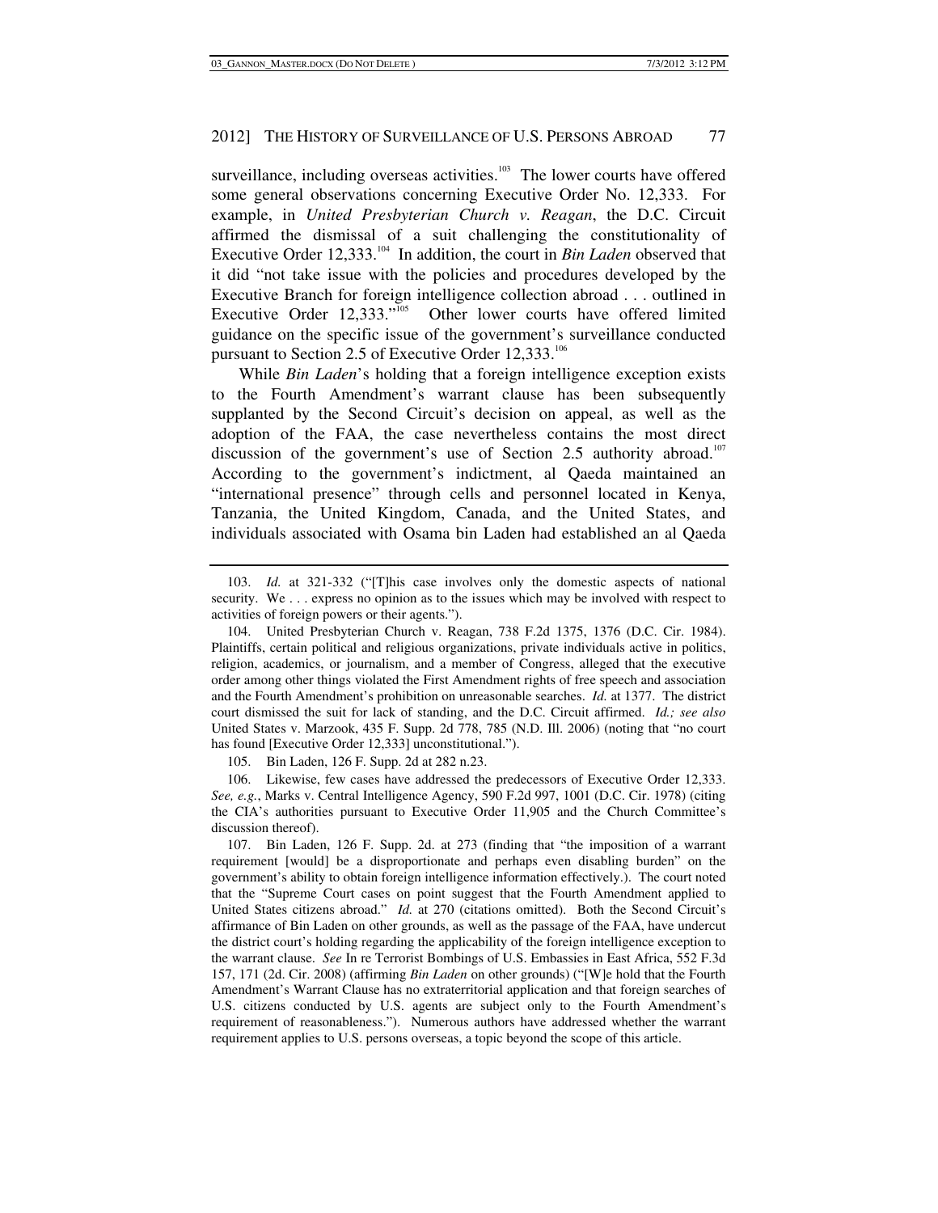surveillance, including overseas activities.[103] The lower courts have offered some general observations concerning Executive Order No. 12,333. For example, in *United Presbyterian Church v. Reagan*, the D.C. Circuit affirmed the dismissal of a suit challenging the constitutionality of Executive Order 12,333.[104] In addition, the court in *Bin Laden* observed that it did "not take issue with the policies and procedures developed by the Executive Branch for foreign intelligence collection abroad . . . outlined in Executive Order 12,333."[105] Other lower courts have offered limited guidance on the specific issue of the government's surveillance conducted pursuant to Section 2.5 of Executive Order 12,333.[106]

While *Bin Laden*'s holding that a foreign intelligence exception exists to the Fourth Amendment's warrant clause has been subsequently supplanted by the Second Circuit's decision on appeal, as well as the adoption of the FAA, the case nevertheless contains the most direct discussion of the government's use of Section 2.5 authority abroad.[107] According to the government's indictment, al Qaeda maintained an "international presence" through cells and personnel located in Kenya, Tanzania, the United Kingdom, Canada, and the United States, and individuals associated with Osama bin Laden had established an al Qaeda

---

103. *Id.* at 321-332 ("[T]his case involves only the domestic aspects of national security. We . . . express no opinion as to the issues which may be involved with respect to activities of foreign powers or their agents.").

104. United Presbyterian Church v. Reagan, 738 F.2d 1375, 1376 (D.C. Cir. 1984). Plaintiffs, certain political and religious organizations, private individuals active in politics, religion, academics, or journalism, and a member of Congress, alleged that the executive order among other things violated the First Amendment rights of free speech and association and the Fourth Amendment's prohibition on unreasonable searches. *Id.* at 1377. The district court dismissed the suit for lack of standing, and the D.C. Circuit affirmed. *Id.; see also* United States v. Marzook, 435 F. Supp. 2d 778, 785 (N.D. Ill. 2006) (noting that "no court has found [Executive Order 12,333] unconstitutional.").

105. Bin Laden, 126 F. Supp. 2d at 282 n.23.

106. Likewise, few cases have addressed the predecessors of Executive Order 12,333. *See, e.g.*, Marks v. Central Intelligence Agency, 590 F.2d 997, 1001 (D.C. Cir. 1978) (citing the CIA's authorities pursuant to Executive Order 11,905 and the Church Committee's discussion thereof).

107. Bin Laden, 126 F. Supp. 2d. at 273 (finding that "the imposition of a warrant requirement [would] be a disproportionate and perhaps even disabling burden" on the government's ability to obtain foreign intelligence information effectively.). The court noted that the "Supreme Court cases on point suggest that the Fourth Amendment applied to United States citizens abroad." *Id.* at 270 (citations omitted). Both the Second Circuit's affirmance of Bin Laden on other grounds, as well as the passage of the FAA, have undercut the district court's holding regarding the applicability of the foreign intelligence exception to the warrant clause. *See* In re Terrorist Bombings of U.S. Embassies in East Africa, 552 F.3d 157, 171 (2d. Cir. 2008) (affirming *Bin Laden* on other grounds) ("[W]e hold that the Fourth Amendment's Warrant Clause has no extraterritorial application and that foreign searches of U.S. citizens conducted by U.S. agents are subject only to the Fourth Amendment's requirement of reasonableness."). Numerous authors have addressed whether the warrant requirement applies to U.S. persons overseas, a topic beyond the scope of this article.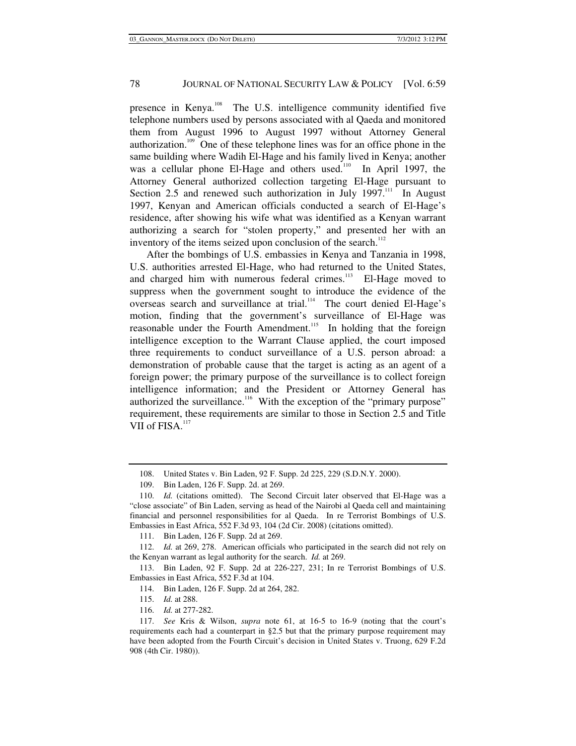presence in Kenya.[108] The U.S. intelligence community identified five telephone numbers used by persons associated with al Qaeda and monitored them from August 1996 to August 1997 without Attorney General authorization.[109] One of these telephone lines was for an office phone in the same building where Wadih El-Hage and his family lived in Kenya; another was a cellular phone El-Hage and others used.[110] In April 1997, the Attorney General authorized collection targeting El-Hage pursuant to Section 2.5 and renewed such authorization in July 1997.[111] In August 1997, Kenyan and American officials conducted a search of El-Hage's residence, after showing his wife what was identified as a Kenyan warrant authorizing a search for "stolen property," and presented her with an inventory of the items seized upon conclusion of the search.[112]

After the bombings of U.S. embassies in Kenya and Tanzania in 1998, U.S. authorities arrested El-Hage, who had returned to the United States, and charged him with numerous federal crimes.[113] El-Hage moved to suppress when the government sought to introduce the evidence of the overseas search and surveillance at trial.[114] The court denied El-Hage's motion, finding that the government's surveillance of El-Hage was reasonable under the Fourth Amendment.[115] In holding that the foreign intelligence exception to the Warrant Clause applied, the court imposed three requirements to conduct surveillance of a U.S. person abroad: a demonstration of probable cause that the target is acting as an agent of a foreign power; the primary purpose of the surveillance is to collect foreign intelligence information; and the President or Attorney General has authorized the surveillance.[116] With the exception of the "primary purpose" requirement, these requirements are similar to those in Section 2.5 and Title VII of FISA.[117]

---

108. United States v. Bin Laden, 92 F. Supp. 2d 225, 229 (S.D.N.Y. 2000).

109. Bin Laden, 126 F. Supp. 2d. at 269.

110. *Id.* (citations omitted). The Second Circuit later observed that El-Hage was a "close associate" of Bin Laden, serving as head of the Nairobi al Qaeda cell and maintaining financial and personnel responsibilities for al Qaeda. In re Terrorist Bombings of U.S. Embassies in East Africa, 552 F.3d 93, 104 (2d Cir. 2008) (citations omitted).

111. Bin Laden, 126 F. Supp. 2d at 269.

112. *Id.* at 269, 278. American officials who participated in the search did not rely on the Kenyan warrant as legal authority for the search. *Id.* at 269.

113. Bin Laden, 92 F. Supp. 2d at 226-227, 231; In re Terrorist Bombings of U.S. Embassies in East Africa, 552 F.3d at 104.

114. Bin Laden, 126 F. Supp. 2d at 264, 282.

115. *Id.* at 288.

116. *Id.* at 277-282.

117. *See* Kris & Wilson, *supra* note 61, at 16-5 to 16-9 (noting that the court's requirements each had a counterpart in §2.5 but that the primary purpose requirement may have been adopted from the Fourth Circuit's decision in United States v. Truong, 629 F.2d 908 (4th Cir. 1980)).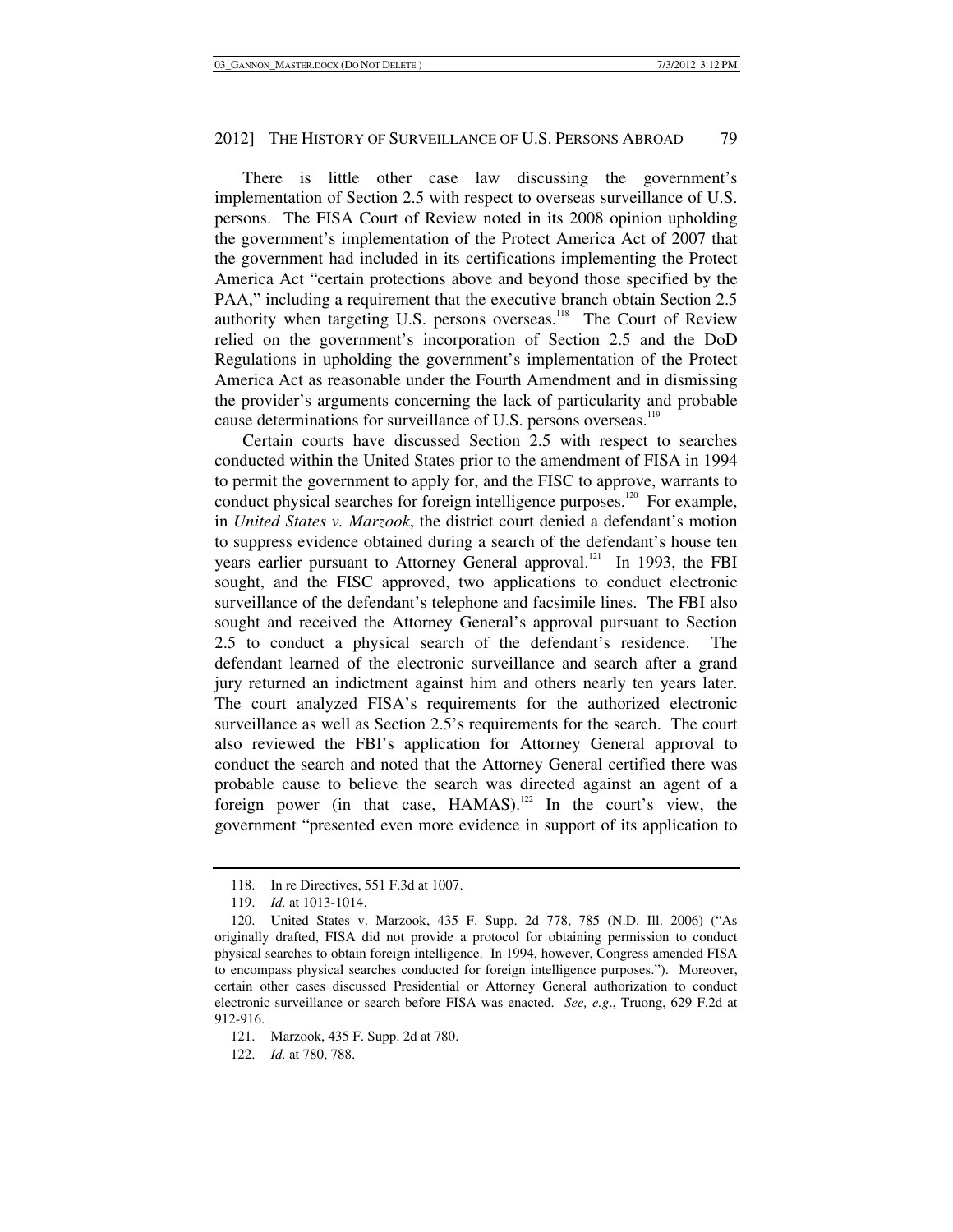There is little other case law discussing the government's implementation of Section 2.5 with respect to overseas surveillance of U.S. persons. The FISA Court of Review noted in its 2008 opinion upholding the government's implementation of the Protect America Act of 2007 that the government had included in its certifications implementing the Protect America Act "certain protections above and beyond those specified by the PAA," including a requirement that the executive branch obtain Section 2.5 authority when targeting U.S. persons overseas.[118] The Court of Review relied on the government's incorporation of Section 2.5 and the DoD Regulations in upholding the government's implementation of the Protect America Act as reasonable under the Fourth Amendment and in dismissing the provider's arguments concerning the lack of particularity and probable cause determinations for surveillance of U.S. persons overseas.[119]

Certain courts have discussed Section 2.5 with respect to searches conducted within the United States prior to the amendment of FISA in 1994 to permit the government to apply for, and the FISC to approve, warrants to conduct physical searches for foreign intelligence purposes.[120] For example, in *United States v. Marzook*, the district court denied a defendant's motion to suppress evidence obtained during a search of the defendant's house ten years earlier pursuant to Attorney General approval.[121] In 1993, the FBI sought, and the FISC approved, two applications to conduct electronic surveillance of the defendant's telephone and facsimile lines. The FBI also sought and received the Attorney General's approval pursuant to Section 2.5 to conduct a physical search of the defendant's residence. The defendant learned of the electronic surveillance and search after a grand jury returned an indictment against him and others nearly ten years later. The court analyzed FISA's requirements for the authorized electronic surveillance as well as Section 2.5's requirements for the search. The court also reviewed the FBI's application for Attorney General approval to conduct the search and noted that the Attorney General certified there was probable cause to believe the search was directed against an agent of a foreign power (in that case, HAMAS).[122] In the court's view, the government "presented even more evidence in support of its application to

---

118. In re Directives, 551 F.3d at 1007.

119. *Id.* at 1013-1014.

120. United States v. Marzook, 435 F. Supp. 2d 778, 785 (N.D. Ill. 2006) ("As originally drafted, FISA did not provide a protocol for obtaining permission to conduct physical searches to obtain foreign intelligence. In 1994, however, Congress amended FISA to encompass physical searches conducted for foreign intelligence purposes."). Moreover, certain other cases discussed Presidential or Attorney General authorization to conduct electronic surveillance or search before FISA was enacted. *See, e.g*., Truong, 629 F.2d at 912-916.

121. Marzook, 435 F. Supp. 2d at 780.

122. *Id.* at 780, 788.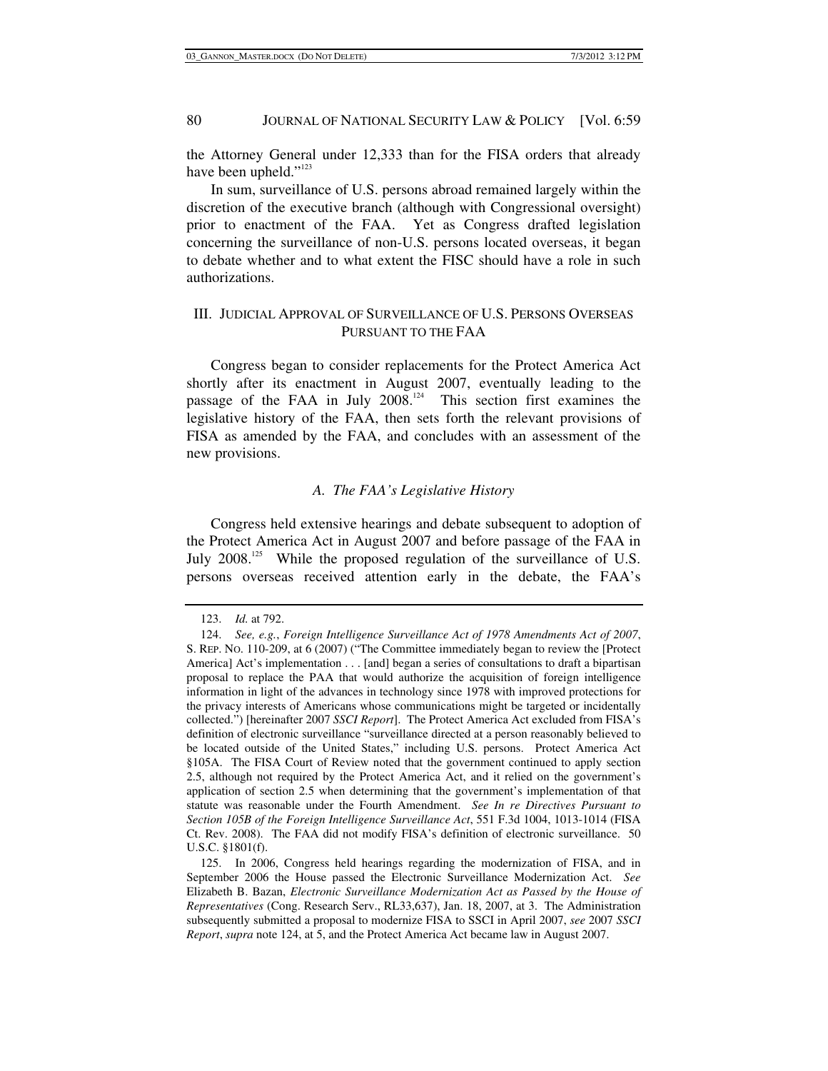the Attorney General under 12,333 than for the FISA orders that already have been upheld."[123]

In sum, surveillance of U.S. persons abroad remained largely within the discretion of the executive branch (although with Congressional oversight) prior to enactment of the FAA. Yet as Congress drafted legislation concerning the surveillance of non-U.S. persons located overseas, it began to debate whether and to what extent the FISC should have a role in such authorizations.

## III. JUDICIAL APPROVAL OF SURVEILLANCE OF U.S. PERSONS OVERSEAS PURSUANT TO THE FAA

Congress began to consider replacements for the Protect America Act shortly after its enactment in August 2007, eventually leading to the passage of the FAA in July 2008.[124] This section first examines the legislative history of the FAA, then sets forth the relevant provisions of FISA as amended by the FAA, and concludes with an assessment of the new provisions.

### *A. The FAA's Legislative History*

Congress held extensive hearings and debate subsequent to adoption of the Protect America Act in August 2007 and before passage of the FAA in July 2008.[125] While the proposed regulation of the surveillance of U.S. persons overseas received attention early in the debate, the FAA's

---

123. *Id.* at 792.

124. *See, e.g.*, *Foreign Intelligence Surveillance Act of 1978 Amendments Act of 2007*, S. REP. NO. 110-209, at 6 (2007) ("The Committee immediately began to review the [Protect America] Act's implementation . . . [and] began a series of consultations to draft a bipartisan proposal to replace the PAA that would authorize the acquisition of foreign intelligence information in light of the advances in technology since 1978 with improved protections for the privacy interests of Americans whose communications might be targeted or incidentally collected.") [hereinafter 2007 *SSCI Report*]. The Protect America Act excluded from FISA's definition of electronic surveillance "surveillance directed at a person reasonably believed to be located outside of the United States," including U.S. persons. Protect America Act §105A. The FISA Court of Review noted that the government continued to apply section 2.5, although not required by the Protect America Act, and it relied on the government's application of section 2.5 when determining that the government's implementation of that statute was reasonable under the Fourth Amendment. *See In re Directives Pursuant to Section 105B of the Foreign Intelligence Surveillance Act*, 551 F.3d 1004, 1013-1014 (FISA Ct. Rev. 2008). The FAA did not modify FISA's definition of electronic surveillance. 50 U.S.C. §1801(f).

125. In 2006, Congress held hearings regarding the modernization of FISA, and in September 2006 the House passed the Electronic Surveillance Modernization Act. *See* Elizabeth B. Bazan, *Electronic Surveillance Modernization Act as Passed by the House of Representatives* (Cong. Research Serv., RL33,637), Jan. 18, 2007, at 3. The Administration subsequently submitted a proposal to modernize FISA to SSCI in April 2007, *see* 2007 *SSCI Report*, *supra* note 124, at 5, and the Protect America Act became law in August 2007.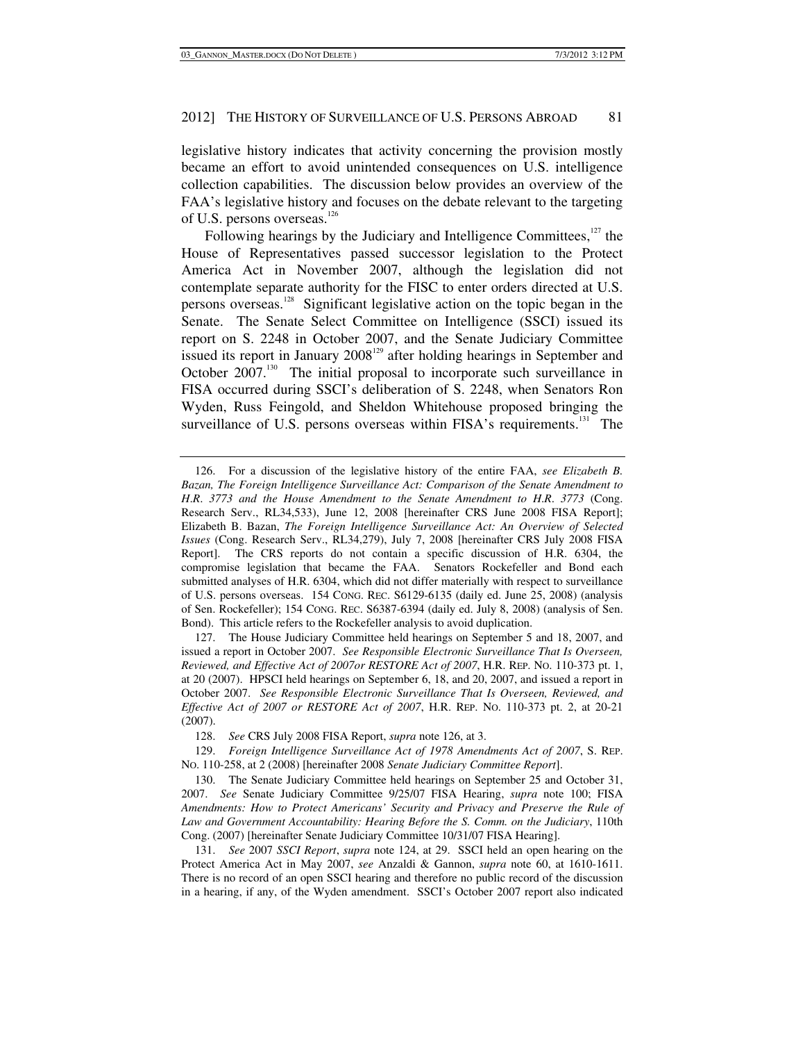legislative history indicates that activity concerning the provision mostly became an effort to avoid unintended consequences on U.S. intelligence collection capabilities. The discussion below provides an overview of the FAA's legislative history and focuses on the debate relevant to the targeting of U.S. persons overseas.[126]

Following hearings by the Judiciary and Intelligence Committees,[127] the House of Representatives passed successor legislation to the Protect America Act in November 2007, although the legislation did not contemplate separate authority for the FISC to enter orders directed at U.S. persons overseas.[128] Significant legislative action on the topic began in the Senate. The Senate Select Committee on Intelligence (SSCI) issued its report on S. 2248 in October 2007, and the Senate Judiciary Committee issued its report in January 2008[129] after holding hearings in September and October 2007.[130] The initial proposal to incorporate such surveillance in FISA occurred during SSCI's deliberation of S. 2248, when Senators Ron Wyden, Russ Feingold, and Sheldon Whitehouse proposed bringing the surveillance of U.S. persons overseas within FISA's requirements.[131] The

---

126. For a discussion of the legislative history of the entire FAA, *see Elizabeth B. Bazan, The Foreign Intelligence Surveillance Act: Comparison of the Senate Amendment to H.R. 3773 and the House Amendment to the Senate Amendment to H.R. 3773* (Cong. Research Serv., RL34,533), June 12, 2008 [hereinafter CRS June 2008 FISA Report]; Elizabeth B. Bazan, *The Foreign Intelligence Surveillance Act: An Overview of Selected Issues* (Cong. Research Serv., RL34,279), July 7, 2008 [hereinafter CRS July 2008 FISA Report]. The CRS reports do not contain a specific discussion of H.R. 6304, the compromise legislation that became the FAA. Senators Rockefeller and Bond each submitted analyses of H.R. 6304, which did not differ materially with respect to surveillance of U.S. persons overseas. 154 CONG. REC. S6129-6135 (daily ed. June 25, 2008) (analysis of Sen. Rockefeller); 154 CONG. REC. S6387-6394 (daily ed. July 8, 2008) (analysis of Sen. Bond). This article refers to the Rockefeller analysis to avoid duplication.

127. The House Judiciary Committee held hearings on September 5 and 18, 2007, and issued a report in October 2007. *See Responsible Electronic Surveillance That Is Overseen, Reviewed, and Effective Act of 2007or RESTORE Act of 2007*, H.R. REP. NO. 110-373 pt. 1, at 20 (2007). HPSCI held hearings on September 6, 18, and 20, 2007, and issued a report in October 2007. *See Responsible Electronic Surveillance That Is Overseen, Reviewed, and Effective Act of 2007 or RESTORE Act of 2007*, H.R. REP. NO. 110-373 pt. 2, at 20-21 (2007).

128. *See* CRS July 2008 FISA Report, *supra* note 126, at 3.

129. *Foreign Intelligence Surveillance Act of 1978 Amendments Act of 2007*, S. REP. NO. 110-258, at 2 (2008) [hereinafter 2008 *Senate Judiciary Committee Report*].

130. The Senate Judiciary Committee held hearings on September 25 and October 31, 2007. *See* Senate Judiciary Committee 9/25/07 FISA Hearing, *supra* note 100; FISA *Amendments: How to Protect Americans' Security and Privacy and Preserve the Rule of Law and Government Accountability: Hearing Before the S. Comm. on the Judiciary*, 110th Cong. (2007) [hereinafter Senate Judiciary Committee 10/31/07 FISA Hearing].

131. *See* 2007 *SSCI Report*, *supra* note 124, at 29. SSCI held an open hearing on the Protect America Act in May 2007, *see* Anzaldi & Gannon, *supra* note 60, at 1610-1611. There is no record of an open SSCI hearing and therefore no public record of the discussion in a hearing, if any, of the Wyden amendment. SSCI's October 2007 report also indicated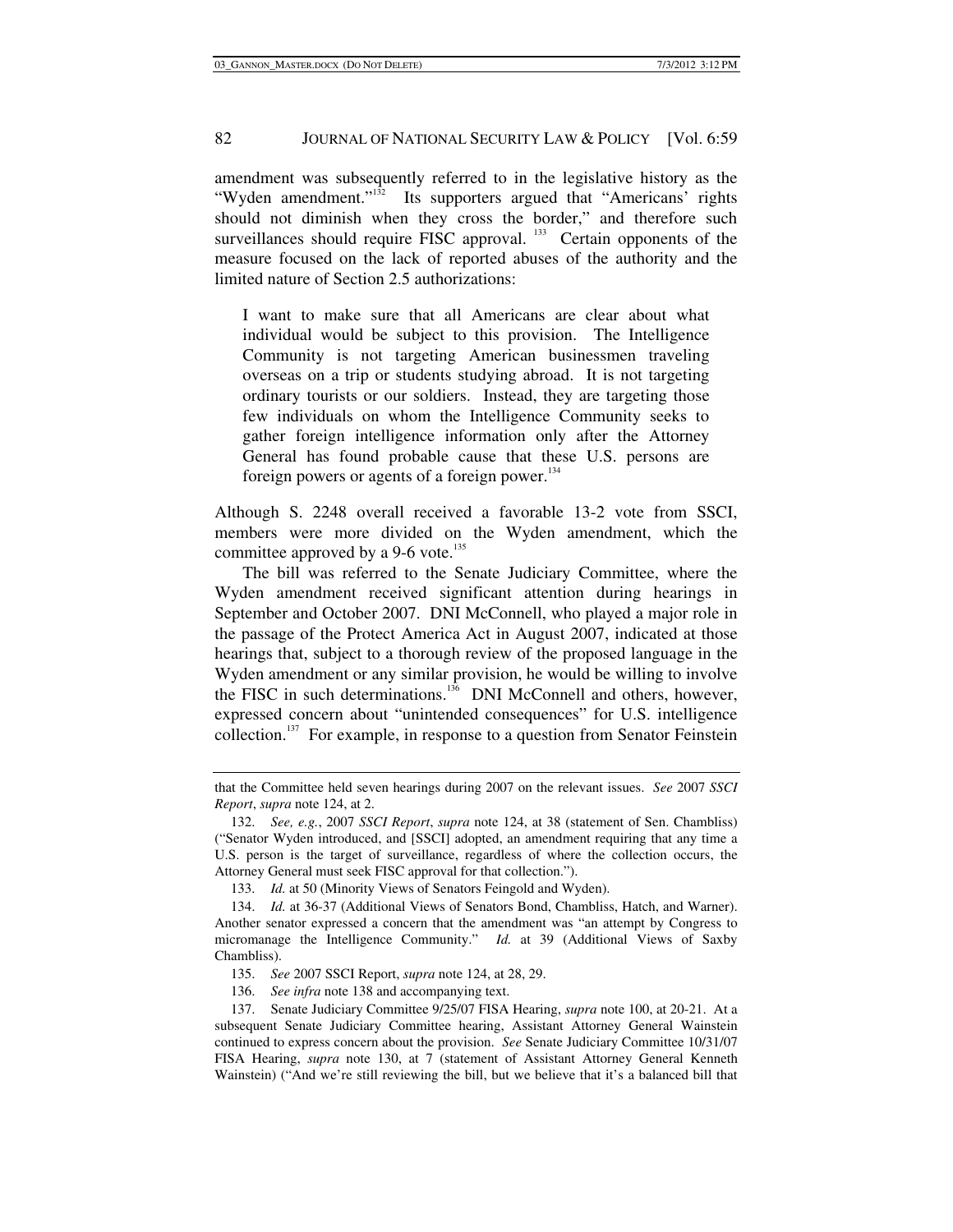amendment was subsequently referred to in the legislative history as the "Wyden amendment."[132] Its supporters argued that "Americans' rights should not diminish when they cross the border," and therefore such surveillances should require FISC approval.[133] Certain opponents of the measure focused on the lack of reported abuses of the authority and the limited nature of Section 2.5 authorizations:

> I want to make sure that all Americans are clear about what individual would be subject to this provision. The Intelligence Community is not targeting American businessmen traveling overseas on a trip or students studying abroad. It is not targeting ordinary tourists or our soldiers. Instead, they are targeting those few individuals on whom the Intelligence Community seeks to gather foreign intelligence information only after the Attorney General has found probable cause that these U.S. persons are foreign powers or agents of a foreign power.[134]

Although S. 2248 overall received a favorable 13-2 vote from SSCI, members were more divided on the Wyden amendment, which the committee approved by a 9-6 vote.[135]

The bill was referred to the Senate Judiciary Committee, where the Wyden amendment received significant attention during hearings in September and October 2007. DNI McConnell, who played a major role in the passage of the Protect America Act in August 2007, indicated at those hearings that, subject to a thorough review of the proposed language in the Wyden amendment or any similar provision, he would be willing to involve the FISC in such determinations.[136] DNI McConnell and others, however, expressed concern about "unintended consequences" for U.S. intelligence collection.[137] For example, in response to a question from Senator Feinstein

---

that the Committee held seven hearings during 2007 on the relevant issues. *See* 2007 *SSCI Report*, *supra* note 124, at 2.

132. *See, e.g.*, 2007 *SSCI Report*, *supra* note 124, at 38 (statement of Sen. Chambliss) ("Senator Wyden introduced, and [SSCI] adopted, an amendment requiring that any time a U.S. person is the target of surveillance, regardless of where the collection occurs, the Attorney General must seek FISC approval for that collection.").

133. *Id.* at 50 (Minority Views of Senators Feingold and Wyden).

134. *Id.* at 36-37 (Additional Views of Senators Bond, Chambliss, Hatch, and Warner). Another senator expressed a concern that the amendment was "an attempt by Congress to micromanage the Intelligence Community." *Id.* at 39 (Additional Views of Saxby Chambliss).

135. *See* 2007 SSCI Report, *supra* note 124, at 28, 29.

136. *See infra* note 138 and accompanying text.

137. Senate Judiciary Committee 9/25/07 FISA Hearing, *supra* note 100, at 20-21. At a subsequent Senate Judiciary Committee hearing, Assistant Attorney General Wainstein continued to express concern about the provision. *See* Senate Judiciary Committee 10/31/07 FISA Hearing, *supra* note 130, at 7 (statement of Assistant Attorney General Kenneth Wainstein) ("And we're still reviewing the bill, but we believe that it's a balanced bill that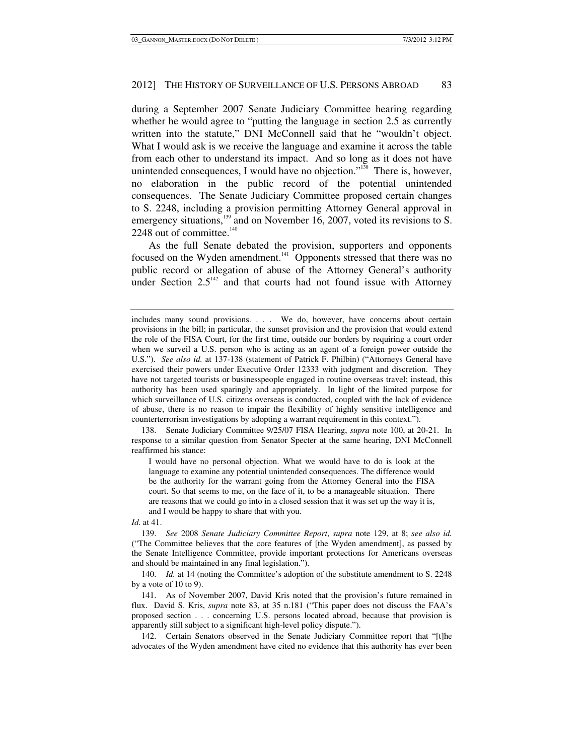during a September 2007 Senate Judiciary Committee hearing regarding whether he would agree to "putting the language in section 2.5 as currently written into the statute," DNI McConnell said that he "wouldn't object. What I would ask is we receive the language and examine it across the table from each other to understand its impact. And so long as it does not have unintended consequences, I would have no objection."[138] There is, however, no elaboration in the public record of the potential unintended consequences. The Senate Judiciary Committee proposed certain changes to S. 2248, including a provision permitting Attorney General approval in emergency situations,[139] and on November 16, 2007, voted its revisions to S. 2248 out of committee.[140]

As the full Senate debated the provision, supporters and opponents focused on the Wyden amendment.[141] Opponents stressed that there was no public record or allegation of abuse of the Attorney General's authority under Section 2.5[142] and that courts had not found issue with Attorney

---

includes many sound provisions. . . . We do, however, have concerns about certain provisions in the bill; in particular, the sunset provision and the provision that would extend the role of the FISA Court, for the first time, outside our borders by requiring a court order when we surveil a U.S. person who is acting as an agent of a foreign power outside the U.S."). *See also id.* at 137-138 (statement of Patrick F. Philbin) ("Attorneys General have exercised their powers under Executive Order 12333 with judgment and discretion. They have not targeted tourists or businesspeople engaged in routine overseas travel; instead, this authority has been used sparingly and appropriately. In light of the limited purpose for which surveillance of U.S. citizens overseas is conducted, coupled with the lack of evidence of abuse, there is no reason to impair the flexibility of highly sensitive intelligence and counterterrorism investigations by adopting a warrant requirement in this context.").

138. Senate Judiciary Committee 9/25/07 FISA Hearing, *supra* note 100, at 20-21. In response to a similar question from Senator Specter at the same hearing, DNI McConnell reaffirmed his stance:

> I would have no personal objection. What we would have to do is look at the language to examine any potential unintended consequences. The difference would be the authority for the warrant going from the Attorney General into the FISA court. So that seems to me, on the face of it, to be a manageable situation. There are reasons that we could go into in a closed session that it was set up the way it is, and I would be happy to share that with you.

*Id.* at 41.

139. *See* 2008 *Senate Judiciary Committee Report*, *supra* note 129, at 8; *see also id.* ("The Committee believes that the core features of [the Wyden amendment], as passed by the Senate Intelligence Committee, provide important protections for Americans overseas and should be maintained in any final legislation.").

140. *Id.* at 14 (noting the Committee's adoption of the substitute amendment to S. 2248 by a vote of 10 to 9).

141. As of November 2007, David Kris noted that the provision's future remained in flux. David S. Kris, *supra* note 83, at 35 n.181 ("This paper does not discuss the FAA's proposed section . . . concerning U.S. persons located abroad, because that provision is apparently still subject to a significant high-level policy dispute.").

142. Certain Senators observed in the Senate Judiciary Committee report that "[t]he advocates of the Wyden amendment have cited no evidence that this authority has ever been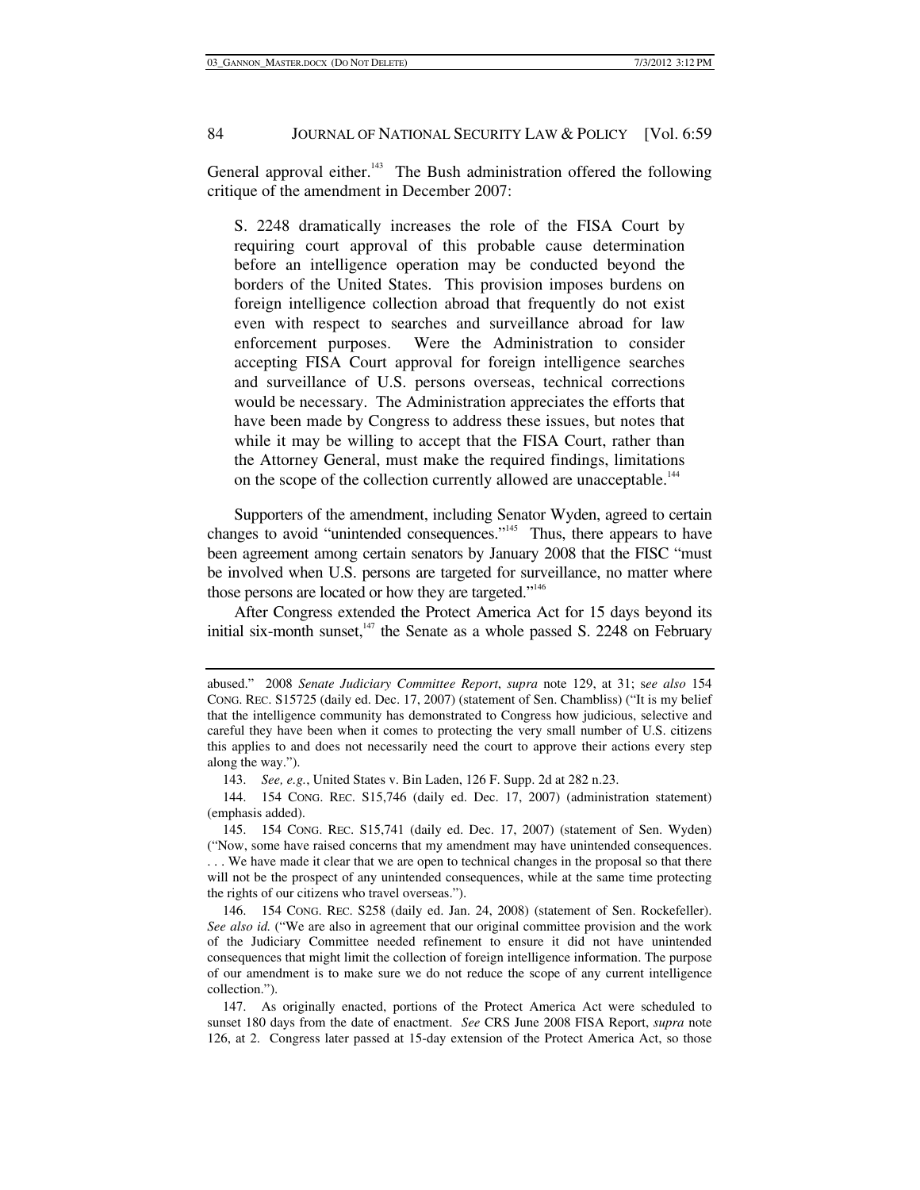General approval either.[143] The Bush administration offered the following critique of the amendment in December 2007:

> S. 2248 dramatically increases the role of the FISA Court by requiring court approval of this probable cause determination before an intelligence operation may be conducted beyond the borders of the United States. This provision imposes burdens on foreign intelligence collection abroad that frequently do not exist even with respect to searches and surveillance abroad for law enforcement purposes. Were the Administration to consider accepting FISA Court approval for foreign intelligence searches and surveillance of U.S. persons overseas, technical corrections would be necessary. The Administration appreciates the efforts that have been made by Congress to address these issues, but notes that while it may be willing to accept that the FISA Court, rather than the Attorney General, must make the required findings, limitations on the scope of the collection currently allowed are unacceptable.[144]

Supporters of the amendment, including Senator Wyden, agreed to certain changes to avoid "unintended consequences."[145] Thus, there appears to have been agreement among certain senators by January 2008 that the FISC "must be involved when U.S. persons are targeted for surveillance, no matter where those persons are located or how they are targeted."[146]

After Congress extended the Protect America Act for 15 days beyond its initial six-month sunset,[147] the Senate as a whole passed S. 2248 on February

---

abused." 2008 *Senate Judiciary Committee Report*, *supra* note 129, at 31; s*ee also* 154 CONG. REC. S15725 (daily ed. Dec. 17, 2007) (statement of Sen. Chambliss) ("It is my belief that the intelligence community has demonstrated to Congress how judicious, selective and careful they have been when it comes to protecting the very small number of U.S. citizens this applies to and does not necessarily need the court to approve their actions every step along the way.").

143. *See, e.g.*, United States v. Bin Laden, 126 F. Supp. 2d at 282 n.23.

144. 154 CONG. REC. S15,746 (daily ed. Dec. 17, 2007) (administration statement) (emphasis added).

145. 154 CONG. REC. S15,741 (daily ed. Dec. 17, 2007) (statement of Sen. Wyden) ("Now, some have raised concerns that my amendment may have unintended consequences. . . . We have made it clear that we are open to technical changes in the proposal so that there will not be the prospect of any unintended consequences, while at the same time protecting the rights of our citizens who travel overseas.").

146. 154 CONG. REC. S258 (daily ed. Jan. 24, 2008) (statement of Sen. Rockefeller). *See also id.* ("We are also in agreement that our original committee provision and the work of the Judiciary Committee needed refinement to ensure it did not have unintended consequences that might limit the collection of foreign intelligence information. The purpose of our amendment is to make sure we do not reduce the scope of any current intelligence collection.").

147. As originally enacted, portions of the Protect America Act were scheduled to sunset 180 days from the date of enactment. *See* CRS June 2008 FISA Report, *supra* note 126, at 2. Congress later passed at 15-day extension of the Protect America Act, so those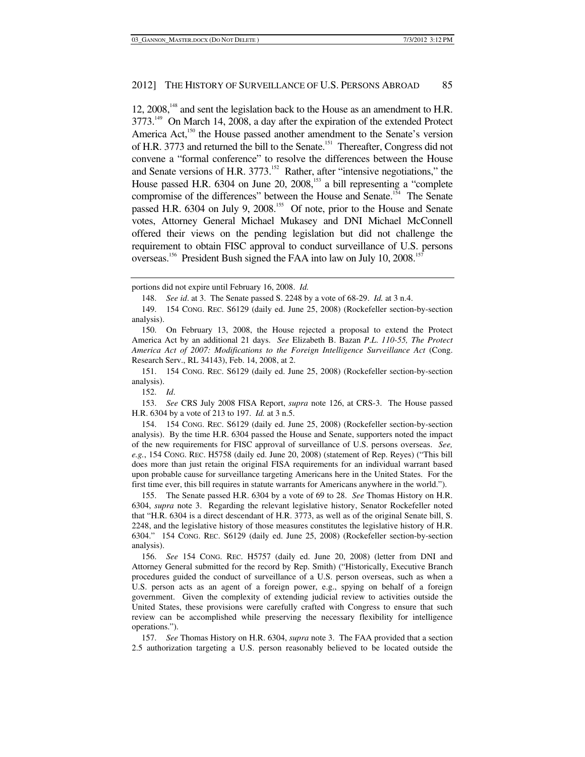12, 2008,[148] and sent the legislation back to the House as an amendment to H.R. 3773.[149] On March 14, 2008, a day after the expiration of the extended Protect America Act,[150] the House passed another amendment to the Senate's version of H.R. 3773 and returned the bill to the Senate.[151] Thereafter, Congress did not convene a "formal conference" to resolve the differences between the House and Senate versions of H.R. 3773.[152] Rather, after "intensive negotiations," the House passed H.R. 6304 on June 20, 2008,[153] a bill representing a "complete compromise of the differences" between the House and Senate.[154] The Senate passed H.R. 6304 on July 9, 2008.[155] Of note, prior to the House and Senate votes, Attorney General Michael Mukasey and DNI Michael McConnell offered their views on the pending legislation but did not challenge the requirement to obtain FISC approval to conduct surveillance of U.S. persons overseas.[156] President Bush signed the FAA into law on July 10, 2008.[157]

---

portions did not expire until February 16, 2008. *Id.*

148. *See id*. at 3. The Senate passed S. 2248 by a vote of 68-29. *Id.* at 3 n.4.

149. 154 CONG. REC. S6129 (daily ed. June 25, 2008) (Rockefeller section-by-section analysis).

150. On February 13, 2008, the House rejected a proposal to extend the Protect America Act by an additional 21 days. *See* Elizabeth B. Bazan *P.L. 110-55, The Protect America Act of 2007: Modifications to the Foreign Intelligence Surveillance Act* (Cong. Research Serv., RL 34143), Feb. 14, 2008, at 2.

151. 154 CONG. REC. S6129 (daily ed. June 25, 2008) (Rockefeller section-by-section analysis).

152. *Id*.

153. *See* CRS July 2008 FISA Report, *supra* note 126, at CRS-3. The House passed H.R. 6304 by a vote of 213 to 197. *Id.* at 3 n.5.

154. 154 CONG. REC. S6129 (daily ed. June 25, 2008) (Rockefeller section-by-section analysis). By the time H.R. 6304 passed the House and Senate, supporters noted the impact of the new requirements for FISC approval of surveillance of U.S. persons overseas. *See, e.g.*, 154 CONG. REC. H5758 (daily ed. June 20, 2008) (statement of Rep. Reyes) ("This bill does more than just retain the original FISA requirements for an individual warrant based upon probable cause for surveillance targeting Americans here in the United States. For the first time ever, this bill requires in statute warrants for Americans anywhere in the world.").

155. The Senate passed H.R. 6304 by a vote of 69 to 28. *See* Thomas History on H.R. 6304, *supra* note 3. Regarding the relevant legislative history, Senator Rockefeller noted that "H.R. 6304 is a direct descendant of H.R. 3773, as well as of the original Senate bill, S. 2248, and the legislative history of those measures constitutes the legislative history of H.R. 6304." 154 CONG. REC. S6129 (daily ed. June 25, 2008) (Rockefeller section-by-section analysis).

156. *See* 154 CONG. REC. H5757 (daily ed. June 20, 2008) (letter from DNI and Attorney General submitted for the record by Rep. Smith) ("Historically, Executive Branch procedures guided the conduct of surveillance of a U.S. person overseas, such as when a U.S. person acts as an agent of a foreign power, e.g., spying on behalf of a foreign government. Given the complexity of extending judicial review to activities outside the United States, these provisions were carefully crafted with Congress to ensure that such review can be accomplished while preserving the necessary flexibility for intelligence operations.").

157. *See* Thomas History on H.R. 6304, *supra* note 3. The FAA provided that a section 2.5 authorization targeting a U.S. person reasonably believed to be located outside the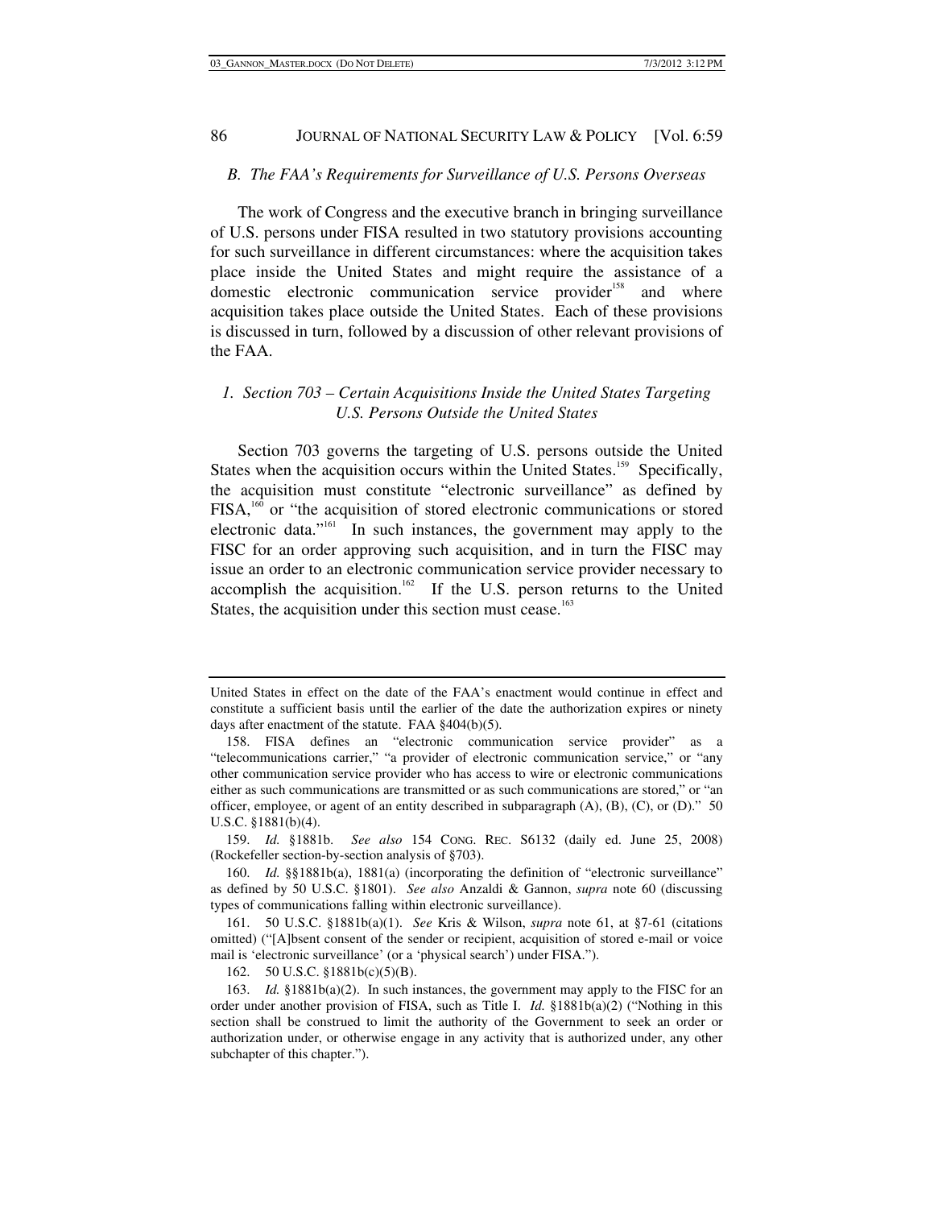### *B. The FAA's Requirements for Surveillance of U.S. Persons Overseas*

The work of Congress and the executive branch in bringing surveillance of U.S. persons under FISA resulted in two statutory provisions accounting for such surveillance in different circumstances: where the acquisition takes place inside the United States and might require the assistance of a domestic electronic communication service provider[158] and where acquisition takes place outside the United States. Each of these provisions is discussed in turn, followed by a discussion of other relevant provisions of the FAA.

#### *1. Section 703 – Certain Acquisitions Inside the United States Targeting U.S. Persons Outside the United States*

Section 703 governs the targeting of U.S. persons outside the United States when the acquisition occurs within the United States.[159] Specifically, the acquisition must constitute "electronic surveillance" as defined by FISA,[160] or "the acquisition of stored electronic communications or stored electronic data."[161] In such instances, the government may apply to the FISC for an order approving such acquisition, and in turn the FISC may issue an order to an electronic communication service provider necessary to accomplish the acquisition.[162] If the U.S. person returns to the United States, the acquisition under this section must cease.[163]

---

United States in effect on the date of the FAA's enactment would continue in effect and constitute a sufficient basis until the earlier of the date the authorization expires or ninety days after enactment of the statute. FAA §404(b)(5).

158. FISA defines an "electronic communication service provider" as a "telecommunications carrier," "a provider of electronic communication service," or "any other communication service provider who has access to wire or electronic communications either as such communications are transmitted or as such communications are stored," or "an officer, employee, or agent of an entity described in subparagraph (A), (B), (C), or (D)." 50 U.S.C. §1881(b)(4).

159. *Id.* §1881b. *See also* 154 CONG. REC. S6132 (daily ed. June 25, 2008) (Rockefeller section-by-section analysis of §703).

160. *Id.* §§1881b(a), 1881(a) (incorporating the definition of "electronic surveillance" as defined by 50 U.S.C. §1801). *See also* Anzaldi & Gannon, *supra* note 60 (discussing types of communications falling within electronic surveillance).

161. 50 U.S.C. §1881b(a)(1). *See* Kris & Wilson, *supra* note 61, at §7-61 (citations omitted) ("[A]bsent consent of the sender or recipient, acquisition of stored e-mail or voice mail is 'electronic surveillance' (or a 'physical search') under FISA.").

162. 50 U.S.C. §1881b(c)(5)(B).

163. *Id.* §1881b(a)(2). In such instances, the government may apply to the FISC for an order under another provision of FISA, such as Title I. *Id.* §1881b(a)(2) ("Nothing in this section shall be construed to limit the authority of the Government to seek an order or authorization under, or otherwise engage in any activity that is authorized under, any other subchapter of this chapter.").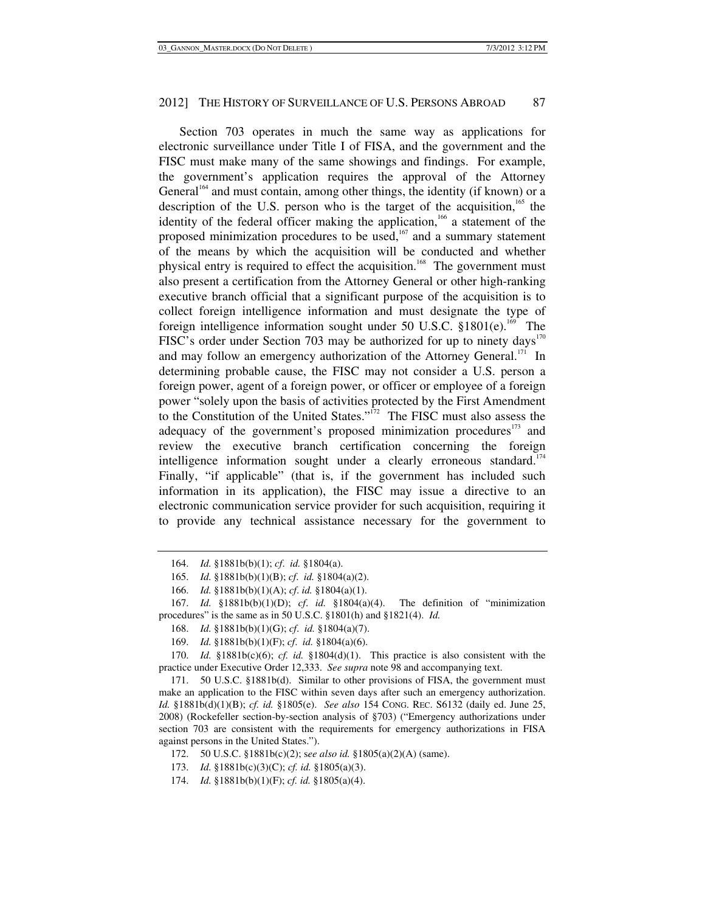Section 703 operates in much the same way as applications for electronic surveillance under Title I of FISA, and the government and the FISC must make many of the same showings and findings. For example, the government's application requires the approval of the Attorney General[164] and must contain, among other things, the identity (if known) or a description of the U.S. person who is the target of the acquisition,[165] the identity of the federal officer making the application,[166] a statement of the proposed minimization procedures to be used,[167] and a summary statement of the means by which the acquisition will be conducted and whether physical entry is required to effect the acquisition.[168] The government must also present a certification from the Attorney General or other high-ranking executive branch official that a significant purpose of the acquisition is to collect foreign intelligence information and must designate the type of foreign intelligence information sought under 50 U.S.C. §1801(e).[169] The FISC's order under Section 703 may be authorized for up to ninety days[170] and may follow an emergency authorization of the Attorney General.[171] In determining probable cause, the FISC may not consider a U.S. person a foreign power, agent of a foreign power, or officer or employee of a foreign power "solely upon the basis of activities protected by the First Amendment to the Constitution of the United States."[172] The FISC must also assess the adequacy of the government's proposed minimization procedures[173] and review the executive branch certification concerning the foreign intelligence information sought under a clearly erroneous standard.[174] Finally, "if applicable" (that is, if the government has included such information in its application), the FISC may issue a directive to an electronic communication service provider for such acquisition, requiring it to provide any technical assistance necessary for the government to

---

164. *Id.* §1881b(b)(1); *cf. id.* §1804(a).

165. *Id.* §1881b(b)(1)(B); *cf. id.* §1804(a)(2).

166. *Id.* §1881b(b)(1)(A); *cf. id.* §1804(a)(1).

167. *Id.* §1881b(b)(1)(D); *cf. id.* §1804(a)(4). The definition of "minimization procedures" is the same as in 50 U.S.C. §1801(h) and §1821(4). *Id.*

168. *Id.* §1881b(b)(1)(G); *cf. id.* §1804(a)(7).

169. *Id.* §1881b(b)(1)(F); *cf. id.* §1804(a)(6).

170. *Id.* §1881b(c)(6); *cf. id.* §1804(d)(1). This practice is also consistent with the practice under Executive Order 12,333. *See supra* note 98 and accompanying text.

171. 50 U.S.C. §1881b(d). Similar to other provisions of FISA, the government must make an application to the FISC within seven days after such an emergency authorization. *Id.* §1881b(d)(1)(B); *cf. id.* §1805(e). *See also* 154 CONG. REC. S6132 (daily ed. June 25, 2008) (Rockefeller section-by-section analysis of §703) ("Emergency authorizations under section 703 are consistent with the requirements for emergency authorizations in FISA against persons in the United States.").

172. 50 U.S.C. §1881b(c)(2); s*ee also id.* §1805(a)(2)(A) (same).

173. *Id.* §1881b(c)(3)(C); *cf. id.* §1805(a)(3).

174. *Id.* §1881b(b)(1)(F); *cf. id.* §1805(a)(4).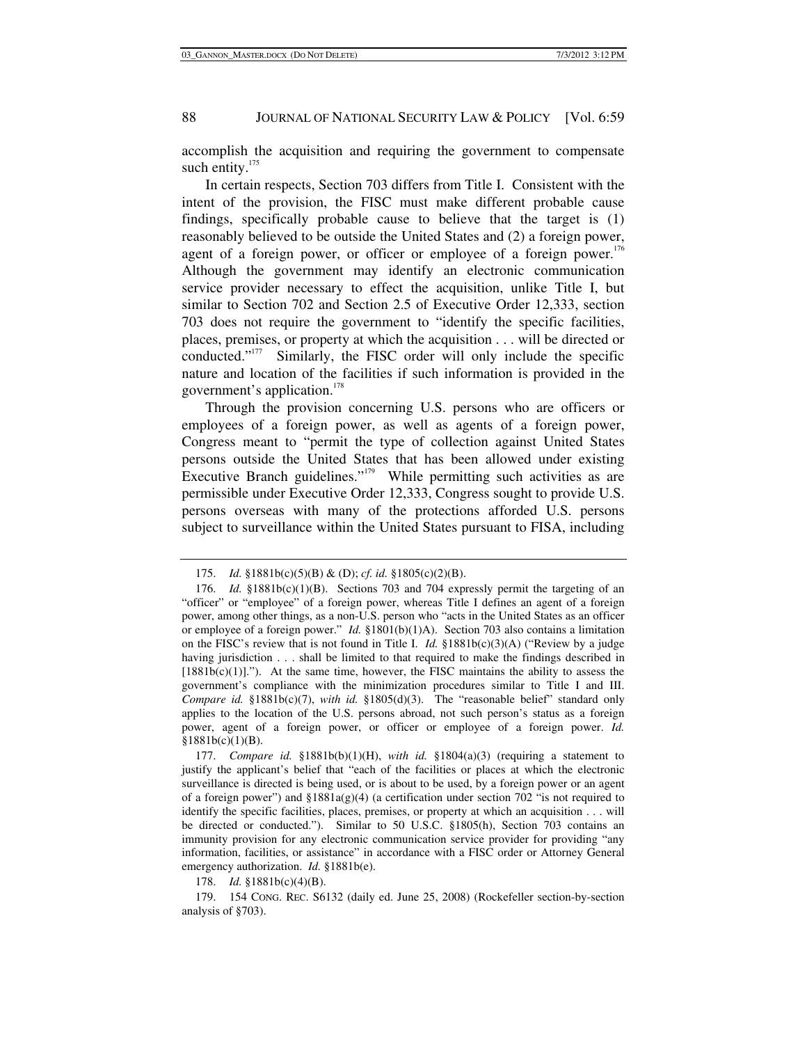accomplish the acquisition and requiring the government to compensate such entity.[175]

In certain respects, Section 703 differs from Title I. Consistent with the intent of the provision, the FISC must make different probable cause findings, specifically probable cause to believe that the target is (1) reasonably believed to be outside the United States and (2) a foreign power, agent of a foreign power, or officer or employee of a foreign power.[176] Although the government may identify an electronic communication service provider necessary to effect the acquisition, unlike Title I, but similar to Section 702 and Section 2.5 of Executive Order 12,333, section 703 does not require the government to "identify the specific facilities, places, premises, or property at which the acquisition . . . will be directed or conducted."[177] Similarly, the FISC order will only include the specific nature and location of the facilities if such information is provided in the government's application.[178]

Through the provision concerning U.S. persons who are officers or employees of a foreign power, as well as agents of a foreign power, Congress meant to "permit the type of collection against United States persons outside the United States that has been allowed under existing Executive Branch guidelines."[179] While permitting such activities as are permissible under Executive Order 12,333, Congress sought to provide U.S. persons overseas with many of the protections afforded U.S. persons subject to surveillance within the United States pursuant to FISA, including

---

175. *Id.* §1881b(c)(5)(B) & (D); *cf. id.* §1805(c)(2)(B).

176. *Id.* §1881b(c)(1)(B). Sections 703 and 704 expressly permit the targeting of an "officer" or "employee" of a foreign power, whereas Title I defines an agent of a foreign power, among other things, as a non-U.S. person who "acts in the United States as an officer or employee of a foreign power." *Id.* §1801(b)(1)A). Section 703 also contains a limitation on the FISC's review that is not found in Title I. *Id.* §1881b(c)(3)(A) ("Review by a judge having jurisdiction . . . shall be limited to that required to make the findings described in [1881b(c)(1)]."). At the same time, however, the FISC maintains the ability to assess the government's compliance with the minimization procedures similar to Title I and III. *Compare id.* §1881b(c)(7), *with id.* §1805(d)(3). The "reasonable belief" standard only applies to the location of the U.S. persons abroad, not such person's status as a foreign power, agent of a foreign power, or officer or employee of a foreign power. *Id.* §1881b(c)(1)(B).

177. *Compare id.* §1881b(b)(1)(H), *with id.* §1804(a)(3) (requiring a statement to justify the applicant's belief that "each of the facilities or places at which the electronic surveillance is directed is being used, or is about to be used, by a foreign power or an agent of a foreign power") and §1881a(g)(4) (a certification under section 702 "is not required to identify the specific facilities, places, premises, or property at which an acquisition . . . will be directed or conducted."). Similar to 50 U.S.C. §1805(h), Section 703 contains an immunity provision for any electronic communication service provider for providing "any information, facilities, or assistance" in accordance with a FISC order or Attorney General emergency authorization. *Id.* §1881b(e).

178. *Id.* §1881b(c)(4)(B).

179. 154 CONG. REC. S6132 (daily ed. June 25, 2008) (Rockefeller section-by-section analysis of §703).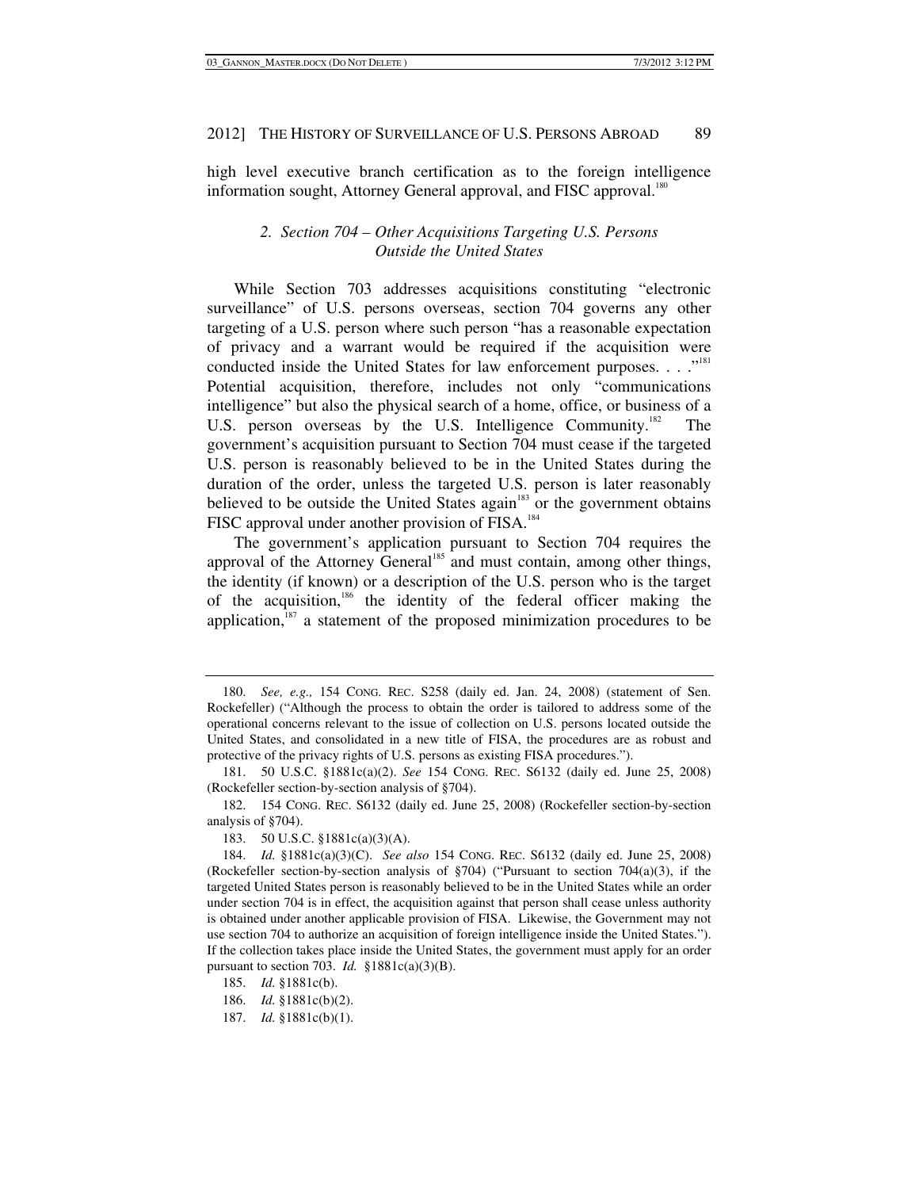high level executive branch certification as to the foreign intelligence information sought, Attorney General approval, and FISC approval.[180]

### *2. Section 704 – Other Acquisitions Targeting U.S. Persons Outside the United States*

While Section 703 addresses acquisitions constituting "electronic surveillance" of U.S. persons overseas, section 704 governs any other targeting of a U.S. person where such person "has a reasonable expectation of privacy and a warrant would be required if the acquisition were conducted inside the United States for law enforcement purposes. . . ."[181] Potential acquisition, therefore, includes not only "communications intelligence" but also the physical search of a home, office, or business of a U.S. person overseas by the U.S. Intelligence Community.[182] The government's acquisition pursuant to Section 704 must cease if the targeted U.S. person is reasonably believed to be in the United States during the duration of the order, unless the targeted U.S. person is later reasonably believed to be outside the United States again[183] or the government obtains FISC approval under another provision of FISA.[184]

The government's application pursuant to Section 704 requires the approval of the Attorney General[185] and must contain, among other things, the identity (if known) or a description of the U.S. person who is the target of the acquisition,[186] the identity of the federal officer making the application,[187] a statement of the proposed minimization procedures to be

---

180. *See, e.g.,* 154 CONG. REC. S258 (daily ed. Jan. 24, 2008) (statement of Sen. Rockefeller) ("Although the process to obtain the order is tailored to address some of the operational concerns relevant to the issue of collection on U.S. persons located outside the United States, and consolidated in a new title of FISA, the procedures are as robust and protective of the privacy rights of U.S. persons as existing FISA procedures.").

181. 50 U.S.C. §1881c(a)(2). *See* 154 CONG. REC. S6132 (daily ed. June 25, 2008) (Rockefeller section-by-section analysis of §704).

182. 154 CONG. REC. S6132 (daily ed. June 25, 2008) (Rockefeller section-by-section analysis of §704).

183. 50 U.S.C. §1881c(a)(3)(A).

184. *Id.* §1881c(a)(3)(C). *See also* 154 CONG. REC. S6132 (daily ed. June 25, 2008) (Rockefeller section-by-section analysis of §704) ("Pursuant to section 704(a)(3), if the targeted United States person is reasonably believed to be in the United States while an order under section 704 is in effect, the acquisition against that person shall cease unless authority is obtained under another applicable provision of FISA. Likewise, the Government may not use section 704 to authorize an acquisition of foreign intelligence inside the United States."). If the collection takes place inside the United States, the government must apply for an order pursuant to section 703. *Id.* §1881c(a)(3)(B).

185. *Id.* §1881c(b).

186. *Id.* §1881c(b)(2).

187. *Id.* §1881c(b)(1).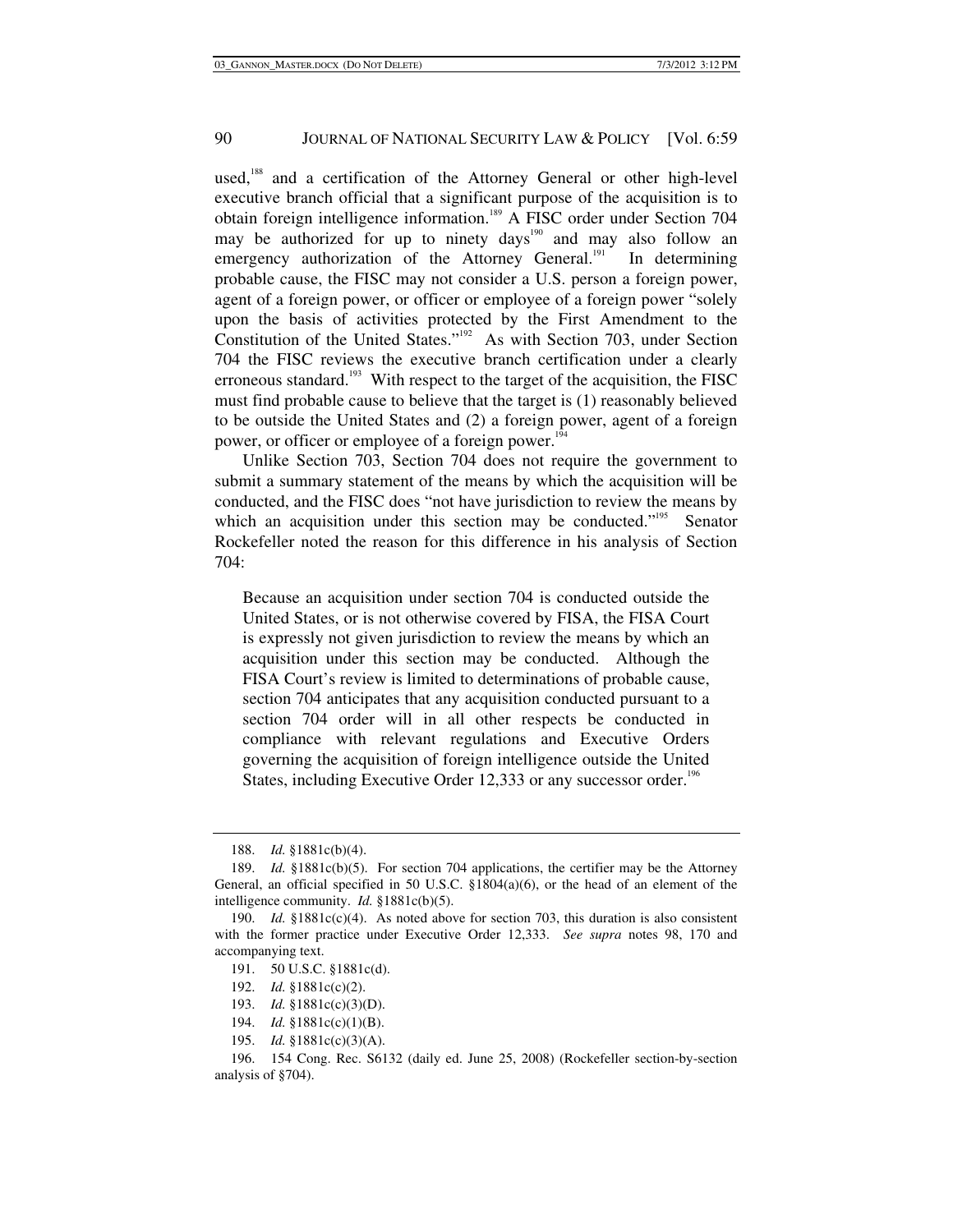used,[188] and a certification of the Attorney General or other high-level executive branch official that a significant purpose of the acquisition is to obtain foreign intelligence information.[189] A FISC order under Section 704 may be authorized for up to ninety days[190] and may also follow an emergency authorization of the Attorney General.[191] In determining probable cause, the FISC may not consider a U.S. person a foreign power, agent of a foreign power, or officer or employee of a foreign power "solely upon the basis of activities protected by the First Amendment to the Constitution of the United States."[192] As with Section 703, under Section 704 the FISC reviews the executive branch certification under a clearly erroneous standard.[193] With respect to the target of the acquisition, the FISC must find probable cause to believe that the target is (1) reasonably believed to be outside the United States and (2) a foreign power, agent of a foreign power, or officer or employee of a foreign power.[194]

Unlike Section 703, Section 704 does not require the government to submit a summary statement of the means by which the acquisition will be conducted, and the FISC does "not have jurisdiction to review the means by which an acquisition under this section may be conducted."[195] Senator Rockefeller noted the reason for this difference in his analysis of Section 704:

> Because an acquisition under section 704 is conducted outside the United States, or is not otherwise covered by FISA, the FISA Court is expressly not given jurisdiction to review the means by which an acquisition under this section may be conducted. Although the FISA Court's review is limited to determinations of probable cause, section 704 anticipates that any acquisition conducted pursuant to a section 704 order will in all other respects be conducted in compliance with relevant regulations and Executive Orders governing the acquisition of foreign intelligence outside the United States, including Executive Order 12,333 or any successor order.[196]

---

188. *Id.* §1881c(b)(4).

189. *Id.* §1881c(b)(5). For section 704 applications, the certifier may be the Attorney General, an official specified in 50 U.S.C. §1804(a)(6), or the head of an element of the intelligence community. *Id.* §1881c(b)(5).

190. *Id.* §1881c(c)(4). As noted above for section 703, this duration is also consistent with the former practice under Executive Order 12,333. *See supra* notes 98, 170 and accompanying text.

191. 50 U.S.C. §1881c(d).

192. *Id.* §1881c(c)(2).

193. *Id.* §1881c(c)(3)(D).

194. *Id.* §1881c(c)(1)(B).

195. *Id.* §1881c(c)(3)(A).

196. 154 Cong. Rec. S6132 (daily ed. June 25, 2008) (Rockefeller section-by-section analysis of §704).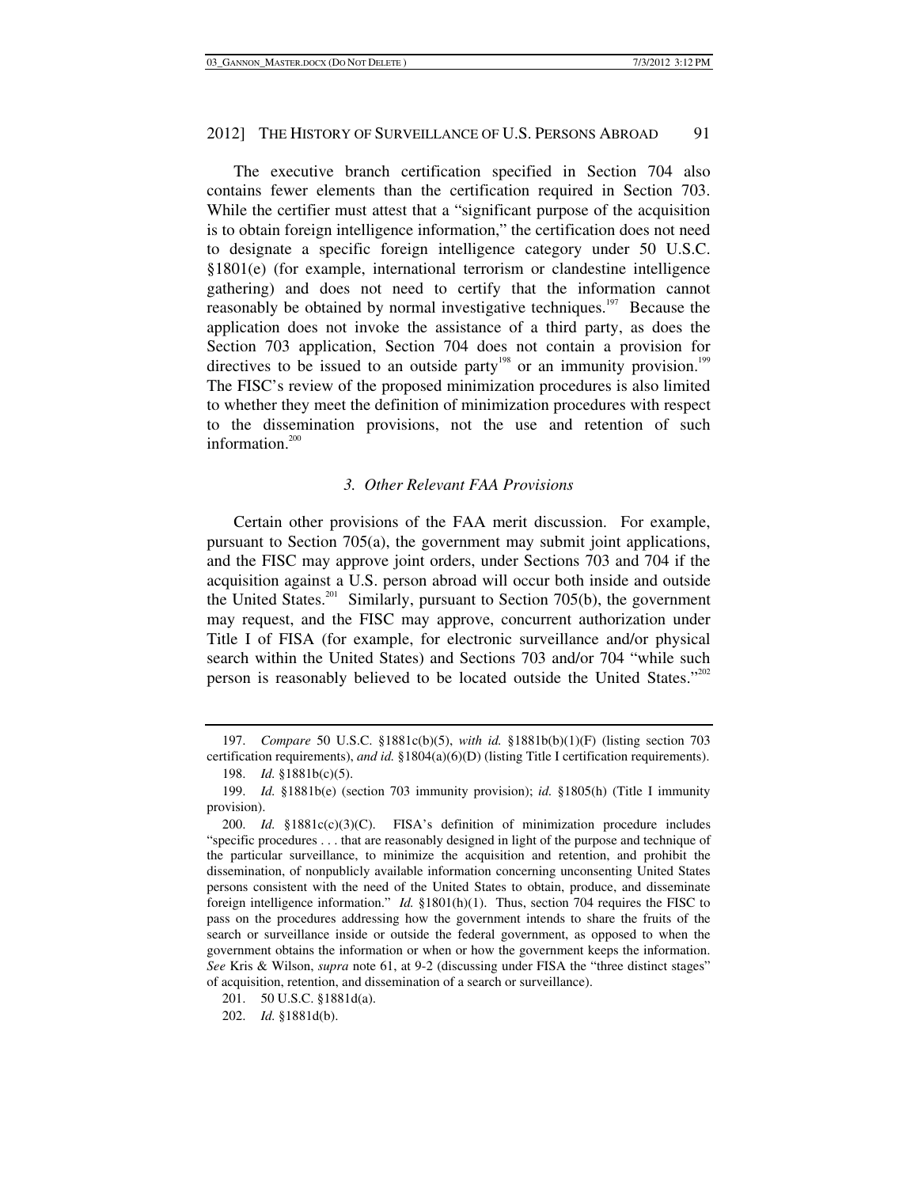The executive branch certification specified in Section 704 also contains fewer elements than the certification required in Section 703. While the certifier must attest that a "significant purpose of the acquisition is to obtain foreign intelligence information," the certification does not need to designate a specific foreign intelligence category under 50 U.S.C. §1801(e) (for example, international terrorism or clandestine intelligence gathering) and does not need to certify that the information cannot reasonably be obtained by normal investigative techniques.[197] Because the application does not invoke the assistance of a third party, as does the Section 703 application, Section 704 does not contain a provision for directives to be issued to an outside party[198] or an immunity provision.[199] The FISC's review of the proposed minimization procedures is also limited to whether they meet the definition of minimization procedures with respect to the dissemination provisions, not the use and retention of such information.[200]

### *3. Other Relevant FAA Provisions*

Certain other provisions of the FAA merit discussion. For example, pursuant to Section 705(a), the government may submit joint applications, and the FISC may approve joint orders, under Sections 703 and 704 if the acquisition against a U.S. person abroad will occur both inside and outside the United States.[201] Similarly, pursuant to Section 705(b), the government may request, and the FISC may approve, concurrent authorization under Title I of FISA (for example, for electronic surveillance and/or physical search within the United States) and Sections 703 and/or 704 "while such person is reasonably believed to be located outside the United States."[202]

---

197. *Compare* 50 U.S.C. §1881c(b)(5), *with id.* §1881b(b)(1)(F) (listing section 703 certification requirements), *and id.* §1804(a)(6)(D) (listing Title I certification requirements).

198. *Id.* §1881b(c)(5).

199. *Id.* §1881b(e) (section 703 immunity provision); *id.* §1805(h) (Title I immunity provision).

200. *Id.* §1881c(c)(3)(C). FISA's definition of minimization procedure includes "specific procedures . . . that are reasonably designed in light of the purpose and technique of the particular surveillance, to minimize the acquisition and retention, and prohibit the dissemination, of nonpublicly available information concerning unconsenting United States persons consistent with the need of the United States to obtain, produce, and disseminate foreign intelligence information." *Id.* §1801(h)(1). Thus, section 704 requires the FISC to pass on the procedures addressing how the government intends to share the fruits of the search or surveillance inside or outside the federal government, as opposed to when the government obtains the information or when or how the government keeps the information. *See* Kris & Wilson, *supra* note 61, at 9-2 (discussing under FISA the "three distinct stages" of acquisition, retention, and dissemination of a search or surveillance).

201. 50 U.S.C. §1881d(a).

202. *Id.* §1881d(b).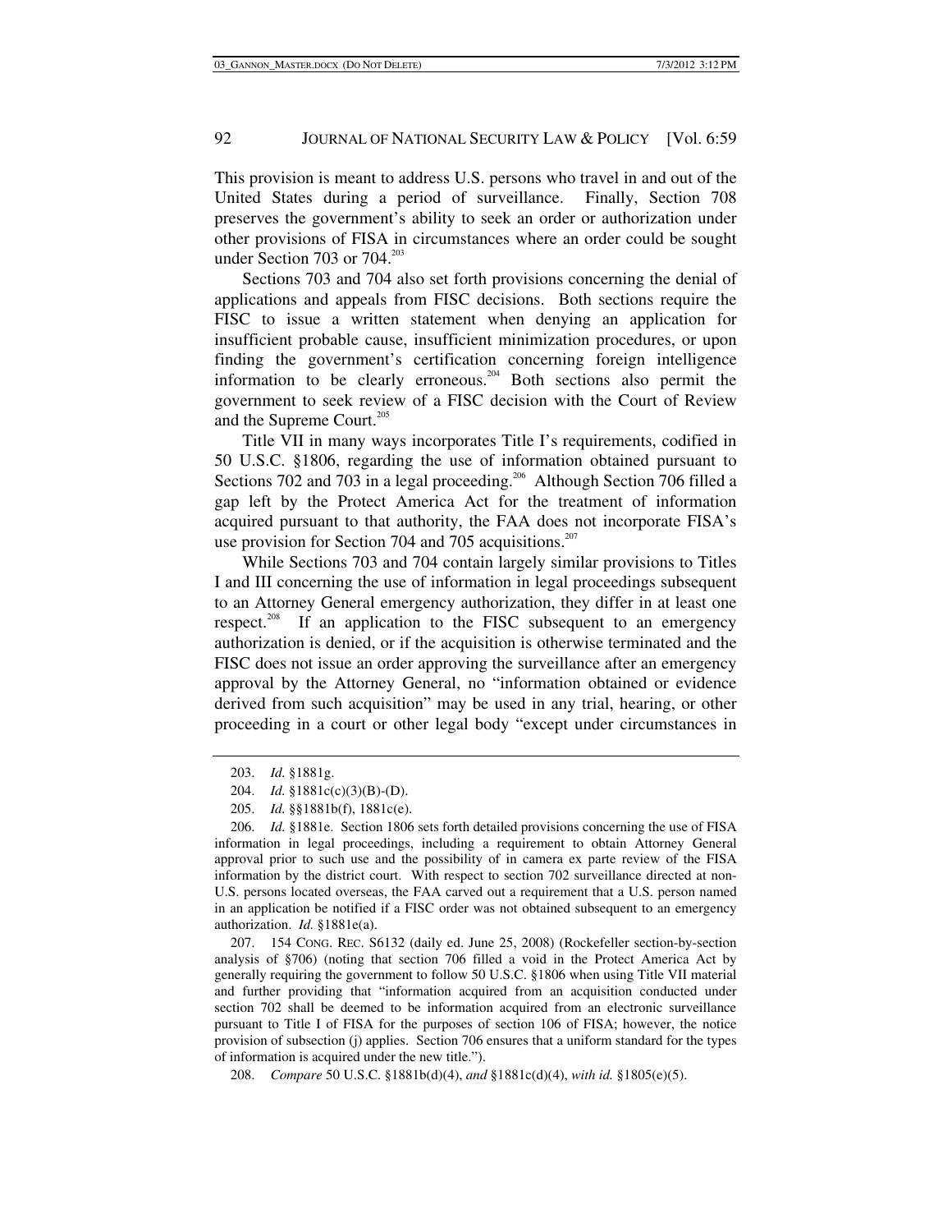This provision is meant to address U.S. persons who travel in and out of the United States during a period of surveillance. Finally, Section 708 preserves the government's ability to seek an order or authorization under other provisions of FISA in circumstances where an order could be sought under Section 703 or 704.[203]

Sections 703 and 704 also set forth provisions concerning the denial of applications and appeals from FISC decisions. Both sections require the FISC to issue a written statement when denying an application for insufficient probable cause, insufficient minimization procedures, or upon finding the government's certification concerning foreign intelligence information to be clearly erroneous.[204] Both sections also permit the government to seek review of a FISC decision with the Court of Review and the Supreme Court.[205]

Title VII in many ways incorporates Title I's requirements, codified in 50 U.S.C. §1806, regarding the use of information obtained pursuant to Sections 702 and 703 in a legal proceeding.[206] Although Section 706 filled a gap left by the Protect America Act for the treatment of information acquired pursuant to that authority, the FAA does not incorporate FISA's use provision for Section 704 and 705 acquisitions.[207]

While Sections 703 and 704 contain largely similar provisions to Titles I and III concerning the use of information in legal proceedings subsequent to an Attorney General emergency authorization, they differ in at least one respect.[208] If an application to the FISC subsequent to an emergency authorization is denied, or if the acquisition is otherwise terminated and the FISC does not issue an order approving the surveillance after an emergency approval by the Attorney General, no "information obtained or evidence derived from such acquisition" may be used in any trial, hearing, or other proceeding in a court or other legal body "except under circumstances in

---

203. *Id.* §1881g.

204. *Id.* §1881c(c)(3)(B)-(D).

205. *Id.* §§1881b(f), 1881c(e).

206. *Id.* §1881e. Section 1806 sets forth detailed provisions concerning the use of FISA information in legal proceedings, including a requirement to obtain Attorney General approval prior to such use and the possibility of in camera ex parte review of the FISA information by the district court. With respect to section 702 surveillance directed at non-U.S. persons located overseas, the FAA carved out a requirement that a U.S. person named in an application be notified if a FISC order was not obtained subsequent to an emergency authorization. *Id.* §1881e(a).

207. 154 CONG. REC. S6132 (daily ed. June 25, 2008) (Rockefeller section-by-section analysis of §706) (noting that section 706 filled a void in the Protect America Act by generally requiring the government to follow 50 U.S.C. §1806 when using Title VII material and further providing that "information acquired from an acquisition conducted under section 702 shall be deemed to be information acquired from an electronic surveillance pursuant to Title I of FISA for the purposes of section 106 of FISA; however, the notice provision of subsection (j) applies. Section 706 ensures that a uniform standard for the types of information is acquired under the new title.").

208. *Compare* 50 U.S.C. §1881b(d)(4), *and* §1881c(d)(4), *with id.* §1805(e)(5).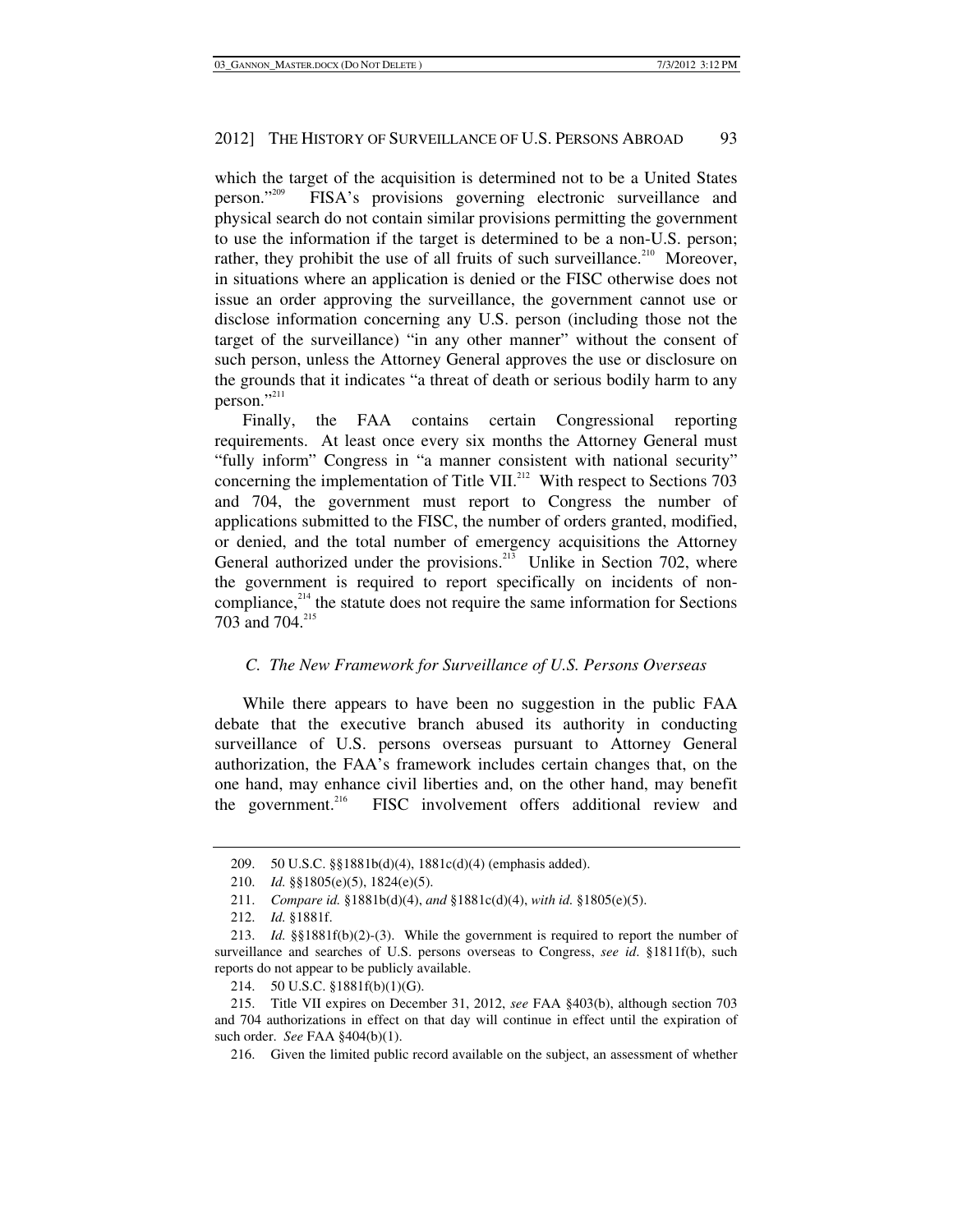which the target of the acquisition is determined not to be a United States person."[209] FISA's provisions governing electronic surveillance and physical search do not contain similar provisions permitting the government to use the information if the target is determined to be a non-U.S. person; rather, they prohibit the use of all fruits of such surveillance.[210] Moreover, in situations where an application is denied or the FISC otherwise does not issue an order approving the surveillance, the government cannot use or disclose information concerning any U.S. person (including those not the target of the surveillance) "in any other manner" without the consent of such person, unless the Attorney General approves the use or disclosure on the grounds that it indicates "a threat of death or serious bodily harm to any person."[211]

Finally, the FAA contains certain Congressional reporting requirements. At least once every six months the Attorney General must "fully inform" Congress in "a manner consistent with national security" concerning the implementation of Title VII.[212] With respect to Sections 703 and 704, the government must report to Congress the number of applications submitted to the FISC, the number of orders granted, modified, or denied, and the total number of emergency acquisitions the Attorney General authorized under the provisions.[213] Unlike in Section 702, where the government is required to report specifically on incidents of non-compliance,[214] the statute does not require the same information for Sections 703 and 704.[215]

### *C. The New Framework for Surveillance of U.S. Persons Overseas*

While there appears to have been no suggestion in the public FAA debate that the executive branch abused its authority in conducting surveillance of U.S. persons overseas pursuant to Attorney General authorization, the FAA's framework includes certain changes that, on the one hand, may enhance civil liberties and, on the other hand, may benefit the government.[216] FISC involvement offers additional review and

---

209. 50 U.S.C. §§1881b(d)(4), 1881c(d)(4) (emphasis added).

210. *Id.* §§1805(e)(5), 1824(e)(5).

211. *Compare id.* §1881b(d)(4), *and* §1881c(d)(4), *with id.* §1805(e)(5).

212. *Id.* §1881f.

213. *Id.* §§1881f(b)(2)-(3). While the government is required to report the number of surveillance and searches of U.S. persons overseas to Congress, *see id*. §1811f(b), such reports do not appear to be publicly available.

214. 50 U.S.C. §1881f(b)(1)(G).

215. Title VII expires on December 31, 2012, *see* FAA §403(b), although section 703 and 704 authorizations in effect on that day will continue in effect until the expiration of such order. *See* FAA §404(b)(1).

216. Given the limited public record available on the subject, an assessment of whether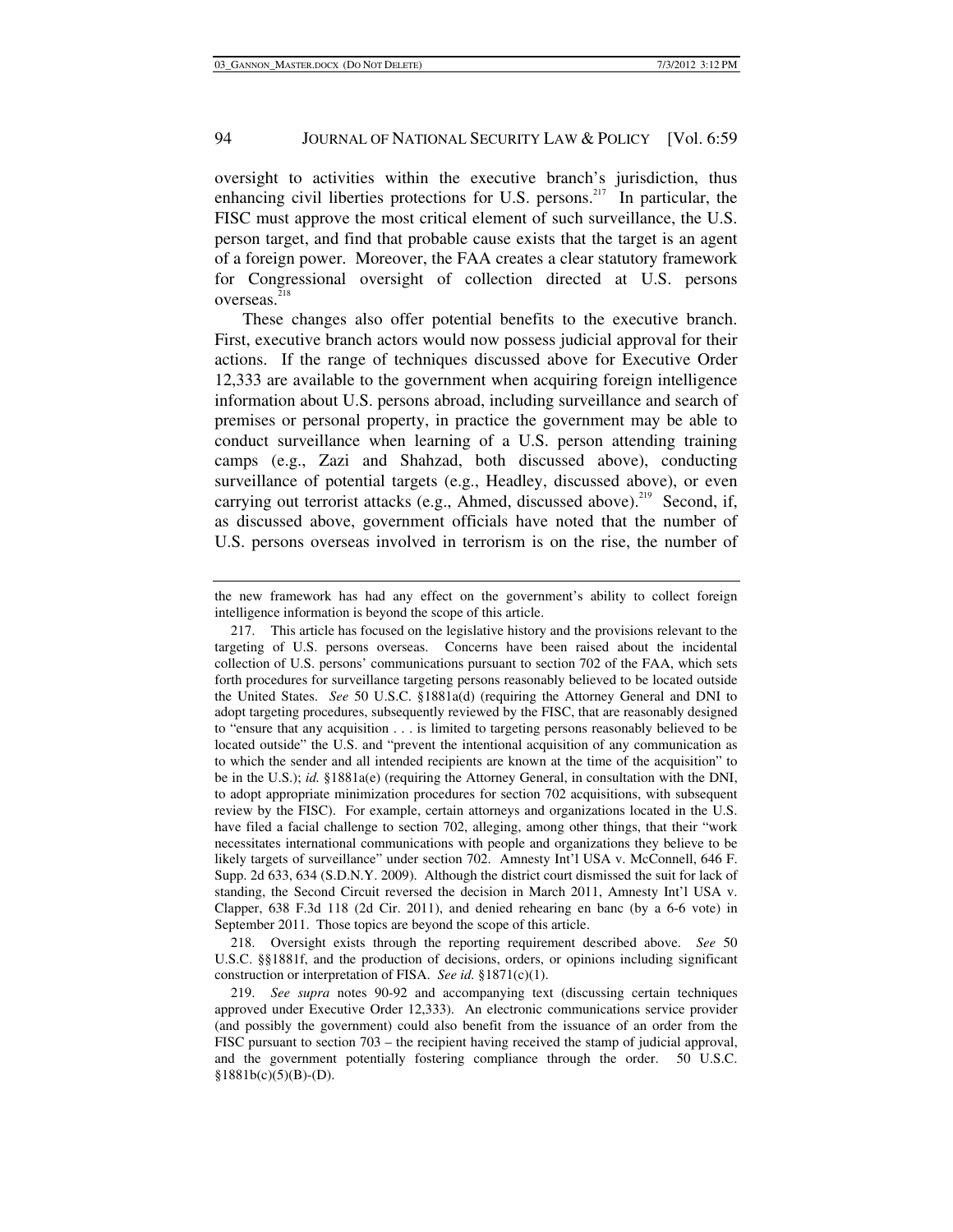oversight to activities within the executive branch's jurisdiction, thus enhancing civil liberties protections for U.S. persons.[217] In particular, the FISC must approve the most critical element of such surveillance, the U.S. person target, and find that probable cause exists that the target is an agent of a foreign power. Moreover, the FAA creates a clear statutory framework for Congressional oversight of collection directed at U.S. persons overseas.[218]

These changes also offer potential benefits to the executive branch. First, executive branch actors would now possess judicial approval for their actions. If the range of techniques discussed above for Executive Order 12,333 are available to the government when acquiring foreign intelligence information about U.S. persons abroad, including surveillance and search of premises or personal property, in practice the government may be able to conduct surveillance when learning of a U.S. person attending training camps (e.g., Zazi and Shahzad, both discussed above), conducting surveillance of potential targets (e.g., Headley, discussed above), or even carrying out terrorist attacks (e.g., Ahmed, discussed above).[219] Second, if, as discussed above, government officials have noted that the number of U.S. persons overseas involved in terrorism is on the rise, the number of

---

the new framework has had any effect on the government's ability to collect foreign intelligence information is beyond the scope of this article.

217. This article has focused on the legislative history and the provisions relevant to the targeting of U.S. persons overseas. Concerns have been raised about the incidental collection of U.S. persons' communications pursuant to section 702 of the FAA, which sets forth procedures for surveillance targeting persons reasonably believed to be located outside the United States. *See* 50 U.S.C. §1881a(d) (requiring the Attorney General and DNI to adopt targeting procedures, subsequently reviewed by the FISC, that are reasonably designed to "ensure that any acquisition . . . is limited to targeting persons reasonably believed to be located outside" the U.S. and "prevent the intentional acquisition of any communication as to which the sender and all intended recipients are known at the time of the acquisition" to be in the U.S.); *id.* §1881a(e) (requiring the Attorney General, in consultation with the DNI, to adopt appropriate minimization procedures for section 702 acquisitions, with subsequent review by the FISC). For example, certain attorneys and organizations located in the U.S. have filed a facial challenge to section 702, alleging, among other things, that their "work necessitates international communications with people and organizations they believe to be likely targets of surveillance" under section 702. Amnesty Int'l USA v. McConnell, 646 F. Supp. 2d 633, 634 (S.D.N.Y. 2009). Although the district court dismissed the suit for lack of standing, the Second Circuit reversed the decision in March 2011, Amnesty Int'l USA v. Clapper, 638 F.3d 118 (2d Cir. 2011), and denied rehearing en banc (by a 6-6 vote) in September 2011. Those topics are beyond the scope of this article.

218. Oversight exists through the reporting requirement described above. *See* 50 U.S.C. §§1881f, and the production of decisions, orders, or opinions including significant construction or interpretation of FISA. *See id.* §1871(c)(1).

219. *See supra* notes 90-92 and accompanying text (discussing certain techniques approved under Executive Order 12,333). An electronic communications service provider (and possibly the government) could also benefit from the issuance of an order from the FISC pursuant to section 703 – the recipient having received the stamp of judicial approval, and the government potentially fostering compliance through the order. 50 U.S.C. §1881b(c)(5)(B)-(D).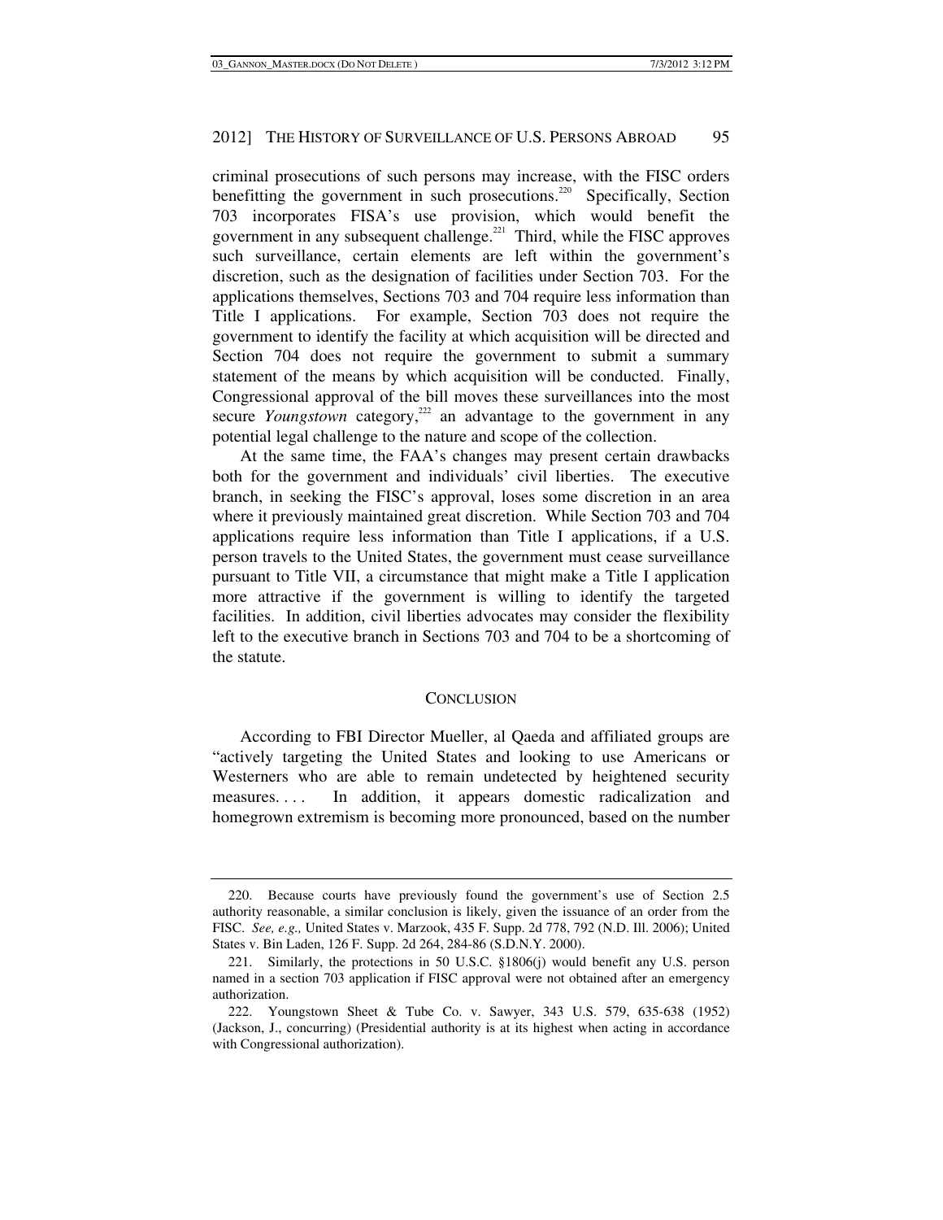criminal prosecutions of such persons may increase, with the FISC orders benefitting the government in such prosecutions.[220] Specifically, Section 703 incorporates FISA's use provision, which would benefit the government in any subsequent challenge.[221] Third, while the FISC approves such surveillance, certain elements are left within the government's discretion, such as the designation of facilities under Section 703. For the applications themselves, Sections 703 and 704 require less information than Title I applications. For example, Section 703 does not require the government to identify the facility at which acquisition will be directed and Section 704 does not require the government to submit a summary statement of the means by which acquisition will be conducted. Finally, Congressional approval of the bill moves these surveillances into the most secure *Youngstown* category,[222] an advantage to the government in any potential legal challenge to the nature and scope of the collection.

At the same time, the FAA's changes may present certain drawbacks both for the government and individuals' civil liberties. The executive branch, in seeking the FISC's approval, loses some discretion in an area where it previously maintained great discretion. While Section 703 and 704 applications require less information than Title I applications, if a U.S. person travels to the United States, the government must cease surveillance pursuant to Title VII, a circumstance that might make a Title I application more attractive if the government is willing to identify the targeted facilities. In addition, civil liberties advocates may consider the flexibility left to the executive branch in Sections 703 and 704 to be a shortcoming of the statute.

## CONCLUSION

According to FBI Director Mueller, al Qaeda and affiliated groups are "actively targeting the United States and looking to use Americans or Westerners who are able to remain undetected by heightened security measures. . . . In addition, it appears domestic radicalization and homegrown extremism is becoming more pronounced, based on the number

---

220. Because courts have previously found the government's use of Section 2.5 authority reasonable, a similar conclusion is likely, given the issuance of an order from the FISC. *See, e.g.,* United States v. Marzook, 435 F. Supp. 2d 778, 792 (N.D. Ill. 2006); United States v. Bin Laden, 126 F. Supp. 2d 264, 284-86 (S.D.N.Y. 2000).

221. Similarly, the protections in 50 U.S.C. §1806(j) would benefit any U.S. person named in a section 703 application if FISC approval were not obtained after an emergency authorization.

222. Youngstown Sheet & Tube Co. v. Sawyer, 343 U.S. 579, 635-638 (1952) (Jackson, J., concurring) (Presidential authority is at its highest when acting in accordance with Congressional authorization).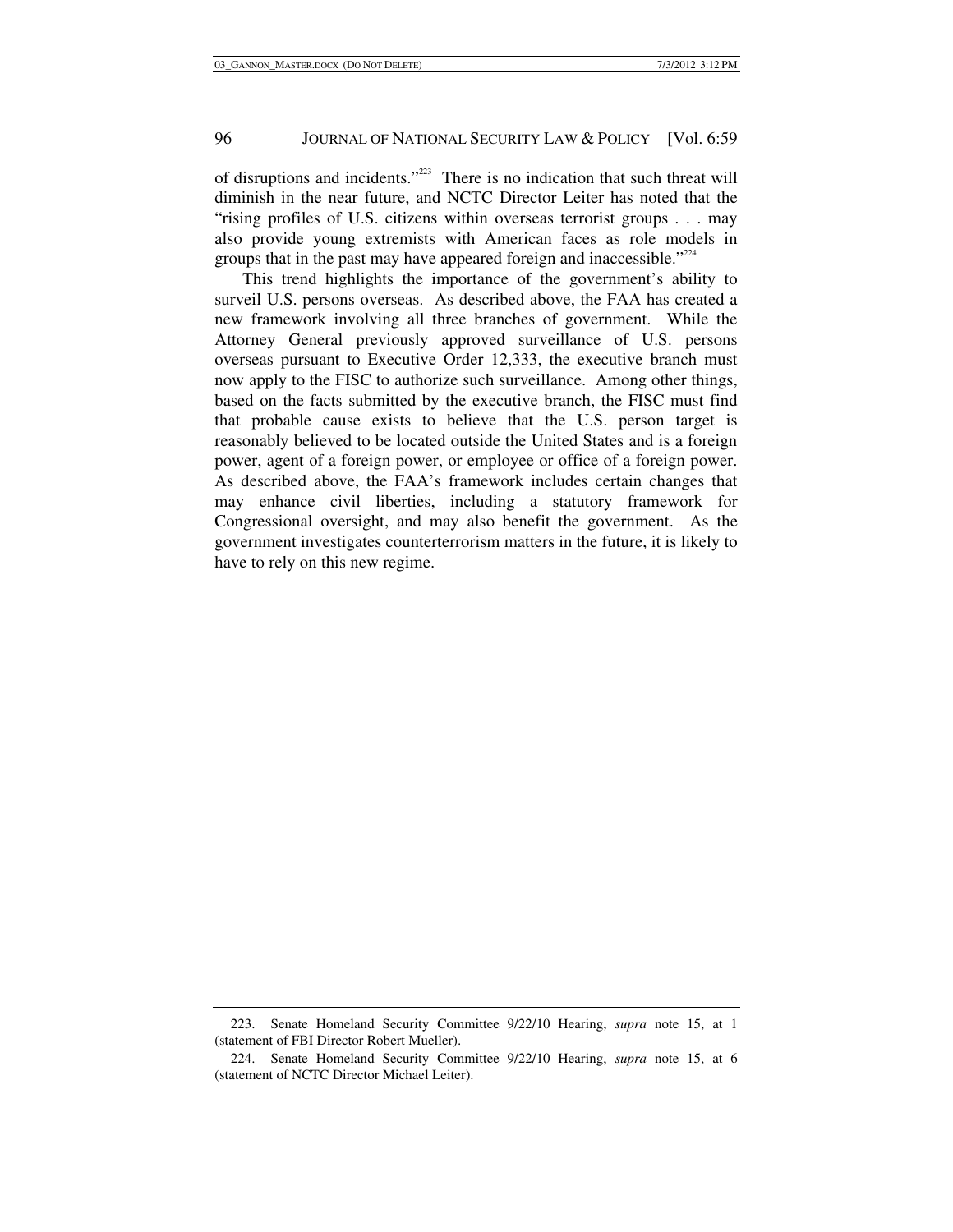of disruptions and incidents."[223] There is no indication that such threat will diminish in the near future, and NCTC Director Leiter has noted that the "rising profiles of U.S. citizens within overseas terrorist groups . . . may also provide young extremists with American faces as role models in groups that in the past may have appeared foreign and inaccessible."[224]

This trend highlights the importance of the government's ability to surveil U.S. persons overseas. As described above, the FAA has created a new framework involving all three branches of government. While the Attorney General previously approved surveillance of U.S. persons overseas pursuant to Executive Order 12,333, the executive branch must now apply to the FISC to authorize such surveillance. Among other things, based on the facts submitted by the executive branch, the FISC must find that probable cause exists to believe that the U.S. person target is reasonably believed to be located outside the United States and is a foreign power, agent of a foreign power, or employee or office of a foreign power. As described above, the FAA's framework includes certain changes that may enhance civil liberties, including a statutory framework for Congressional oversight, and may also benefit the government. As the government investigates counterterrorism matters in the future, it is likely to have to rely on this new regime.

---

223. Senate Homeland Security Committee 9/22/10 Hearing, *supra* note 15, at 1 (statement of FBI Director Robert Mueller).

224. Senate Homeland Security Committee 9/22/10 Hearing, *supra* note 15, at 6 (statement of NCTC Director Michael Leiter).